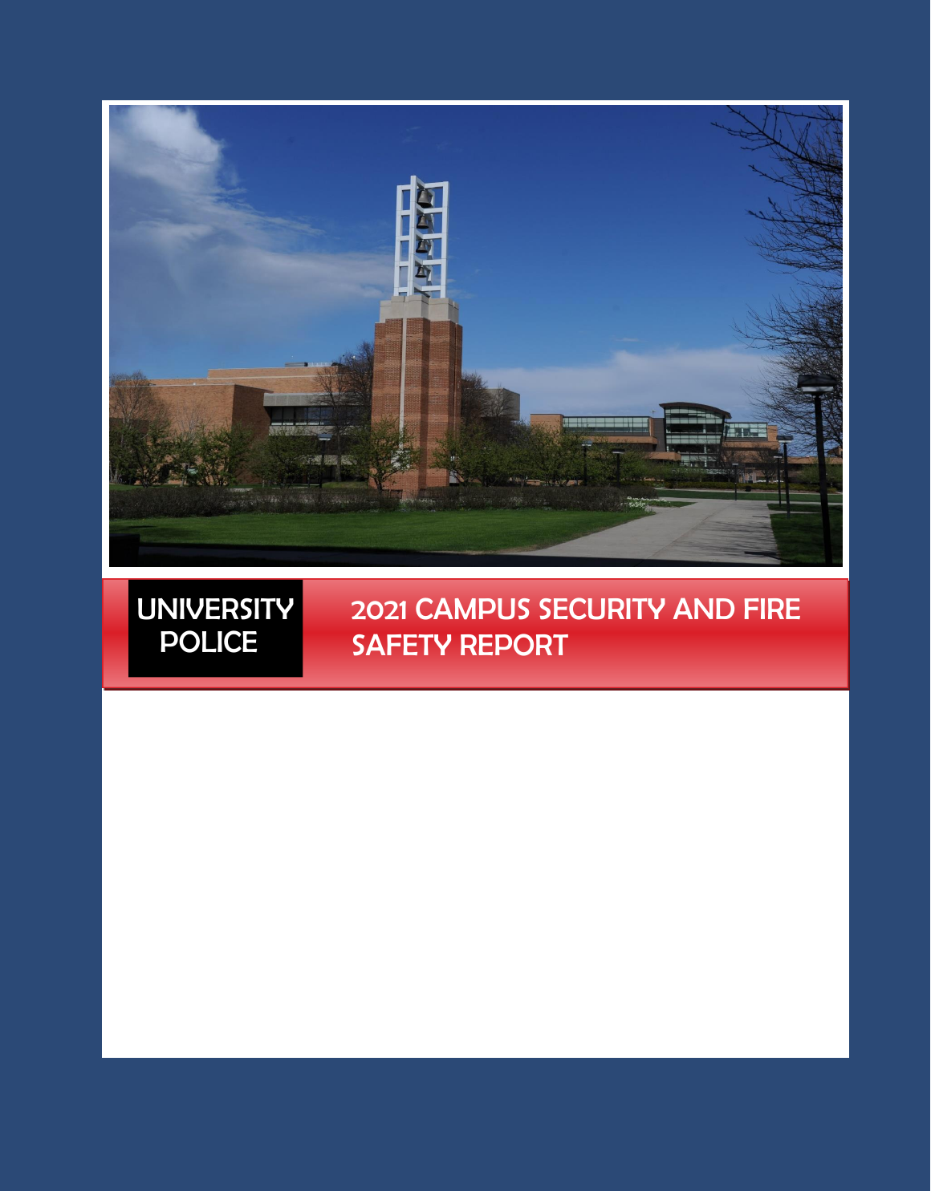UNIVERSITY POLICE

# 2021 CAMPUS SECURITY AND FIRE SAFETY REPORT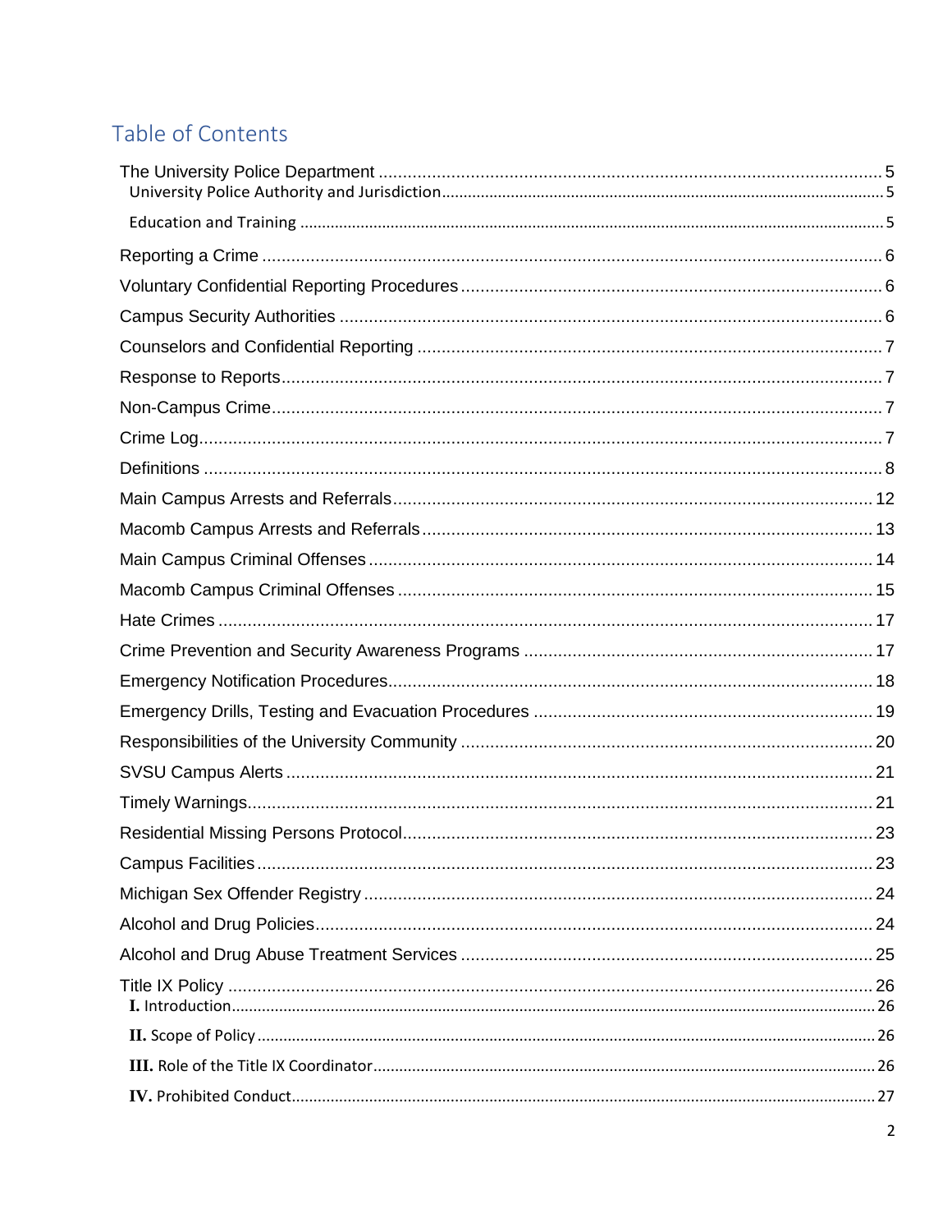# Table of Contents

The University Police Department ........................................................................................................ 5

- University Police Authority and Jurisdiction ........................................................................................ 5
- Education and Training ........................................................................................................................ 5

Reporting a Crime ................................................................................................................................ 6

Voluntary Confidential Reporting Procedures ...................................................................................... 6

Campus Security Authorities ................................................................................................................ 6

Counselors and Confidential Reporting ................................................................................................ 7

Response to Reports ............................................................................................................................ 7

Non-Campus Crime .............................................................................................................................. 7

Crime Log ............................................................................................................................................. 7

Definitions ............................................................................................................................................ 8

Main Campus Arrests and Referrals ................................................................................................... 12

Macomb Campus Arrests and Referrals .............................................................................................. 13

Main Campus Criminal Offenses ......................................................................................................... 14

Macomb Campus Criminal Offenses ................................................................................................... 15

Hate Crimes ........................................................................................................................................ 17

Crime Prevention and Security Awareness Programs ......................................................................... 17

Emergency Notification Procedures .................................................................................................... 18

Emergency Drills, Testing and Evacuation Procedures ....................................................................... 19

Responsibilities of the University Community ..................................................................................... 20

SVSU Campus Alerts ........................................................................................................................... 21

Timely Warnings .................................................................................................................................. 21

Residential Missing Persons Protocol .................................................................................................. 23

Campus Facilities ................................................................................................................................ 23

Michigan Sex Offender Registry .......................................................................................................... 24

Alcohol and Drug Policies .................................................................................................................... 24

Alcohol and Drug Abuse Treatment Services ...................................................................................... 25

Title IX Policy ...................................................................................................................................... 26

- **I.** Introduction ................................................................................................................................ 26
- **II.** Scope of Policy .......................................................................................................................... 26
- **III.** Role of the Title IX Coordinator ............................................................................................... 26
- **IV.** Prohibited Conduct .................................................................................................................. 27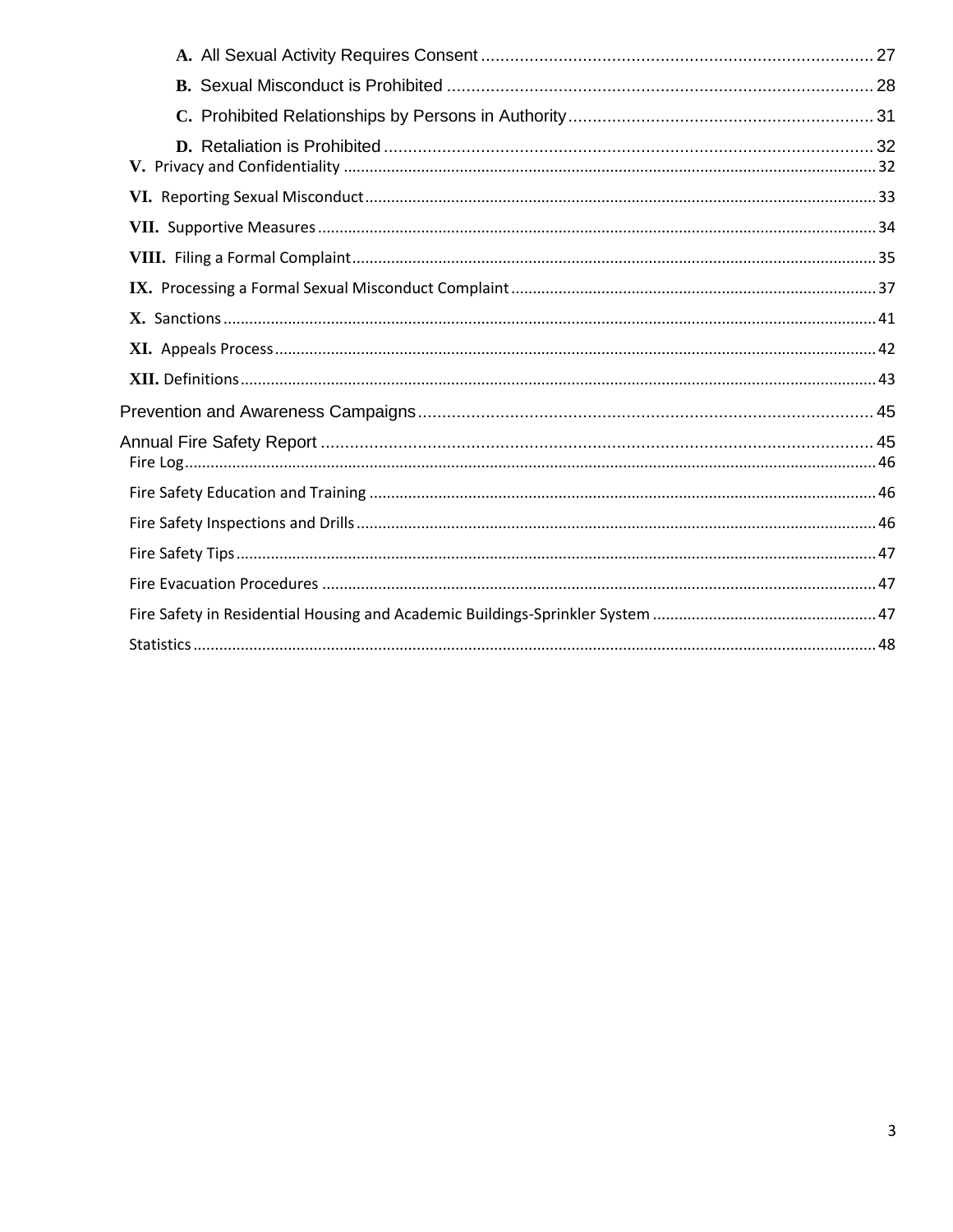A. All Sexual Activity Requires Consent ................................................................................ 27

B. Sexual Misconduct is Prohibited ........................................................................................ 28

C. Prohibited Relationships by Persons in Authority.............................................................. 31

D. Retaliation is Prohibited ..................................................................................................... 32

V. Privacy and Confidentiality ......................................................................................................... 32

VI. Reporting Sexual Misconduct ..................................................................................................... 33

VII. Supportive Measures ................................................................................................................. 34

VIII. Filing a Formal Complaint ......................................................................................................... 35

IX. Processing a Formal Sexual Misconduct Complaint .................................................................... 37

X. Sanctions ...................................................................................................................................... 41

XI. Appeals Process .......................................................................................................................... 42

XII. Definitions .................................................................................................................................. 43

Prevention and Awareness Campaigns .............................................................................................. 45

Annual Fire Safety Report .................................................................................................................. 45

Fire Log ................................................................................................................................................ 46

Fire Safety Education and Training ..................................................................................................... 46

Fire Safety Inspections and Drills ........................................................................................................ 46

Fire Safety Tips .................................................................................................................................... 47

Fire Evacuation Procedures ................................................................................................................ 47

Fire Safety in Residential Housing and Academic Buildings-Sprinkler System .................................... 47

Statistics .............................................................................................................................................. 48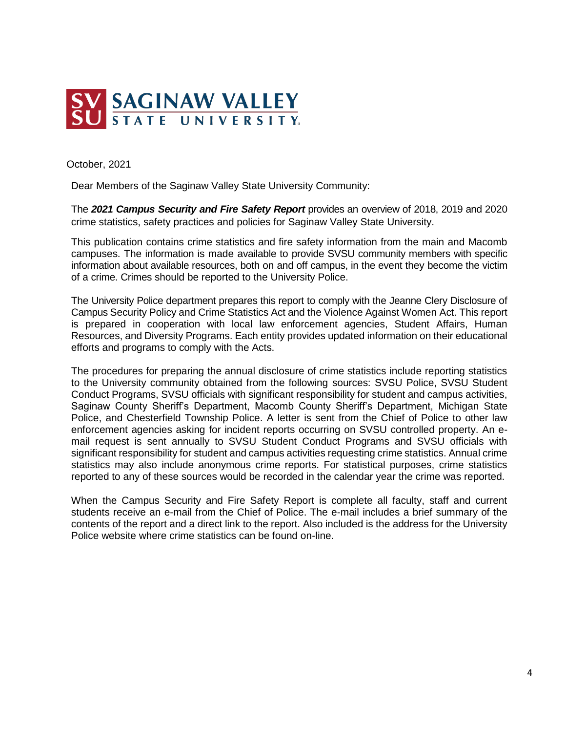SAGINAW VALLEY STATE UNIVERSITY

October, 2021

Dear Members of the Saginaw Valley State University Community:

The ***2021 Campus Security and Fire Safety Report*** provides an overview of 2018, 2019 and 2020 crime statistics, safety practices and policies for Saginaw Valley State University.

This publication contains crime statistics and fire safety information from the main and Macomb campuses. The information is made available to provide SVSU community members with specific information about available resources, both on and off campus, in the event they become the victim of a crime. Crimes should be reported to the University Police.

The University Police department prepares this report to comply with the Jeanne Clery Disclosure of Campus Security Policy and Crime Statistics Act and the Violence Against Women Act. This report is prepared in cooperation with local law enforcement agencies, Student Affairs, Human Resources, and Diversity Programs. Each entity provides updated information on their educational efforts and programs to comply with the Acts.

The procedures for preparing the annual disclosure of crime statistics include reporting statistics to the University community obtained from the following sources: SVSU Police, SVSU Student Conduct Programs, SVSU officials with significant responsibility for student and campus activities, Saginaw County Sheriff's Department, Macomb County Sheriff's Department, Michigan State Police, and Chesterfield Township Police. A letter is sent from the Chief of Police to other law enforcement agencies asking for incident reports occurring on SVSU controlled property. An e-mail request is sent annually to SVSU Student Conduct Programs and SVSU officials with significant responsibility for student and campus activities requesting crime statistics. Annual crime statistics may also include anonymous crime reports. For statistical purposes, crime statistics reported to any of these sources would be recorded in the calendar year the crime was reported.

When the Campus Security and Fire Safety Report is complete all faculty, staff and current students receive an e-mail from the Chief of Police. The e-mail includes a brief summary of the contents of the report and a direct link to the report. Also included is the address for the University Police website where crime statistics can be found on-line.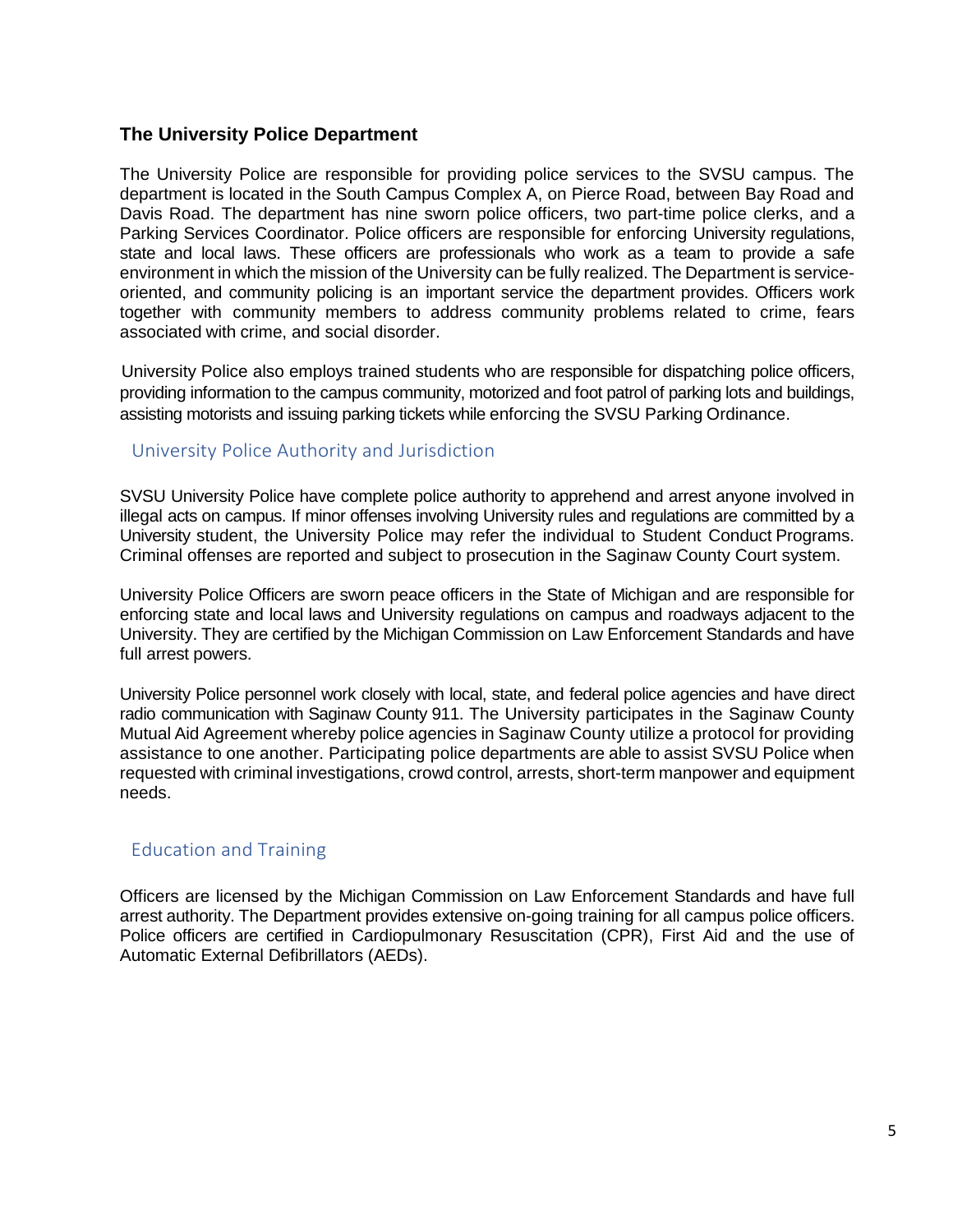## The University Police Department

The University Police are responsible for providing police services to the SVSU campus. The department is located in the South Campus Complex A, on Pierce Road, between Bay Road and Davis Road. The department has nine sworn police officers, two part-time police clerks, and a Parking Services Coordinator. Police officers are responsible for enforcing University regulations, state and local laws. These officers are professionals who work as a team to provide a safe environment in which the mission of the University can be fully realized. The Department is service-oriented, and community policing is an important service the department provides. Officers work together with community members to address community problems related to crime, fears associated with crime, and social disorder.

University Police also employs trained students who are responsible for dispatching police officers, providing information to the campus community, motorized and foot patrol of parking lots and buildings, assisting motorists and issuing parking tickets while enforcing the SVSU Parking Ordinance.

### University Police Authority and Jurisdiction

SVSU University Police have complete police authority to apprehend and arrest anyone involved in illegal acts on campus. If minor offenses involving University rules and regulations are committed by a University student, the University Police may refer the individual to Student Conduct Programs. Criminal offenses are reported and subject to prosecution in the Saginaw County Court system.

University Police Officers are sworn peace officers in the State of Michigan and are responsible for enforcing state and local laws and University regulations on campus and roadways adjacent to the University. They are certified by the Michigan Commission on Law Enforcement Standards and have full arrest powers.

University Police personnel work closely with local, state, and federal police agencies and have direct radio communication with Saginaw County 911. The University participates in the Saginaw County Mutual Aid Agreement whereby police agencies in Saginaw County utilize a protocol for providing assistance to one another. Participating police departments are able to assist SVSU Police when requested with criminal investigations, crowd control, arrests, short-term manpower and equipment needs.

### Education and Training

Officers are licensed by the Michigan Commission on Law Enforcement Standards and have full arrest authority. The Department provides extensive on-going training for all campus police officers. Police officers are certified in Cardiopulmonary Resuscitation (CPR), First Aid and the use of Automatic External Defibrillators (AEDs).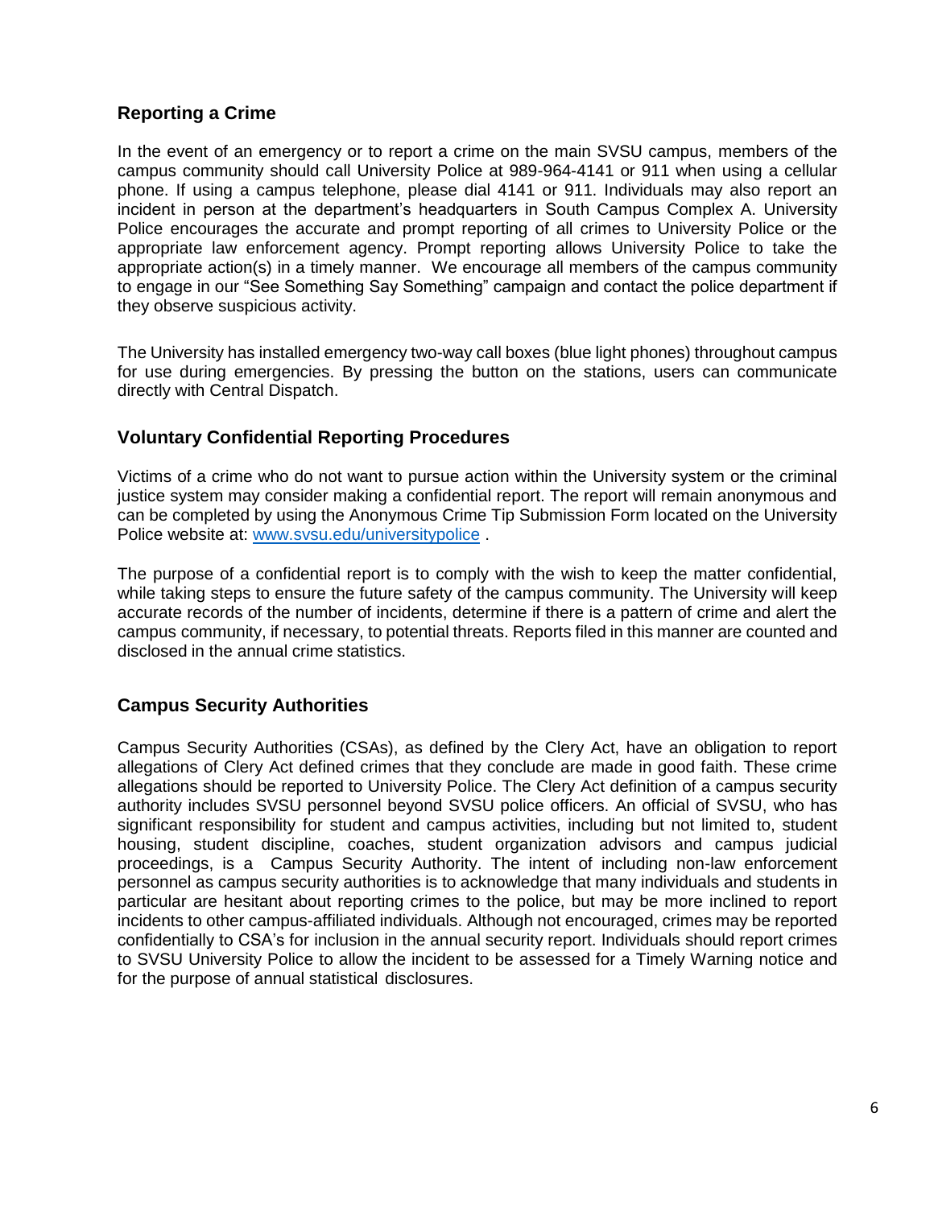## Reporting a Crime

In the event of an emergency or to report a crime on the main SVSU campus, members of the campus community should call University Police at 989-964-4141 or 911 when using a cellular phone. If using a campus telephone, please dial 4141 or 911. Individuals may also report an incident in person at the department's headquarters in South Campus Complex A. University Police encourages the accurate and prompt reporting of all crimes to University Police or the appropriate law enforcement agency. Prompt reporting allows University Police to take the appropriate action(s) in a timely manner. We encourage all members of the campus community to engage in our "See Something Say Something" campaign and contact the police department if they observe suspicious activity.

The University has installed emergency two-way call boxes (blue light phones) throughout campus for use during emergencies. By pressing the button on the stations, users can communicate directly with Central Dispatch.

## Voluntary Confidential Reporting Procedures

Victims of a crime who do not want to pursue action within the University system or the criminal justice system may consider making a confidential report. The report will remain anonymous and can be completed by using the Anonymous Crime Tip Submission Form located on the University Police website at: [www.svsu.edu/universitypolice](http://www.svsu.edu/universitypolice) .

The purpose of a confidential report is to comply with the wish to keep the matter confidential, while taking steps to ensure the future safety of the campus community. The University will keep accurate records of the number of incidents, determine if there is a pattern of crime and alert the campus community, if necessary, to potential threats. Reports filed in this manner are counted and disclosed in the annual crime statistics.

## Campus Security Authorities

Campus Security Authorities (CSAs), as defined by the Clery Act, have an obligation to report allegations of Clery Act defined crimes that they conclude are made in good faith. These crime allegations should be reported to University Police. The Clery Act definition of a campus security authority includes SVSU personnel beyond SVSU police officers. An official of SVSU, who has significant responsibility for student and campus activities, including but not limited to, student housing, student discipline, coaches, student organization advisors and campus judicial proceedings, is a Campus Security Authority. The intent of including non-law enforcement personnel as campus security authorities is to acknowledge that many individuals and students in particular are hesitant about reporting crimes to the police, but may be more inclined to report incidents to other campus-affiliated individuals. Although not encouraged, crimes may be reported confidentially to CSA's for inclusion in the annual security report. Individuals should report crimes to SVSU University Police to allow the incident to be assessed for a Timely Warning notice and for the purpose of annual statistical disclosures.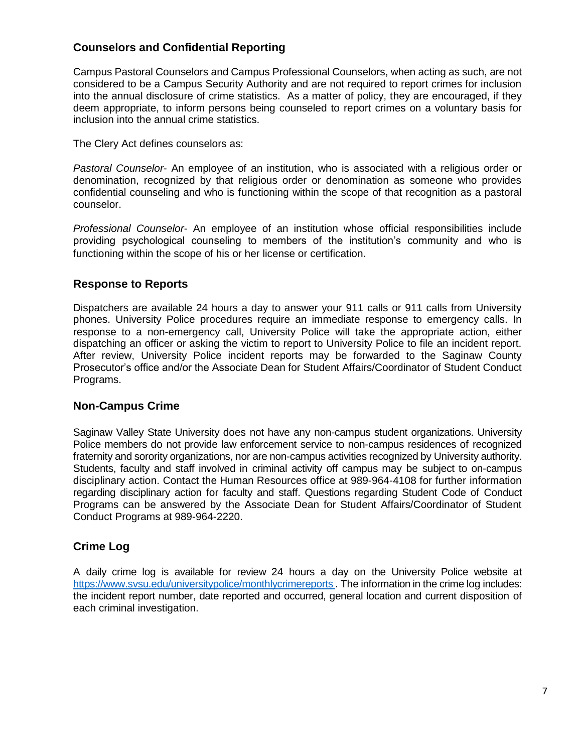## Counselors and Confidential Reporting

Campus Pastoral Counselors and Campus Professional Counselors, when acting as such, are not considered to be a Campus Security Authority and are not required to report crimes for inclusion into the annual disclosure of crime statistics. As a matter of policy, they are encouraged, if they deem appropriate, to inform persons being counseled to report crimes on a voluntary basis for inclusion into the annual crime statistics.

The Clery Act defines counselors as:

*Pastoral Counselor*- An employee of an institution, who is associated with a religious order or denomination, recognized by that religious order or denomination as someone who provides confidential counseling and who is functioning within the scope of that recognition as a pastoral counselor.

*Professional Counselor*- An employee of an institution whose official responsibilities include providing psychological counseling to members of the institution's community and who is functioning within the scope of his or her license or certification.

## Response to Reports

Dispatchers are available 24 hours a day to answer your 911 calls or 911 calls from University phones. University Police procedures require an immediate response to emergency calls. In response to a non-emergency call, University Police will take the appropriate action, either dispatching an officer or asking the victim to report to University Police to file an incident report. After review, University Police incident reports may be forwarded to the Saginaw County Prosecutor's office and/or the Associate Dean for Student Affairs/Coordinator of Student Conduct Programs.

## Non-Campus Crime

Saginaw Valley State University does not have any non-campus student organizations. University Police members do not provide law enforcement service to non-campus residences of recognized fraternity and sorority organizations, nor are non-campus activities recognized by University authority. Students, faculty and staff involved in criminal activity off campus may be subject to on-campus disciplinary action. Contact the Human Resources office at 989-964-4108 for further information regarding disciplinary action for faculty and staff. Questions regarding Student Code of Conduct Programs can be answered by the Associate Dean for Student Affairs/Coordinator of Student Conduct Programs at 989-964-2220.

## Crime Log

A daily crime log is available for review 24 hours a day on the University Police website at https://www.svsu.edu/universitypolice/monthlycrimereports. The information in the crime log includes: the incident report number, date reported and occurred, general location and current disposition of each criminal investigation.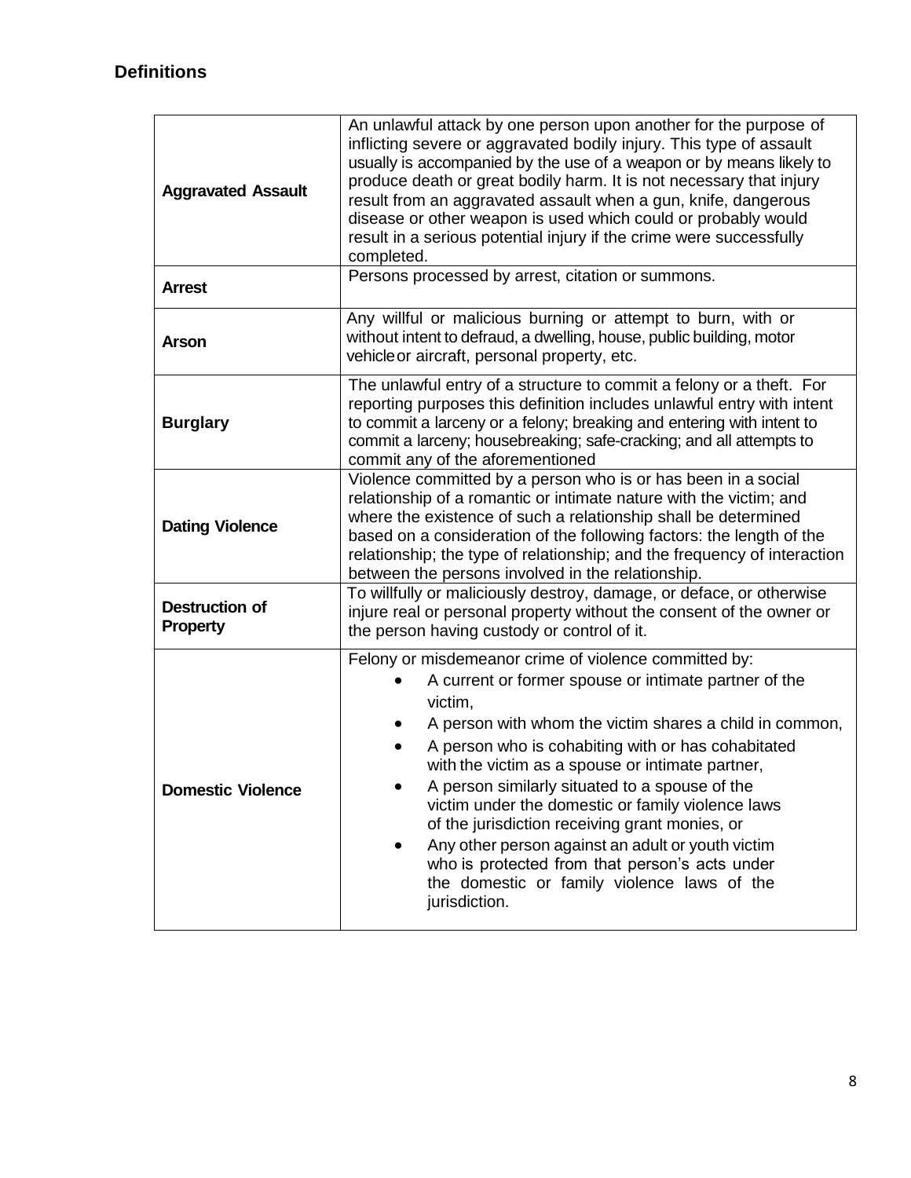## Definitions

| | |
|---|---|
| **Aggravated Assault** | An unlawful attack by one person upon another for the purpose of inflicting severe or aggravated bodily injury. This type of assault usually is accompanied by the use of a weapon or by means likely to produce death or great bodily harm. It is not necessary that injury result from an aggravated assault when a gun, knife, dangerous disease or other weapon is used which could or probably would result in a serious potential injury if the crime were successfully completed. |
| **Arrest** | Persons processed by arrest, citation or summons. |
| **Arson** | Any willful or malicious burning or attempt to burn, with or without intent to defraud, a dwelling, house, public building, motor vehicle or aircraft, personal property, etc. |
| **Burglary** | The unlawful entry of a structure to commit a felony or a theft. For reporting purposes this definition includes unlawful entry with intent to commit a larceny or a felony; breaking and entering with intent to commit a larceny; housebreaking; safe-cracking; and all attempts to commit any of the aforementioned |
| **Dating Violence** | Violence committed by a person who is or has been in a social relationship of a romantic or intimate nature with the victim; and where the existence of such a relationship shall be determined based on a consideration of the following factors: the length of the relationship; the type of relationship; and the frequency of interaction between the persons involved in the relationship. |
| **Destruction of Property** | To willfully or maliciously destroy, damage, or deface, or otherwise injure real or personal property without the consent of the owner or the person having custody or control of it. |
| **Domestic Violence** | Felony or misdemeanor crime of violence committed by: <br>• A current or former spouse or intimate partner of the victim, <br>• A person with whom the victim shares a child in common, <br>• A person who is cohabiting with or has cohabitated with the victim as a spouse or intimate partner, <br>• A person similarly situated to a spouse of the victim under the domestic or family violence laws of the jurisdiction receiving grant monies, or <br>• Any other person against an adult or youth victim who is protected from that person's acts under the domestic or family violence laws of the jurisdiction. |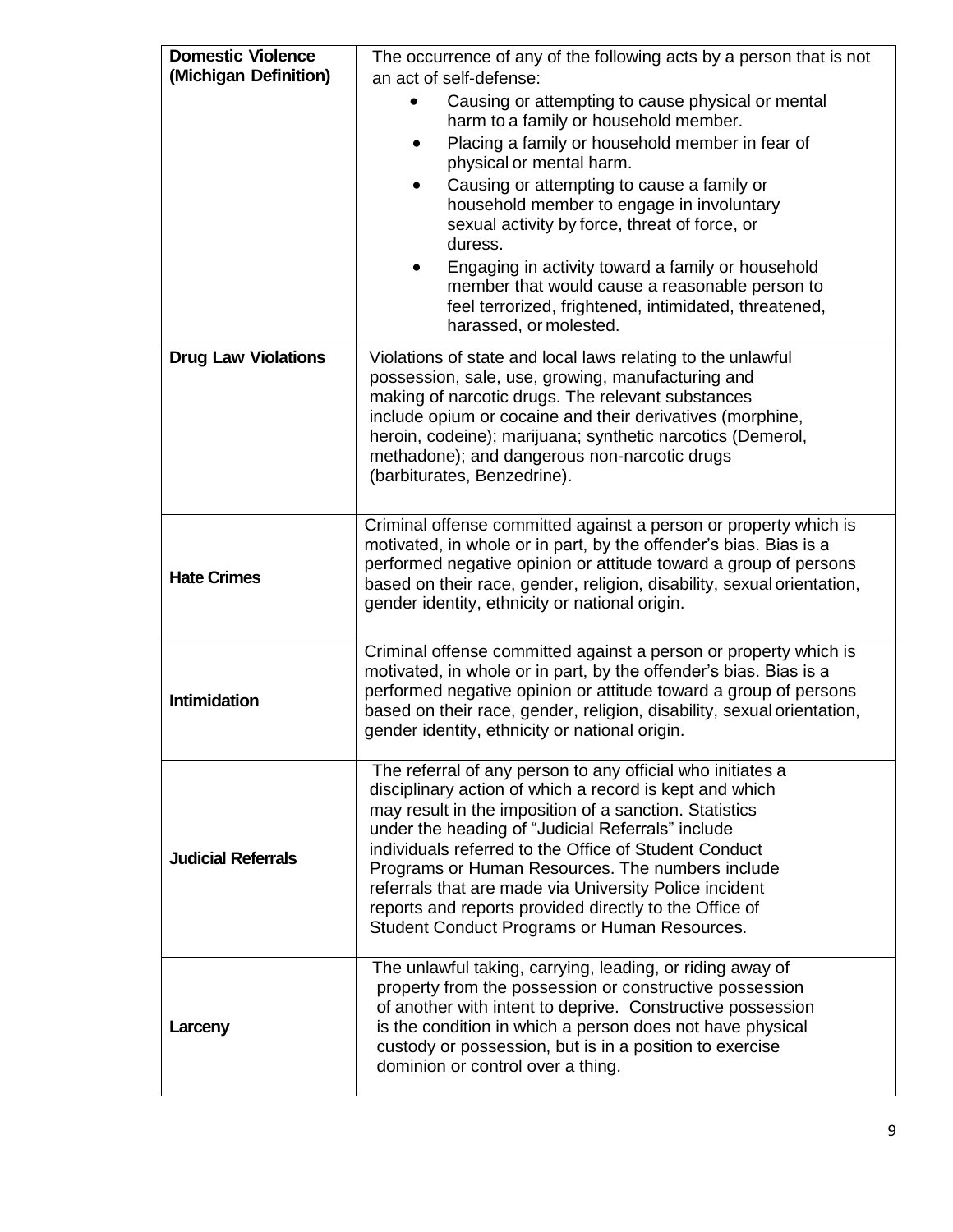| | |
|---|---|
| **Domestic Violence (Michigan Definition)** | The occurrence of any of the following acts by a person that is not an act of self-defense:<br>• Causing or attempting to cause physical or mental harm to a family or household member.<br>• Placing a family or household member in fear of physical or mental harm.<br>• Causing or attempting to cause a family or household member to engage in involuntary sexual activity by force, threat of force, or duress.<br>• Engaging in activity toward a family or household member that would cause a reasonable person to feel terrorized, frightened, intimidated, threatened, harassed, or molested. |
| **Drug Law Violations** | Violations of state and local laws relating to the unlawful possession, sale, use, growing, manufacturing and making of narcotic drugs. The relevant substances include opium or cocaine and their derivatives (morphine, heroin, codeine); marijuana; synthetic narcotics (Demerol, methadone); and dangerous non-narcotic drugs (barbiturates, Benzedrine). |
| **Hate Crimes** | Criminal offense committed against a person or property which is motivated, in whole or in part, by the offender's bias. Bias is a performed negative opinion or attitude toward a group of persons based on their race, gender, religion, disability, sexual orientation, gender identity, ethnicity or national origin. |
| **Intimidation** | Criminal offense committed against a person or property which is motivated, in whole or in part, by the offender's bias. Bias is a performed negative opinion or attitude toward a group of persons based on their race, gender, religion, disability, sexual orientation, gender identity, ethnicity or national origin. |
| **Judicial Referrals** | The referral of any person to any official who initiates a disciplinary action of which a record is kept and which may result in the imposition of a sanction. Statistics under the heading of "Judicial Referrals" include individuals referred to the Office of Student Conduct Programs or Human Resources. The numbers include referrals that are made via University Police incident reports and reports provided directly to the Office of Student Conduct Programs or Human Resources. |
| **Larceny** | The unlawful taking, carrying, leading, or riding away of property from the possession or constructive possession of another with intent to deprive. Constructive possession is the condition in which a person does not have physical custody or possession, but is in a position to exercise dominion or control over a thing. |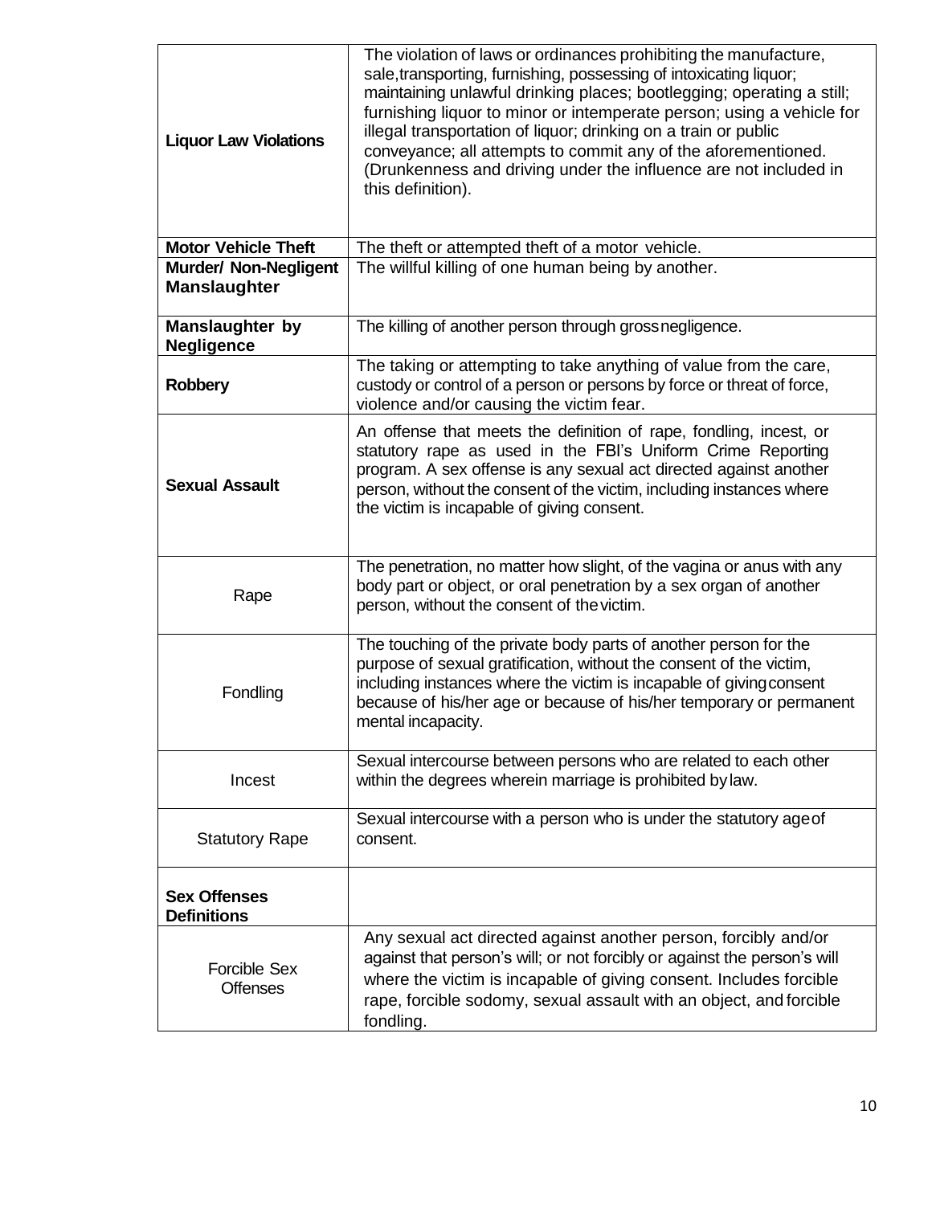| **Liquor Law Violations** | The violation of laws or ordinances prohibiting the manufacture, sale,transporting, furnishing, possessing of intoxicating liquor; maintaining unlawful drinking places; bootlegging; operating a still; furnishing liquor to minor or intemperate person; using a vehicle for illegal transportation of liquor; drinking on a train or public conveyance; all attempts to commit any of the aforementioned. (Drunkenness and driving under the influence are not included in this definition). |
|---|---|
| **Motor Vehicle Theft** | The theft or attempted theft of a motor vehicle. |
| **Murder/ Non-Negligent Manslaughter** | The willful killing of one human being by another. |
| **Manslaughter by Negligence** | The killing of another person through grossnegligence. |
| **Robbery** | The taking or attempting to take anything of value from the care, custody or control of a person or persons by force or threat of force, violence and/or causing the victim fear. |
| **Sexual Assault** | An offense that meets the definition of rape, fondling, incest, or statutory rape as used in the FBI's Uniform Crime Reporting program. A sex offense is any sexual act directed against another person, without the consent of the victim, including instances where the victim is incapable of giving consent. |
| Rape | The penetration, no matter how slight, of the vagina or anus with any body part or object, or oral penetration by a sex organ of another person, without the consent of thevictim. |
| Fondling | The touching of the private body parts of another person for the purpose of sexual gratification, without the consent of the victim, including instances where the victim is incapable of givingconsent because of his/her age or because of his/her temporary or permanent mental incapacity. |
| Incest | Sexual intercourse between persons who are related to each other within the degrees wherein marriage is prohibited bylaw. |
| Statutory Rape | Sexual intercourse with a person who is under the statutory ageof consent. |
| **Sex Offenses Definitions** | |
| Forcible Sex Offenses | Any sexual act directed against another person, forcibly and/or against that person's will; or not forcibly or against the person's will where the victim is incapable of giving consent. Includes forcible rape, forcible sodomy, sexual assault with an object, and forcible fondling. |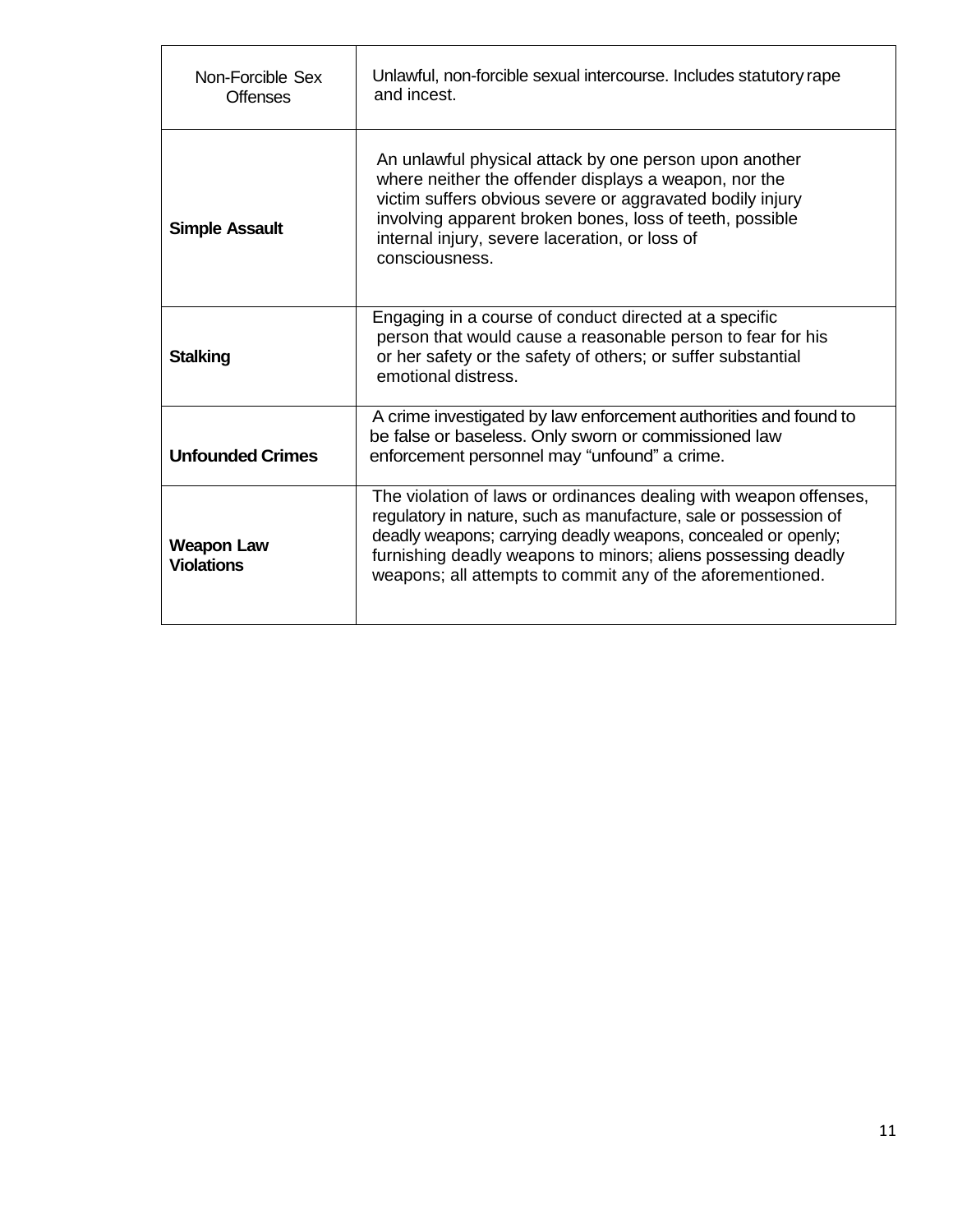| Non-Forcible Sex Offenses | Unlawful, non-forcible sexual intercourse. Includes statutory rape and incest. |
|---|---|
| **Simple Assault** | An unlawful physical attack by one person upon another where neither the offender displays a weapon, nor the victim suffers obvious severe or aggravated bodily injury involving apparent broken bones, loss of teeth, possible internal injury, severe laceration, or loss of consciousness. |
| **Stalking** | Engaging in a course of conduct directed at a specific person that would cause a reasonable person to fear for his or her safety or the safety of others; or suffer substantial emotional distress. |
| **Unfounded Crimes** | A crime investigated by law enforcement authorities and found to be false or baseless. Only sworn or commissioned law enforcement personnel may "unfound" a crime. |
| **Weapon Law Violations** | The violation of laws or ordinances dealing with weapon offenses, regulatory in nature, such as manufacture, sale or possession of deadly weapons; carrying deadly weapons, concealed or openly; furnishing deadly weapons to minors; aliens possessing deadly weapons; all attempts to commit any of the aforementioned. |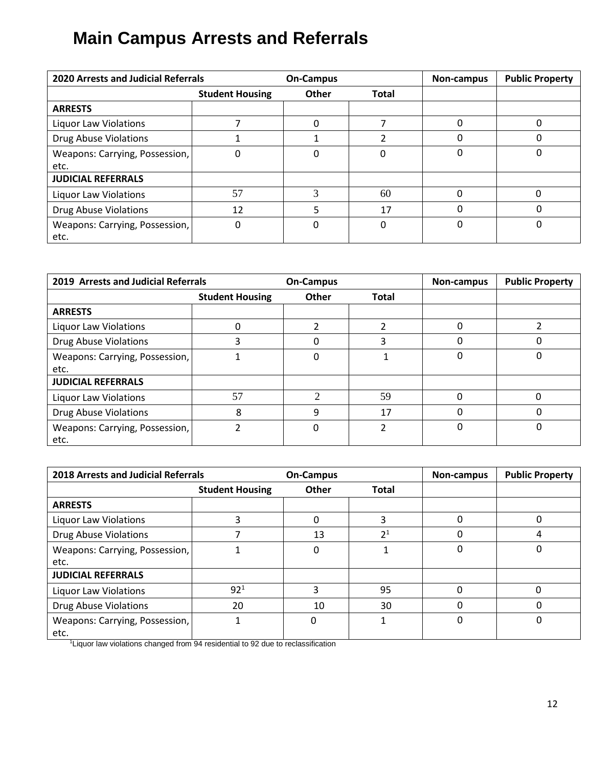# Main Campus Arrests and Referrals

| 2020 Arrests and Judicial Referrals | On-Campus | | | Non-campus | Public Property |
|---|---|---|---|---|---|
| | Student Housing | Other | Total | | |
| **ARRESTS** | | | | | |
| Liquor Law Violations | 7 | 0 | 7 | 0 | 0 |
| Drug Abuse Violations | 1 | 1 | 2 | 0 | 0 |
| Weapons: Carrying, Possession, etc. | 0 | 0 | 0 | 0 | 0 |
| **JUDICIAL REFERRALS** | | | | | |
| Liquor Law Violations | 57 | 3 | 60 | 0 | 0 |
| Drug Abuse Violations | 12 | 5 | 17 | 0 | 0 |
| Weapons: Carrying, Possession, etc. | 0 | 0 | 0 | 0 | 0 |

| 2019 Arrests and Judicial Referrals | On-Campus | | | Non-campus | Public Property |
|---|---|---|---|---|---|
| | Student Housing | Other | Total | | |
| **ARRESTS** | | | | | |
| Liquor Law Violations | 0 | 2 | 2 | 0 | 2 |
| Drug Abuse Violations | 3 | 0 | 3 | 0 | 0 |
| Weapons: Carrying, Possession, etc. | 1 | 0 | 1 | 0 | 0 |
| **JUDICIAL REFERRALS** | | | | | |
| Liquor Law Violations | 57 | 2 | 59 | 0 | 0 |
| Drug Abuse Violations | 8 | 9 | 17 | 0 | 0 |
| Weapons: Carrying, Possession, etc. | 2 | 0 | 2 | 0 | 0 |

| 2018 Arrests and Judicial Referrals | On-Campus | | | Non-campus | Public Property |
|---|---|---|---|---|---|
| | Student Housing | Other | Total | | |
| **ARRESTS** | | | | | |
| Liquor Law Violations | 3 | 0 | 3 | 0 | 0 |
| Drug Abuse Violations | 7 | 13 | 2[1] | 0 | 4 |
| Weapons: Carrying, Possession, etc. | 1 | 0 | 1 | 0 | 0 |
| **JUDICIAL REFERRALS** | | | | | |
| Liquor Law Violations | 92[1] | 3 | 95 | 0 | 0 |
| Drug Abuse Violations | 20 | 10 | 30 | 0 | 0 |
| Weapons: Carrying, Possession, etc. | 1 | 0 | 1 | 0 | 0 |

[1]Liquor law violations changed from 94 residential to 92 due to reclassification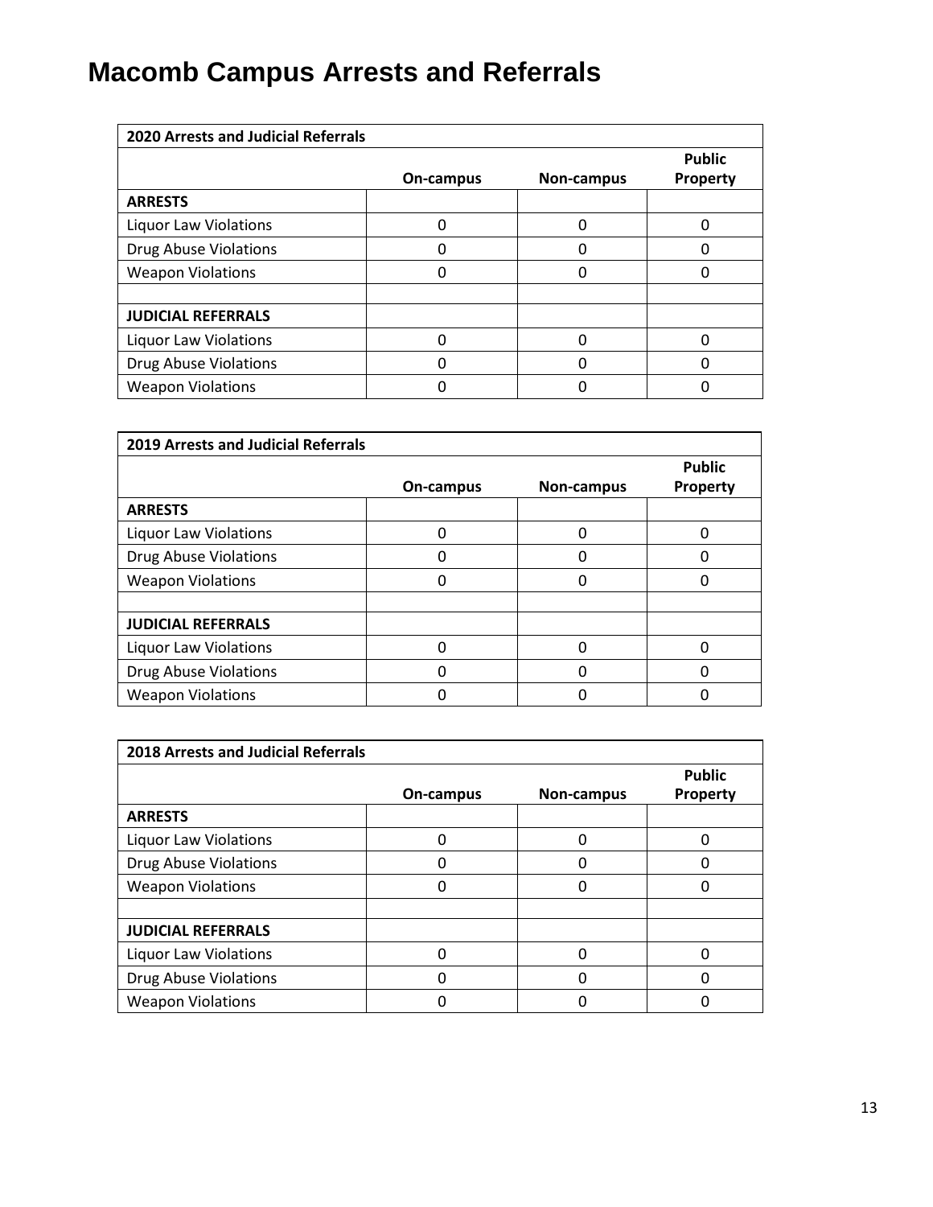# Macomb Campus Arrests and Referrals

| 2020 Arrests and Judicial Referrals | | | |
|---|---|---|---|
| | On-campus | Non-campus | Public Property |
| **ARRESTS** | | | |
| Liquor Law Violations | 0 | 0 | 0 |
| Drug Abuse Violations | 0 | 0 | 0 |
| Weapon Violations | 0 | 0 | 0 |
| | | | |
| **JUDICIAL REFERRALS** | | | |
| Liquor Law Violations | 0 | 0 | 0 |
| Drug Abuse Violations | 0 | 0 | 0 |
| Weapon Violations | 0 | 0 | 0 |

| 2019 Arrests and Judicial Referrals | | | |
|---|---|---|---|
| | On-campus | Non-campus | Public Property |
| **ARRESTS** | | | |
| Liquor Law Violations | 0 | 0 | 0 |
| Drug Abuse Violations | 0 | 0 | 0 |
| Weapon Violations | 0 | 0 | 0 |
| | | | |
| **JUDICIAL REFERRALS** | | | |
| Liquor Law Violations | 0 | 0 | 0 |
| Drug Abuse Violations | 0 | 0 | 0 |
| Weapon Violations | 0 | 0 | 0 |

| 2018 Arrests and Judicial Referrals | | | |
|---|---|---|---|
| | On-campus | Non-campus | Public Property |
| **ARRESTS** | | | |
| Liquor Law Violations | 0 | 0 | 0 |
| Drug Abuse Violations | 0 | 0 | 0 |
| Weapon Violations | 0 | 0 | 0 |
| | | | |
| **JUDICIAL REFERRALS** | | | |
| Liquor Law Violations | 0 | 0 | 0 |
| Drug Abuse Violations | 0 | 0 | 0 |
| Weapon Violations | 0 | 0 | 0 |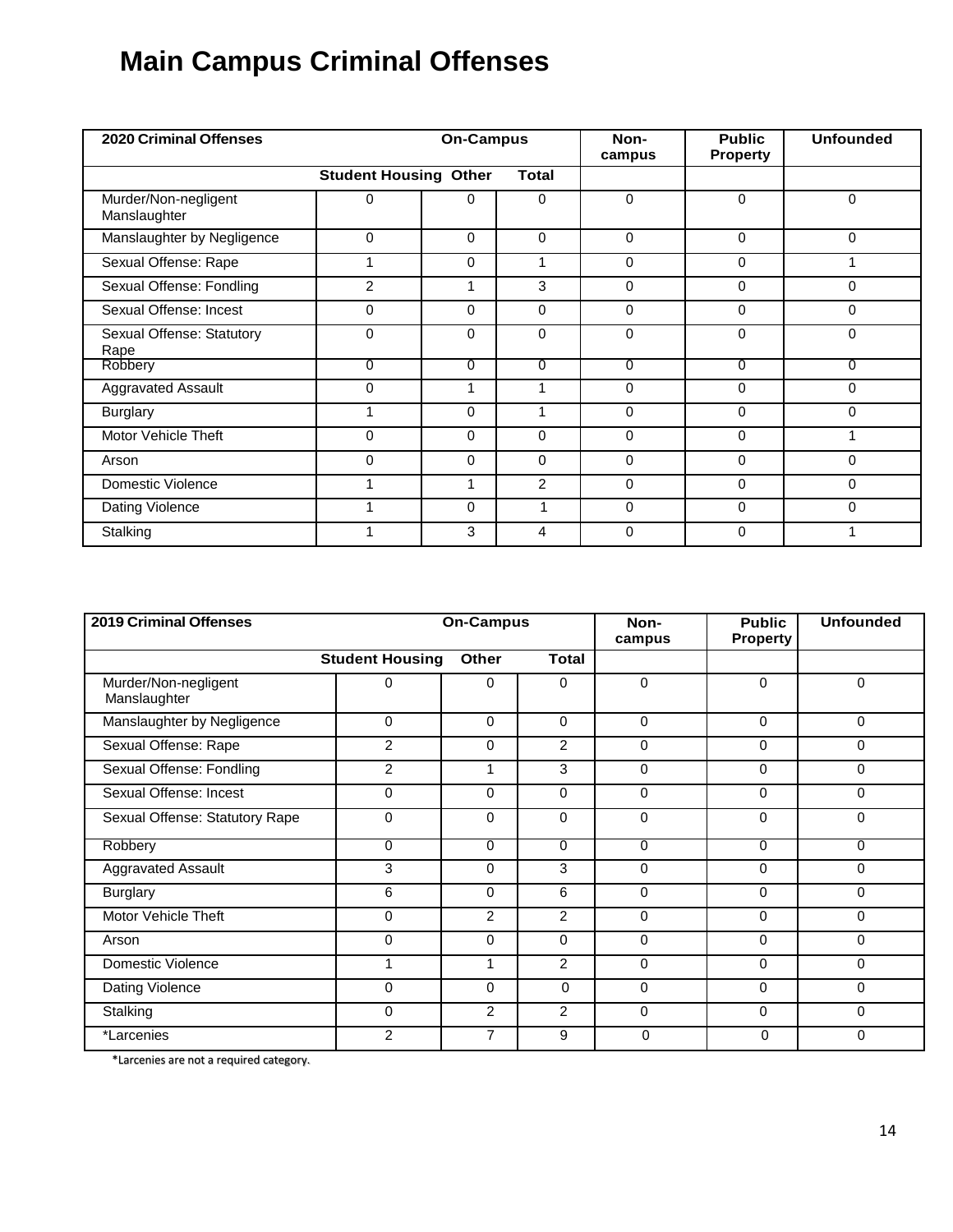# Main Campus Criminal Offenses

| 2020 Criminal Offenses | On-Campus | | | Non-campus | Public Property | Unfounded |
|---|---|---|---|---|---|---|
| | Student Housing | Other | Total | | | |
| Murder/Non-negligent Manslaughter | 0 | 0 | 0 | 0 | 0 | 0 |
| Manslaughter by Negligence | 0 | 0 | 0 | 0 | 0 | 0 |
| Sexual Offense: Rape | 1 | 0 | 1 | 0 | 0 | 1 |
| Sexual Offense: Fondling | 2 | 1 | 3 | 0 | 0 | 0 |
| Sexual Offense: Incest | 0 | 0 | 0 | 0 | 0 | 0 |
| Sexual Offense: Statutory Rape | 0 | 0 | 0 | 0 | 0 | 0 |
| Robbery | 0 | 0 | 0 | 0 | 0 | 0 |
| Aggravated Assault | 0 | 1 | 1 | 0 | 0 | 0 |
| Burglary | 1 | 0 | 1 | 0 | 0 | 0 |
| Motor Vehicle Theft | 0 | 0 | 0 | 0 | 0 | 1 |
| Arson | 0 | 0 | 0 | 0 | 0 | 0 |
| Domestic Violence | 1 | 1 | 2 | 0 | 0 | 0 |
| Dating Violence | 1 | 0 | 1 | 0 | 0 | 0 |
| Stalking | 1 | 3 | 4 | 0 | 0 | 1 |

| 2019 Criminal Offenses | On-Campus | | | Non-campus | Public Property | Unfounded |
|---|---|---|---|---|---|---|
| | Student Housing | Other | Total | | | |
| Murder/Non-negligent Manslaughter | 0 | 0 | 0 | 0 | 0 | 0 |
| Manslaughter by Negligence | 0 | 0 | 0 | 0 | 0 | 0 |
| Sexual Offense: Rape | 2 | 0 | 2 | 0 | 0 | 0 |
| Sexual Offense: Fondling | 2 | 1 | 3 | 0 | 0 | 0 |
| Sexual Offense: Incest | 0 | 0 | 0 | 0 | 0 | 0 |
| Sexual Offense: Statutory Rape | 0 | 0 | 0 | 0 | 0 | 0 |
| Robbery | 0 | 0 | 0 | 0 | 0 | 0 |
| Aggravated Assault | 3 | 0 | 3 | 0 | 0 | 0 |
| Burglary | 6 | 0 | 6 | 0 | 0 | 0 |
| Motor Vehicle Theft | 0 | 2 | 2 | 0 | 0 | 0 |
| Arson | 0 | 0 | 0 | 0 | 0 | 0 |
| Domestic Violence | 1 | 1 | 2 | 0 | 0 | 0 |
| Dating Violence | 0 | 0 | 0 | 0 | 0 | 0 |
| Stalking | 0 | 2 | 2 | 0 | 0 | 0 |
| *Larcenies | 2 | 7 | 9 | 0 | 0 | 0 |

*Larcenies are not a required category.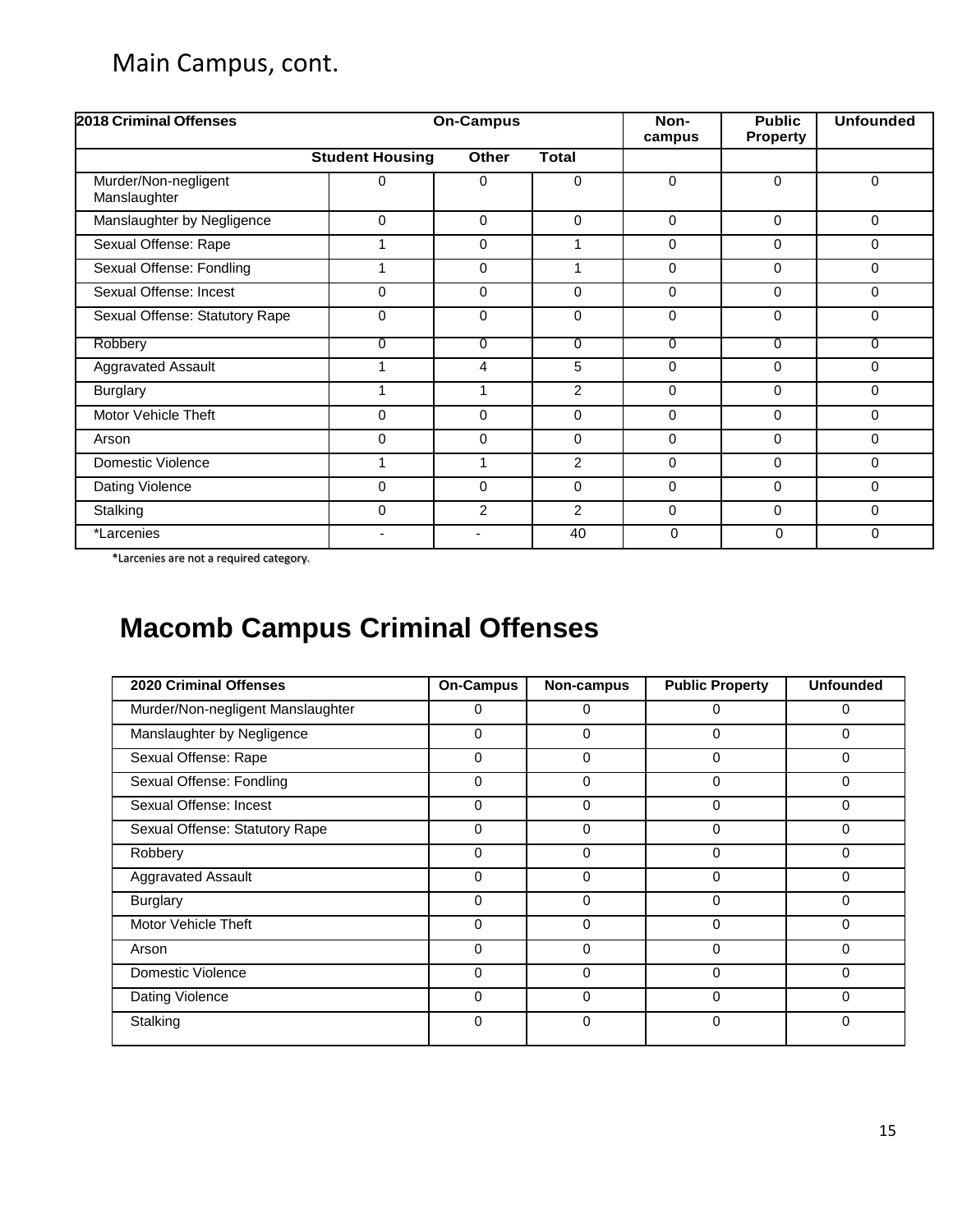Main Campus, cont.

| 2018 Criminal Offenses | On-Campus | | | Non-campus | Public Property | Unfounded |
|---|---|---|---|---|---|---|
| | Student Housing | Other | Total | | | |
| Murder/Non-negligent Manslaughter | 0 | 0 | 0 | 0 | 0 | 0 |
| Manslaughter by Negligence | 0 | 0 | 0 | 0 | 0 | 0 |
| Sexual Offense: Rape | 1 | 0 | 1 | 0 | 0 | 0 |
| Sexual Offense: Fondling | 1 | 0 | 1 | 0 | 0 | 0 |
| Sexual Offense: Incest | 0 | 0 | 0 | 0 | 0 | 0 |
| Sexual Offense: Statutory Rape | 0 | 0 | 0 | 0 | 0 | 0 |
| Robbery | 0 | 0 | 0 | 0 | 0 | 0 |
| Aggravated Assault | 1 | 4 | 5 | 0 | 0 | 0 |
| Burglary | 1 | 1 | 2 | 0 | 0 | 0 |
| Motor Vehicle Theft | 0 | 0 | 0 | 0 | 0 | 0 |
| Arson | 0 | 0 | 0 | 0 | 0 | 0 |
| Domestic Violence | 1 | 1 | 2 | 0 | 0 | 0 |
| Dating Violence | 0 | 0 | 0 | 0 | 0 | 0 |
| Stalking | 0 | 2 | 2 | 0 | 0 | 0 |
| *Larcenies | - | - | 40 | 0 | 0 | 0 |

*Larcenies are not a required category.

# Macomb Campus Criminal Offenses

| 2020 Criminal Offenses | On-Campus | Non-campus | Public Property | Unfounded |
|---|---|---|---|---|
| Murder/Non-negligent Manslaughter | 0 | 0 | 0 | 0 |
| Manslaughter by Negligence | 0 | 0 | 0 | 0 |
| Sexual Offense: Rape | 0 | 0 | 0 | 0 |
| Sexual Offense: Fondling | 0 | 0 | 0 | 0 |
| Sexual Offense: Incest | 0 | 0 | 0 | 0 |
| Sexual Offense: Statutory Rape | 0 | 0 | 0 | 0 |
| Robbery | 0 | 0 | 0 | 0 |
| Aggravated Assault | 0 | 0 | 0 | 0 |
| Burglary | 0 | 0 | 0 | 0 |
| Motor Vehicle Theft | 0 | 0 | 0 | 0 |
| Arson | 0 | 0 | 0 | 0 |
| Domestic Violence | 0 | 0 | 0 | 0 |
| Dating Violence | 0 | 0 | 0 | 0 |
| Stalking | 0 | 0 | 0 | 0 |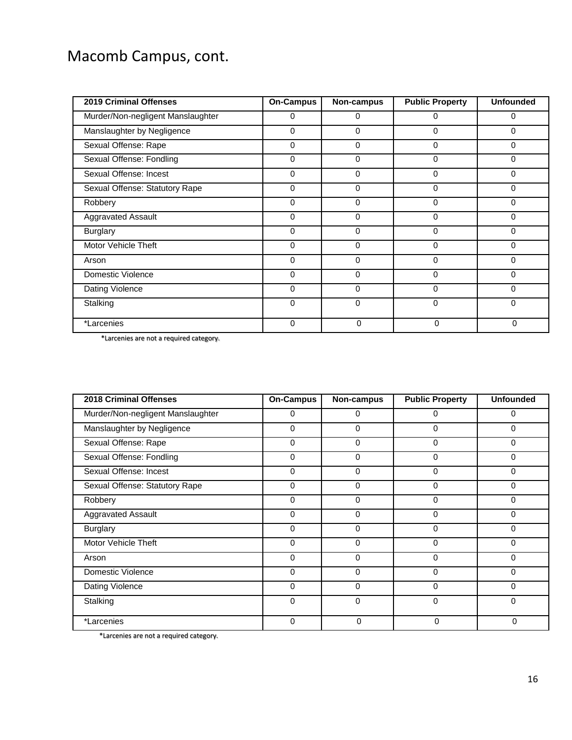# Macomb Campus, cont.

| 2019 Criminal Offenses | On-Campus | Non-campus | Public Property | Unfounded |
|---|---|---|---|---|
| Murder/Non-negligent Manslaughter | 0 | 0 | 0 | 0 |
| Manslaughter by Negligence | 0 | 0 | 0 | 0 |
| Sexual Offense: Rape | 0 | 0 | 0 | 0 |
| Sexual Offense: Fondling | 0 | 0 | 0 | 0 |
| Sexual Offense: Incest | 0 | 0 | 0 | 0 |
| Sexual Offense: Statutory Rape | 0 | 0 | 0 | 0 |
| Robbery | 0 | 0 | 0 | 0 |
| Aggravated Assault | 0 | 0 | 0 | 0 |
| Burglary | 0 | 0 | 0 | 0 |
| Motor Vehicle Theft | 0 | 0 | 0 | 0 |
| Arson | 0 | 0 | 0 | 0 |
| Domestic Violence | 0 | 0 | 0 | 0 |
| Dating Violence | 0 | 0 | 0 | 0 |
| Stalking | 0 | 0 | 0 | 0 |
| *Larcenies | 0 | 0 | 0 | 0 |

*Larcenies are not a required category.

| 2018 Criminal Offenses | On-Campus | Non-campus | Public Property | Unfounded |
|---|---|---|---|---|
| Murder/Non-negligent Manslaughter | 0 | 0 | 0 | 0 |
| Manslaughter by Negligence | 0 | 0 | 0 | 0 |
| Sexual Offense: Rape | 0 | 0 | 0 | 0 |
| Sexual Offense: Fondling | 0 | 0 | 0 | 0 |
| Sexual Offense: Incest | 0 | 0 | 0 | 0 |
| Sexual Offense: Statutory Rape | 0 | 0 | 0 | 0 |
| Robbery | 0 | 0 | 0 | 0 |
| Aggravated Assault | 0 | 0 | 0 | 0 |
| Burglary | 0 | 0 | 0 | 0 |
| Motor Vehicle Theft | 0 | 0 | 0 | 0 |
| Arson | 0 | 0 | 0 | 0 |
| Domestic Violence | 0 | 0 | 0 | 0 |
| Dating Violence | 0 | 0 | 0 | 0 |
| Stalking | 0 | 0 | 0 | 0 |
| *Larcenies | 0 | 0 | 0 | 0 |

*Larcenies are not a required category.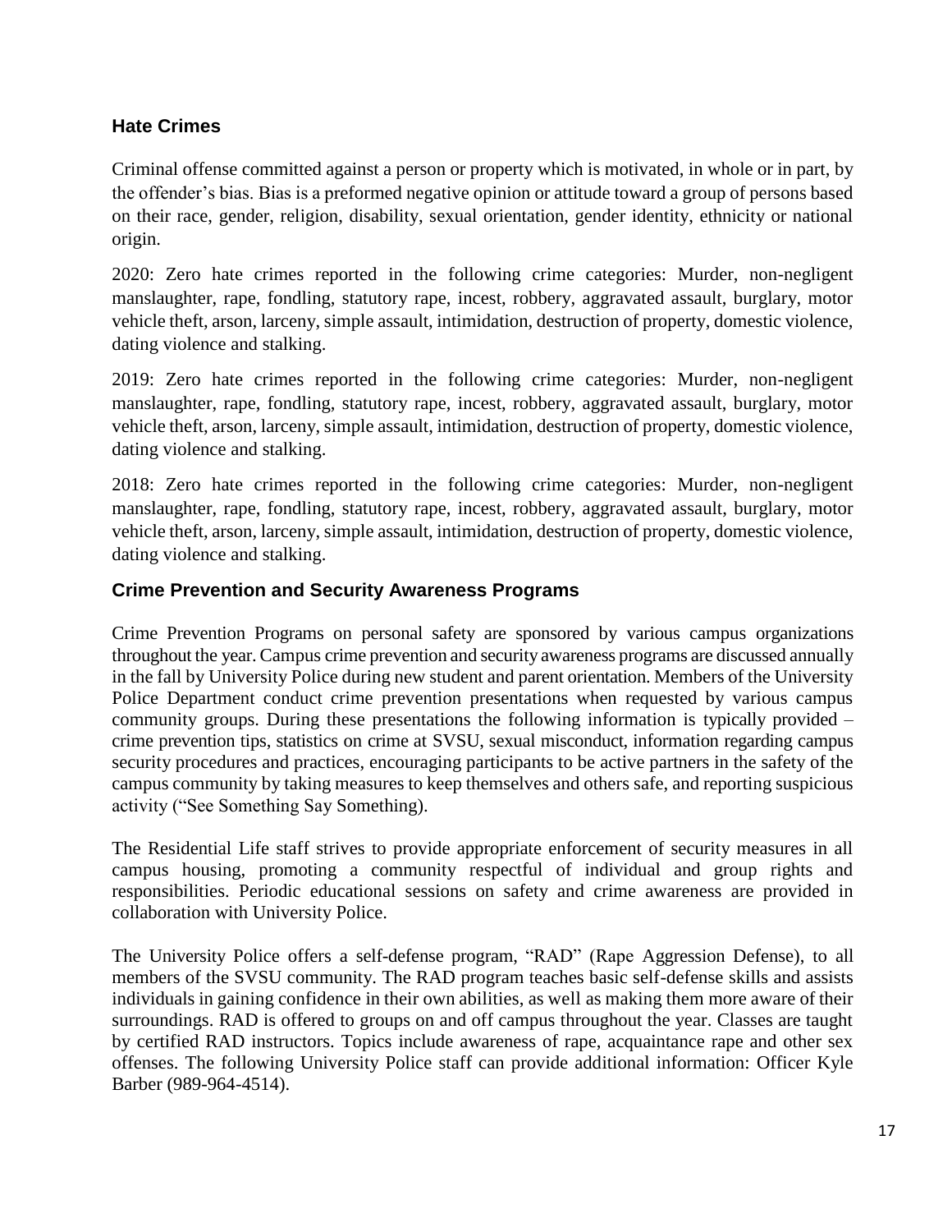## Hate Crimes

Criminal offense committed against a person or property which is motivated, in whole or in part, by the offender's bias. Bias is a preformed negative opinion or attitude toward a group of persons based on their race, gender, religion, disability, sexual orientation, gender identity, ethnicity or national origin.

2020: Zero hate crimes reported in the following crime categories: Murder, non-negligent manslaughter, rape, fondling, statutory rape, incest, robbery, aggravated assault, burglary, motor vehicle theft, arson, larceny, simple assault, intimidation, destruction of property, domestic violence, dating violence and stalking.

2019: Zero hate crimes reported in the following crime categories: Murder, non-negligent manslaughter, rape, fondling, statutory rape, incest, robbery, aggravated assault, burglary, motor vehicle theft, arson, larceny, simple assault, intimidation, destruction of property, domestic violence, dating violence and stalking.

2018: Zero hate crimes reported in the following crime categories: Murder, non-negligent manslaughter, rape, fondling, statutory rape, incest, robbery, aggravated assault, burglary, motor vehicle theft, arson, larceny, simple assault, intimidation, destruction of property, domestic violence, dating violence and stalking.

## Crime Prevention and Security Awareness Programs

Crime Prevention Programs on personal safety are sponsored by various campus organizations throughout the year. Campus crime prevention and security awareness programs are discussed annually in the fall by University Police during new student and parent orientation. Members of the University Police Department conduct crime prevention presentations when requested by various campus community groups. During these presentations the following information is typically provided – crime prevention tips, statistics on crime at SVSU, sexual misconduct, information regarding campus security procedures and practices, encouraging participants to be active partners in the safety of the campus community by taking measures to keep themselves and others safe, and reporting suspicious activity ("See Something Say Something).

The Residential Life staff strives to provide appropriate enforcement of security measures in all campus housing, promoting a community respectful of individual and group rights and responsibilities. Periodic educational sessions on safety and crime awareness are provided in collaboration with University Police.

The University Police offers a self-defense program, "RAD" (Rape Aggression Defense), to all members of the SVSU community. The RAD program teaches basic self-defense skills and assists individuals in gaining confidence in their own abilities, as well as making them more aware of their surroundings. RAD is offered to groups on and off campus throughout the year. Classes are taught by certified RAD instructors. Topics include awareness of rape, acquaintance rape and other sex offenses. The following University Police staff can provide additional information: Officer Kyle Barber (989-964-4514).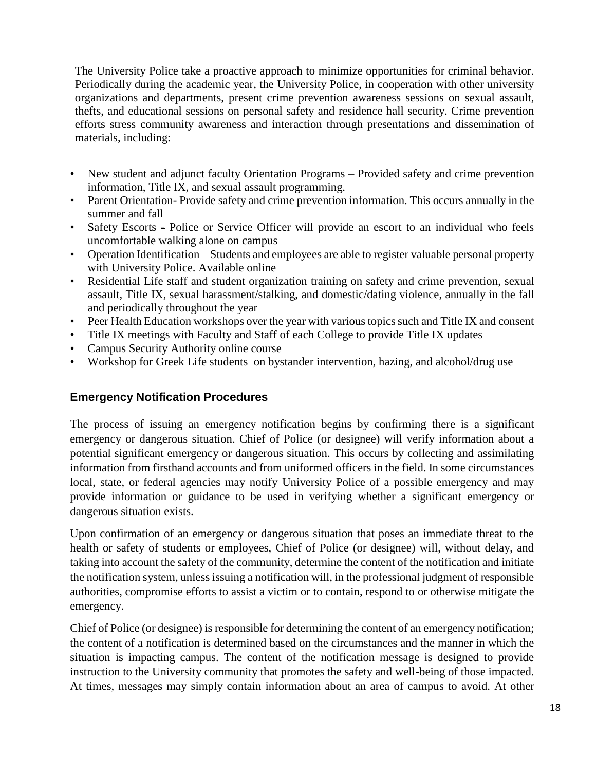The University Police take a proactive approach to minimize opportunities for criminal behavior. Periodically during the academic year, the University Police, in cooperation with other university organizations and departments, present crime prevention awareness sessions on sexual assault, thefts, and educational sessions on personal safety and residence hall security. Crime prevention efforts stress community awareness and interaction through presentations and dissemination of materials, including:

- New student and adjunct faculty Orientation Programs – Provided safety and crime prevention information, Title IX, and sexual assault programming.
- Parent Orientation- Provide safety and crime prevention information. This occurs annually in the summer and fall
- Safety Escorts - Police or Service Officer will provide an escort to an individual who feels uncomfortable walking alone on campus
- Operation Identification – Students and employees are able to register valuable personal property with University Police. Available online
- Residential Life staff and student organization training on safety and crime prevention, sexual assault, Title IX, sexual harassment/stalking, and domestic/dating violence, annually in the fall and periodically throughout the year
- Peer Health Education workshops over the year with various topics such and Title IX and consent
- Title IX meetings with Faculty and Staff of each College to provide Title IX updates
- Campus Security Authority online course
- Workshop for Greek Life students on bystander intervention, hazing, and alcohol/drug use

## Emergency Notification Procedures

The process of issuing an emergency notification begins by confirming there is a significant emergency or dangerous situation. Chief of Police (or designee) will verify information about a potential significant emergency or dangerous situation. This occurs by collecting and assimilating information from firsthand accounts and from uniformed officers in the field. In some circumstances local, state, or federal agencies may notify University Police of a possible emergency and may provide information or guidance to be used in verifying whether a significant emergency or dangerous situation exists.

Upon confirmation of an emergency or dangerous situation that poses an immediate threat to the health or safety of students or employees, Chief of Police (or designee) will, without delay, and taking into account the safety of the community, determine the content of the notification and initiate the notification system, unless issuing a notification will, in the professional judgment of responsible authorities, compromise efforts to assist a victim or to contain, respond to or otherwise mitigate the emergency.

Chief of Police (or designee) is responsible for determining the content of an emergency notification; the content of a notification is determined based on the circumstances and the manner in which the situation is impacting campus. The content of the notification message is designed to provide instruction to the University community that promotes the safety and well-being of those impacted. At times, messages may simply contain information about an area of campus to avoid. At other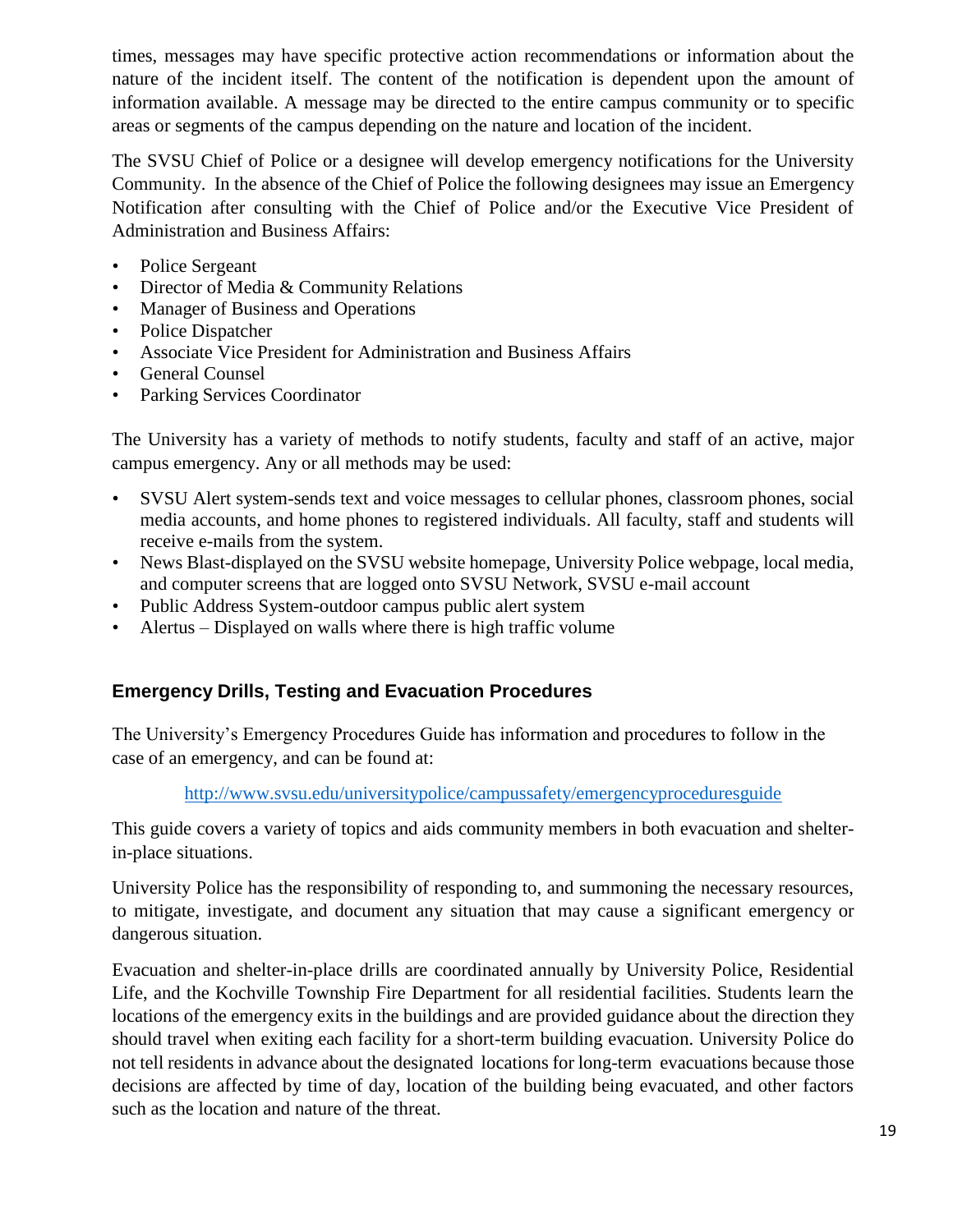times, messages may have specific protective action recommendations or information about the nature of the incident itself. The content of the notification is dependent upon the amount of information available. A message may be directed to the entire campus community or to specific areas or segments of the campus depending on the nature and location of the incident.

The SVSU Chief of Police or a designee will develop emergency notifications for the University Community. In the absence of the Chief of Police the following designees may issue an Emergency Notification after consulting with the Chief of Police and/or the Executive Vice President of Administration and Business Affairs:

- Police Sergeant
- Director of Media & Community Relations
- Manager of Business and Operations
- Police Dispatcher
- Associate Vice President for Administration and Business Affairs
- General Counsel
- Parking Services Coordinator

The University has a variety of methods to notify students, faculty and staff of an active, major campus emergency. Any or all methods may be used:

- SVSU Alert system-sends text and voice messages to cellular phones, classroom phones, social media accounts, and home phones to registered individuals. All faculty, staff and students will receive e-mails from the system.
- News Blast-displayed on the SVSU website homepage, University Police webpage, local media, and computer screens that are logged onto SVSU Network, SVSU e-mail account
- Public Address System-outdoor campus public alert system
- Alertus – Displayed on walls where there is high traffic volume

### Emergency Drills, Testing and Evacuation Procedures

The University's Emergency Procedures Guide has information and procedures to follow in the case of an emergency, and can be found at:

http://www.svsu.edu/universitypolice/campussafety/emergencyproceduresguide

This guide covers a variety of topics and aids community members in both evacuation and shelter-in-place situations.

University Police has the responsibility of responding to, and summoning the necessary resources, to mitigate, investigate, and document any situation that may cause a significant emergency or dangerous situation.

Evacuation and shelter-in-place drills are coordinated annually by University Police, Residential Life, and the Kochville Township Fire Department for all residential facilities. Students learn the locations of the emergency exits in the buildings and are provided guidance about the direction they should travel when exiting each facility for a short-term building evacuation. University Police do not tell residents in advance about the designated locations for long-term evacuations because those decisions are affected by time of day, location of the building being evacuated, and other factors such as the location and nature of the threat.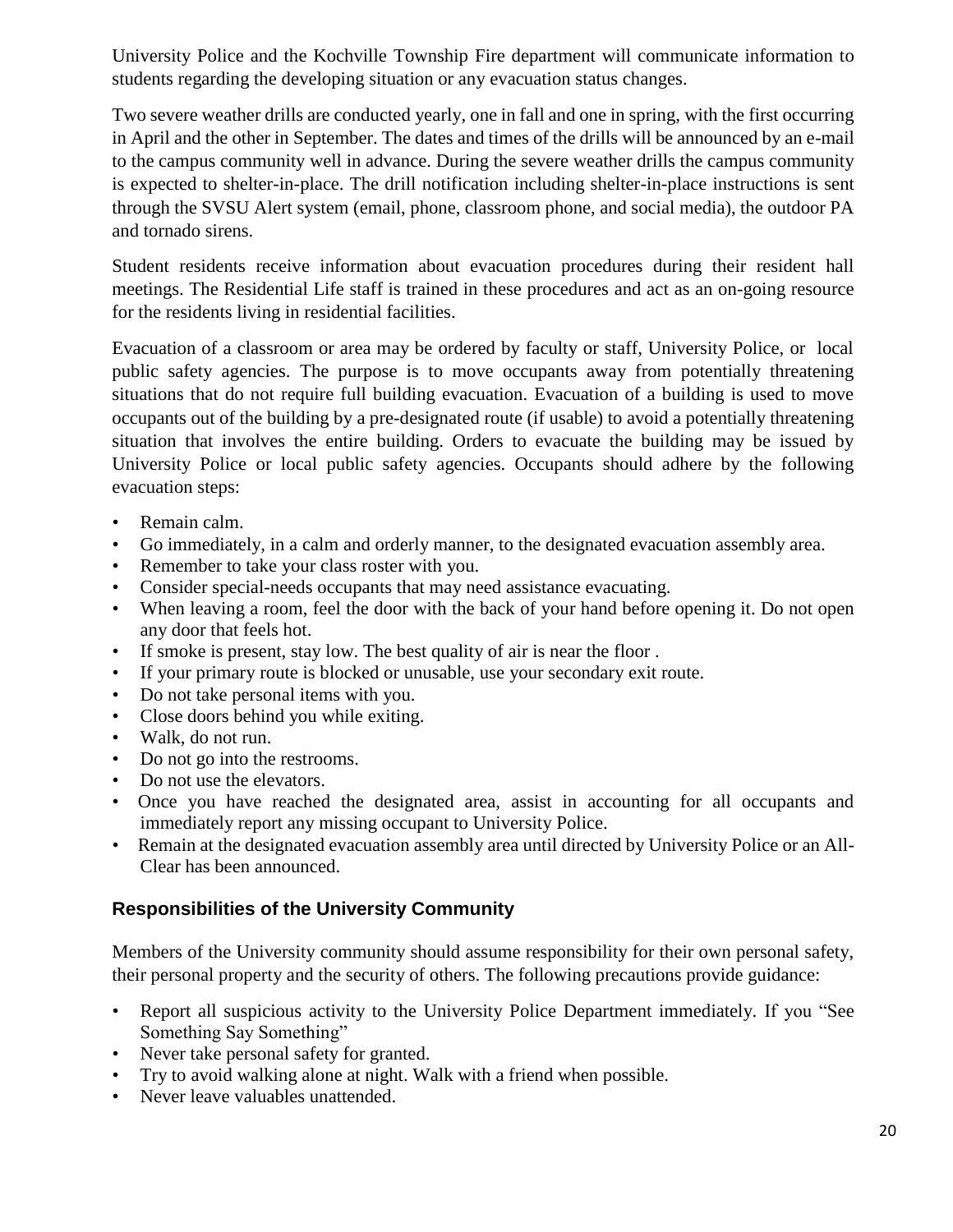University Police and the Kochville Township Fire department will communicate information to students regarding the developing situation or any evacuation status changes.

Two severe weather drills are conducted yearly, one in fall and one in spring, with the first occurring in April and the other in September. The dates and times of the drills will be announced by an e-mail to the campus community well in advance. During the severe weather drills the campus community is expected to shelter-in-place. The drill notification including shelter-in-place instructions is sent through the SVSU Alert system (email, phone, classroom phone, and social media), the outdoor PA and tornado sirens.

Student residents receive information about evacuation procedures during their resident hall meetings. The Residential Life staff is trained in these procedures and act as an on-going resource for the residents living in residential facilities.

Evacuation of a classroom or area may be ordered by faculty or staff, University Police, or local public safety agencies. The purpose is to move occupants away from potentially threatening situations that do not require full building evacuation. Evacuation of a building is used to move occupants out of the building by a pre-designated route (if usable) to avoid a potentially threatening situation that involves the entire building. Orders to evacuate the building may be issued by University Police or local public safety agencies. Occupants should adhere by the following evacuation steps:

- Remain calm.
- Go immediately, in a calm and orderly manner, to the designated evacuation assembly area.
- Remember to take your class roster with you.
- Consider special-needs occupants that may need assistance evacuating.
- When leaving a room, feel the door with the back of your hand before opening it. Do not open any door that feels hot.
- If smoke is present, stay low. The best quality of air is near the floor .
- If your primary route is blocked or unusable, use your secondary exit route.
- Do not take personal items with you.
- Close doors behind you while exiting.
- Walk, do not run.
- Do not go into the restrooms.
- Do not use the elevators.
- Once you have reached the designated area, assist in accounting for all occupants and immediately report any missing occupant to University Police.
- Remain at the designated evacuation assembly area until directed by University Police or an All-Clear has been announced.

## Responsibilities of the University Community

Members of the University community should assume responsibility for their own personal safety, their personal property and the security of others. The following precautions provide guidance:

- Report all suspicious activity to the University Police Department immediately. If you "See Something Say Something"
- Never take personal safety for granted.
- Try to avoid walking alone at night. Walk with a friend when possible.
- Never leave valuables unattended.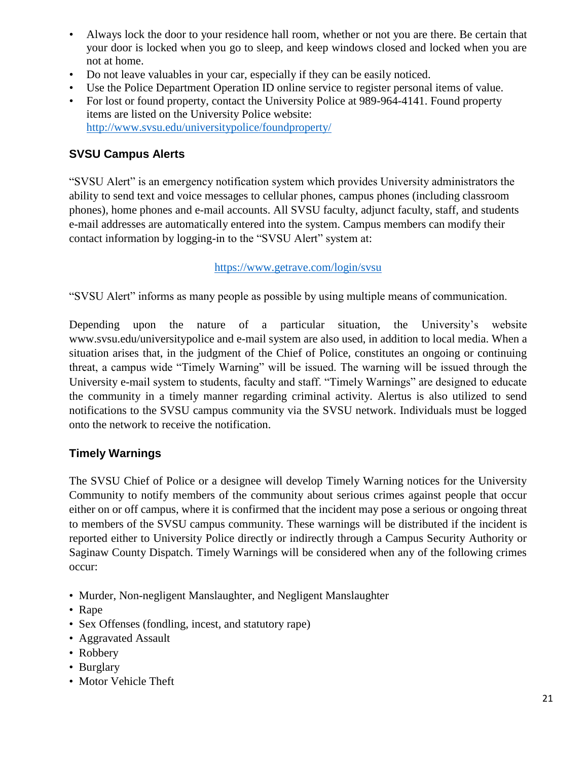- Always lock the door to your residence hall room, whether or not you are there. Be certain that your door is locked when you go to sleep, and keep windows closed and locked when you are not at home.
- Do not leave valuables in your car, especially if they can be easily noticed.
- Use the Police Department Operation ID online service to register personal items of value.
- For lost or found property, contact the University Police at 989-964-4141. Found property items are listed on the University Police website: http://www.svsu.edu/universitypolice/foundproperty/

### SVSU Campus Alerts

"SVSU Alert" is an emergency notification system which provides University administrators the ability to send text and voice messages to cellular phones, campus phones (including classroom phones), home phones and e-mail accounts. All SVSU faculty, adjunct faculty, staff, and students e-mail addresses are automatically entered into the system. Campus members can modify their contact information by logging-in to the "SVSU Alert" system at:

https://www.getrave.com/login/svsu

"SVSU Alert" informs as many people as possible by using multiple means of communication.

Depending upon the nature of a particular situation, the University's website www.svsu.edu/universitypolice and e-mail system are also used, in addition to local media. When a situation arises that, in the judgment of the Chief of Police, constitutes an ongoing or continuing threat, a campus wide "Timely Warning" will be issued. The warning will be issued through the University e-mail system to students, faculty and staff. "Timely Warnings" are designed to educate the community in a timely manner regarding criminal activity. Alertus is also utilized to send notifications to the SVSU campus community via the SVSU network. Individuals must be logged onto the network to receive the notification.

### Timely Warnings

The SVSU Chief of Police or a designee will develop Timely Warning notices for the University Community to notify members of the community about serious crimes against people that occur either on or off campus, where it is confirmed that the incident may pose a serious or ongoing threat to members of the SVSU campus community. These warnings will be distributed if the incident is reported either to University Police directly or indirectly through a Campus Security Authority or Saginaw County Dispatch. Timely Warnings will be considered when any of the following crimes occur:

- Murder, Non-negligent Manslaughter, and Negligent Manslaughter
- Rape
- Sex Offenses (fondling, incest, and statutory rape)
- Aggravated Assault
- Robbery
- Burglary
- Motor Vehicle Theft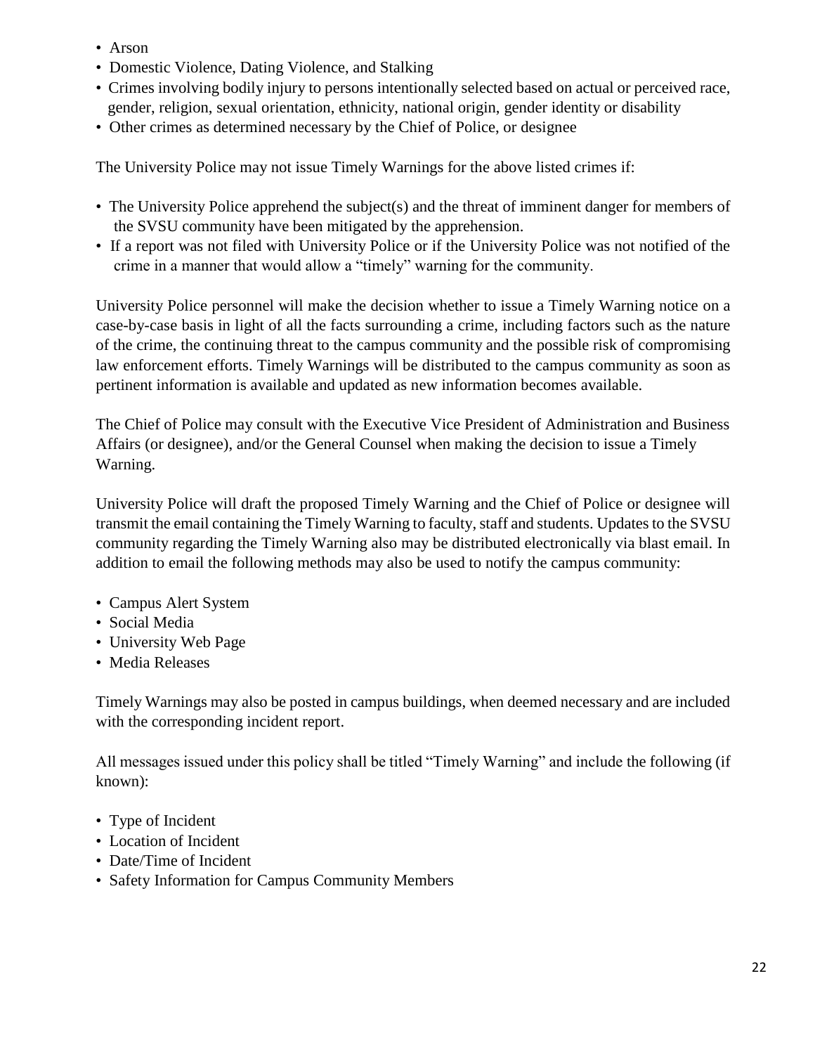- Arson
- Domestic Violence, Dating Violence, and Stalking
- Crimes involving bodily injury to persons intentionally selected based on actual or perceived race, gender, religion, sexual orientation, ethnicity, national origin, gender identity or disability
- Other crimes as determined necessary by the Chief of Police, or designee

The University Police may not issue Timely Warnings for the above listed crimes if:

- The University Police apprehend the subject(s) and the threat of imminent danger for members of the SVSU community have been mitigated by the apprehension.
- If a report was not filed with University Police or if the University Police was not notified of the crime in a manner that would allow a "timely" warning for the community.

University Police personnel will make the decision whether to issue a Timely Warning notice on a case-by-case basis in light of all the facts surrounding a crime, including factors such as the nature of the crime, the continuing threat to the campus community and the possible risk of compromising law enforcement efforts. Timely Warnings will be distributed to the campus community as soon as pertinent information is available and updated as new information becomes available.

The Chief of Police may consult with the Executive Vice President of Administration and Business Affairs (or designee), and/or the General Counsel when making the decision to issue a Timely Warning.

University Police will draft the proposed Timely Warning and the Chief of Police or designee will transmit the email containing the Timely Warning to faculty, staff and students. Updates to the SVSU community regarding the Timely Warning also may be distributed electronically via blast email. In addition to email the following methods may also be used to notify the campus community:

- Campus Alert System
- Social Media
- University Web Page
- Media Releases

Timely Warnings may also be posted in campus buildings, when deemed necessary and are included with the corresponding incident report.

All messages issued under this policy shall be titled "Timely Warning" and include the following (if known):

- Type of Incident
- Location of Incident
- Date/Time of Incident
- Safety Information for Campus Community Members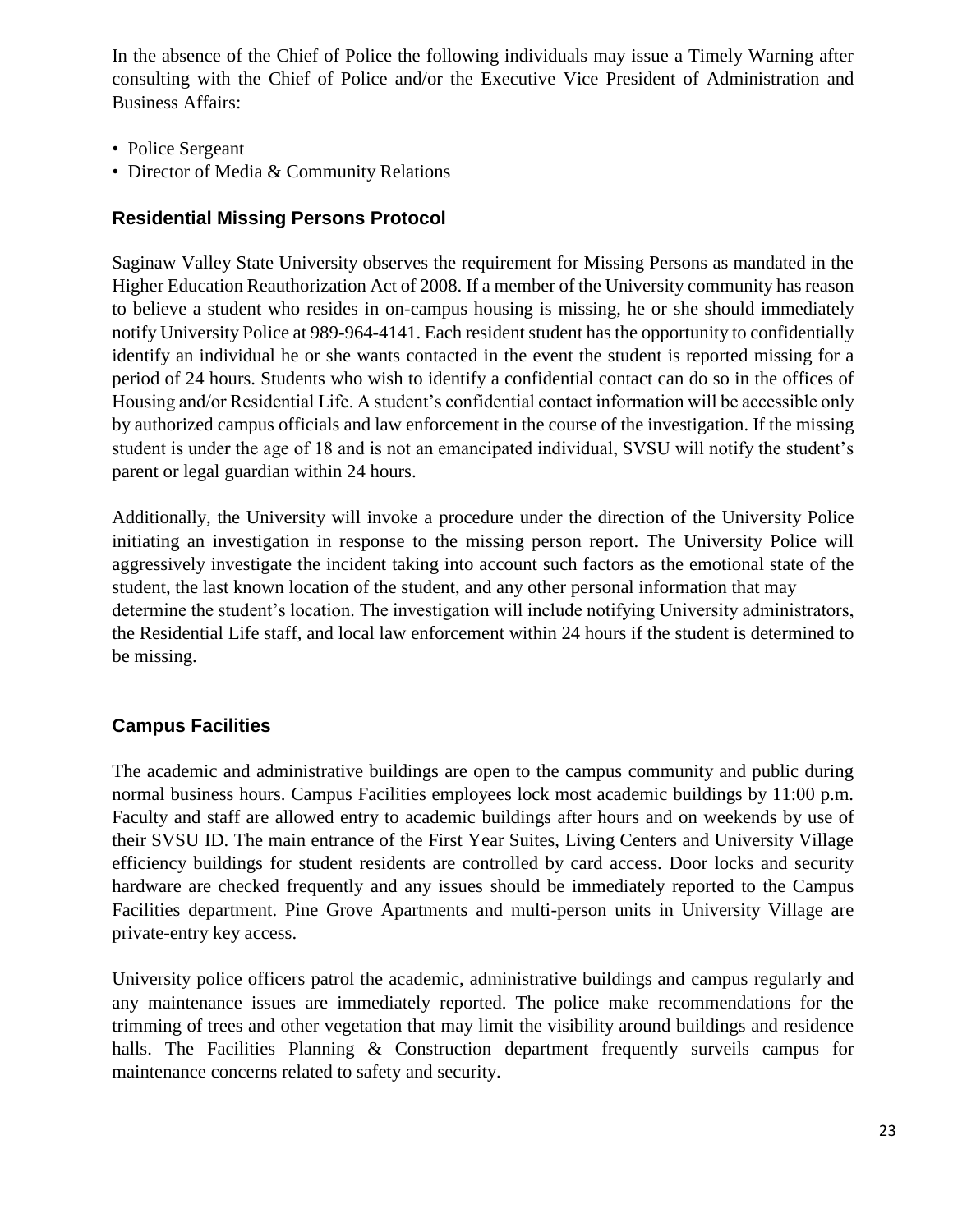In the absence of the Chief of Police the following individuals may issue a Timely Warning after consulting with the Chief of Police and/or the Executive Vice President of Administration and Business Affairs:

- Police Sergeant
- Director of Media & Community Relations

### Residential Missing Persons Protocol

Saginaw Valley State University observes the requirement for Missing Persons as mandated in the Higher Education Reauthorization Act of 2008. If a member of the University community has reason to believe a student who resides in on-campus housing is missing, he or she should immediately notify University Police at 989-964-4141. Each resident student has the opportunity to confidentially identify an individual he or she wants contacted in the event the student is reported missing for a period of 24 hours. Students who wish to identify a confidential contact can do so in the offices of Housing and/or Residential Life. A student's confidential contact information will be accessible only by authorized campus officials and law enforcement in the course of the investigation. If the missing student is under the age of 18 and is not an emancipated individual, SVSU will notify the student's parent or legal guardian within 24 hours.

Additionally, the University will invoke a procedure under the direction of the University Police initiating an investigation in response to the missing person report. The University Police will aggressively investigate the incident taking into account such factors as the emotional state of the student, the last known location of the student, and any other personal information that may determine the student's location. The investigation will include notifying University administrators, the Residential Life staff, and local law enforcement within 24 hours if the student is determined to be missing.

### Campus Facilities

The academic and administrative buildings are open to the campus community and public during normal business hours. Campus Facilities employees lock most academic buildings by 11:00 p.m. Faculty and staff are allowed entry to academic buildings after hours and on weekends by use of their SVSU ID. The main entrance of the First Year Suites, Living Centers and University Village efficiency buildings for student residents are controlled by card access. Door locks and security hardware are checked frequently and any issues should be immediately reported to the Campus Facilities department. Pine Grove Apartments and multi-person units in University Village are private-entry key access.

University police officers patrol the academic, administrative buildings and campus regularly and any maintenance issues are immediately reported. The police make recommendations for the trimming of trees and other vegetation that may limit the visibility around buildings and residence halls. The Facilities Planning & Construction department frequently surveils campus for maintenance concerns related to safety and security.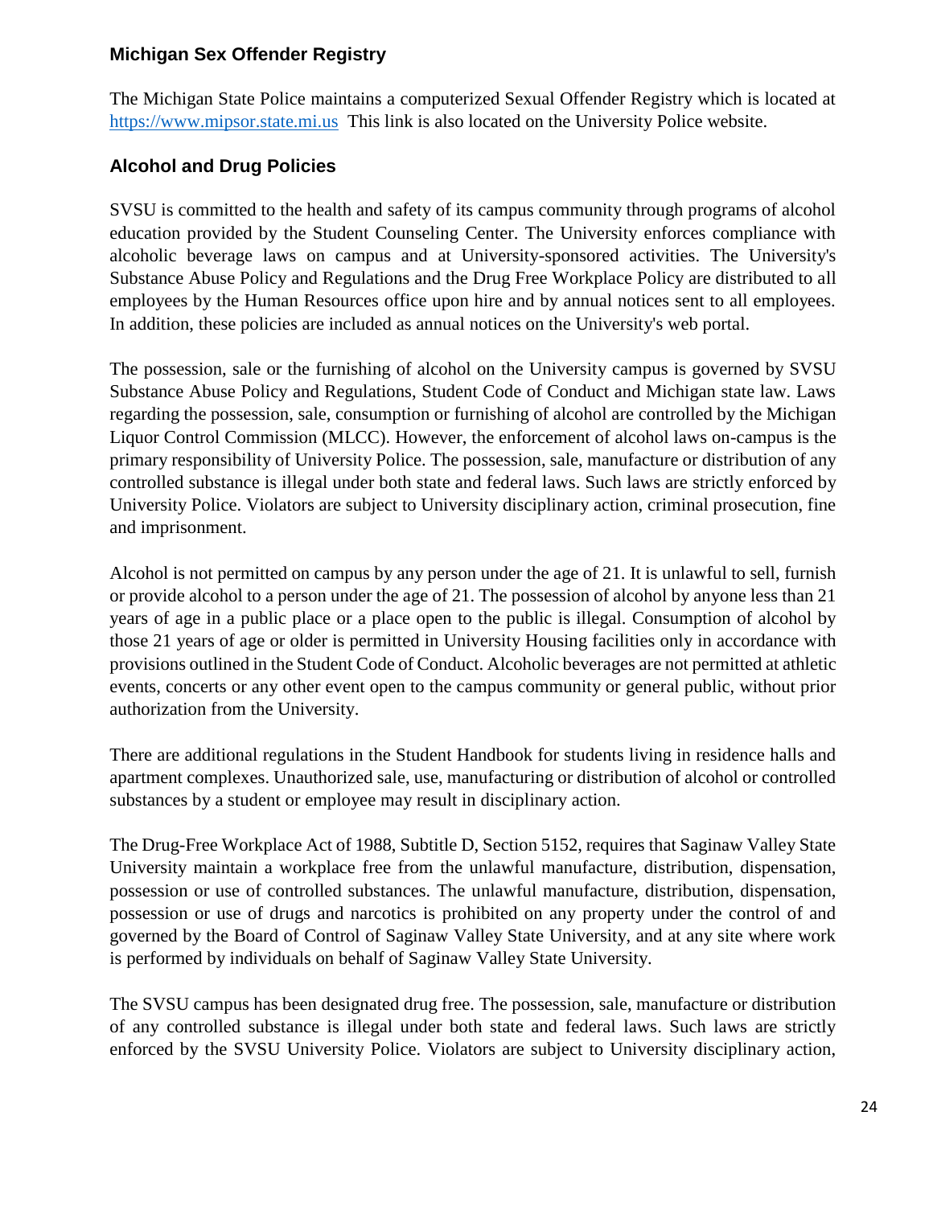### Michigan Sex Offender Registry

The Michigan State Police maintains a computerized Sexual Offender Registry which is located at [https://www.mipsor.state.mi.us](https://www.mipsor.state.mi.us) This link is also located on the University Police website.

### Alcohol and Drug Policies

SVSU is committed to the health and safety of its campus community through programs of alcohol education provided by the Student Counseling Center. The University enforces compliance with alcoholic beverage laws on campus and at University-sponsored activities. The University's Substance Abuse Policy and Regulations and the Drug Free Workplace Policy are distributed to all employees by the Human Resources office upon hire and by annual notices sent to all employees. In addition, these policies are included as annual notices on the University's web portal.

The possession, sale or the furnishing of alcohol on the University campus is governed by SVSU Substance Abuse Policy and Regulations, Student Code of Conduct and Michigan state law. Laws regarding the possession, sale, consumption or furnishing of alcohol are controlled by the Michigan Liquor Control Commission (MLCC). However, the enforcement of alcohol laws on-campus is the primary responsibility of University Police. The possession, sale, manufacture or distribution of any controlled substance is illegal under both state and federal laws. Such laws are strictly enforced by University Police. Violators are subject to University disciplinary action, criminal prosecution, fine and imprisonment.

Alcohol is not permitted on campus by any person under the age of 21. It is unlawful to sell, furnish or provide alcohol to a person under the age of 21. The possession of alcohol by anyone less than 21 years of age in a public place or a place open to the public is illegal. Consumption of alcohol by those 21 years of age or older is permitted in University Housing facilities only in accordance with provisions outlined in the Student Code of Conduct. Alcoholic beverages are not permitted at athletic events, concerts or any other event open to the campus community or general public, without prior authorization from the University.

There are additional regulations in the Student Handbook for students living in residence halls and apartment complexes. Unauthorized sale, use, manufacturing or distribution of alcohol or controlled substances by a student or employee may result in disciplinary action.

The Drug-Free Workplace Act of 1988, Subtitle D, Section 5152, requires that Saginaw Valley State University maintain a workplace free from the unlawful manufacture, distribution, dispensation, possession or use of controlled substances. The unlawful manufacture, distribution, dispensation, possession or use of drugs and narcotics is prohibited on any property under the control of and governed by the Board of Control of Saginaw Valley State University, and at any site where work is performed by individuals on behalf of Saginaw Valley State University.

The SVSU campus has been designated drug free. The possession, sale, manufacture or distribution of any controlled substance is illegal under both state and federal laws. Such laws are strictly enforced by the SVSU University Police. Violators are subject to University disciplinary action,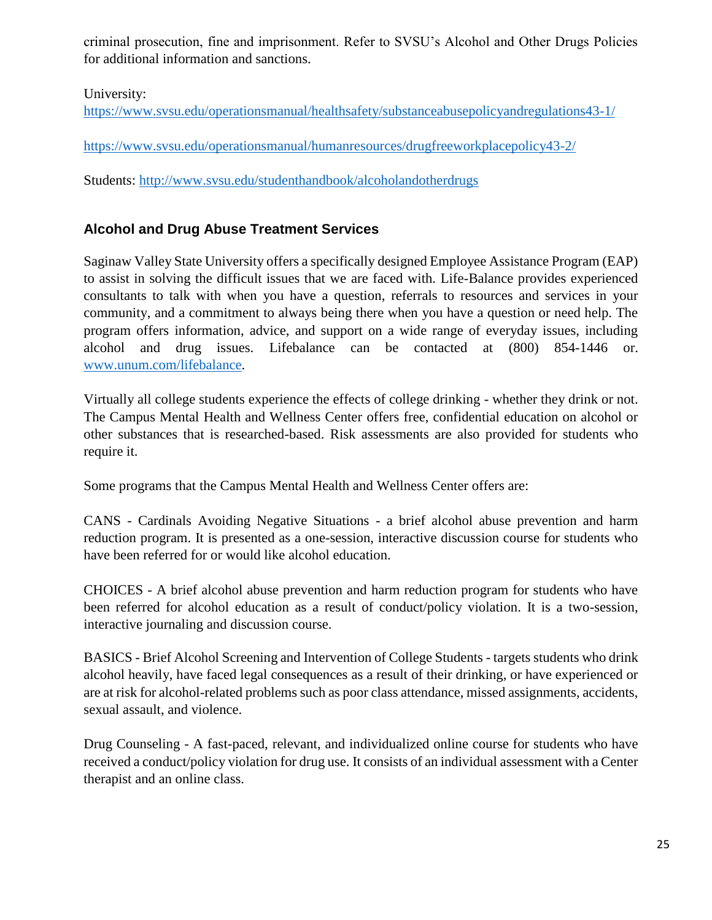criminal prosecution, fine and imprisonment. Refer to SVSU's Alcohol and Other Drugs Policies for additional information and sanctions.

University:
https://www.svsu.edu/operationsmanual/healthsafety/substanceabusepolicyandregulations43-1/

https://www.svsu.edu/operationsmanual/humanresources/drugfreeworkplacepolicy43-2/

Students: http://www.svsu.edu/studenthandbook/alcoholandotherdrugs

## Alcohol and Drug Abuse Treatment Services

Saginaw Valley State University offers a specifically designed Employee Assistance Program (EAP) to assist in solving the difficult issues that we are faced with. Life-Balance provides experienced consultants to talk with when you have a question, referrals to resources and services in your community, and a commitment to always being there when you have a question or need help. The program offers information, advice, and support on a wide range of everyday issues, including alcohol and drug issues. Lifebalance can be contacted at (800) 854-1446 or. www.unum.com/lifebalance.

Virtually all college students experience the effects of college drinking - whether they drink or not. The Campus Mental Health and Wellness Center offers free, confidential education on alcohol or other substances that is researched-based. Risk assessments are also provided for students who require it.

Some programs that the Campus Mental Health and Wellness Center offers are:

CANS - Cardinals Avoiding Negative Situations - a brief alcohol abuse prevention and harm reduction program. It is presented as a one-session, interactive discussion course for students who have been referred for or would like alcohol education.

CHOICES - A brief alcohol abuse prevention and harm reduction program for students who have been referred for alcohol education as a result of conduct/policy violation. It is a two-session, interactive journaling and discussion course.

BASICS - Brief Alcohol Screening and Intervention of College Students - targets students who drink alcohol heavily, have faced legal consequences as a result of their drinking, or have experienced or are at risk for alcohol-related problems such as poor class attendance, missed assignments, accidents, sexual assault, and violence.

Drug Counseling - A fast-paced, relevant, and individualized online course for students who have received a conduct/policy violation for drug use. It consists of an individual assessment with a Center therapist and an online class.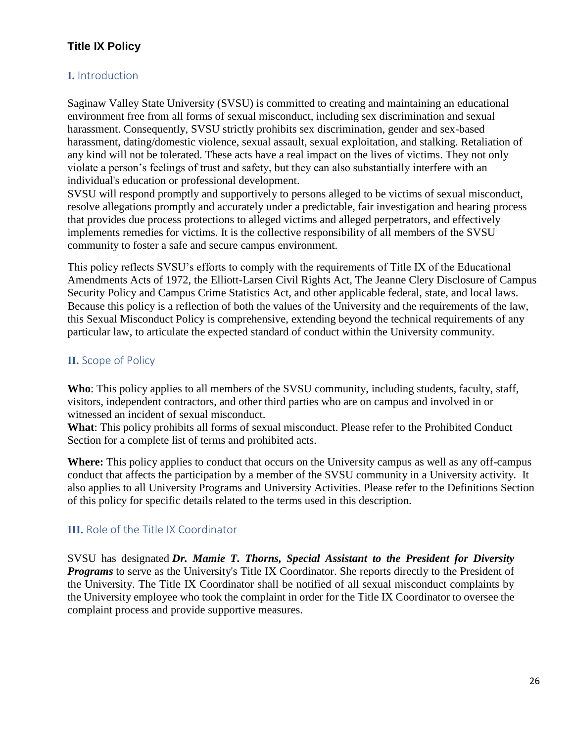## Title IX Policy

### I. Introduction

Saginaw Valley State University (SVSU) is committed to creating and maintaining an educational environment free from all forms of sexual misconduct, including sex discrimination and sexual harassment. Consequently, SVSU strictly prohibits sex discrimination, gender and sex-based harassment, dating/domestic violence, sexual assault, sexual exploitation, and stalking. Retaliation of any kind will not be tolerated. These acts have a real impact on the lives of victims. They not only violate a person's feelings of trust and safety, but they can also substantially interfere with an individual's education or professional development.

SVSU will respond promptly and supportively to persons alleged to be victims of sexual misconduct, resolve allegations promptly and accurately under a predictable, fair investigation and hearing process that provides due process protections to alleged victims and alleged perpetrators, and effectively implements remedies for victims. It is the collective responsibility of all members of the SVSU community to foster a safe and secure campus environment.

This policy reflects SVSU's efforts to comply with the requirements of Title IX of the Educational Amendments Acts of 1972, the Elliott-Larsen Civil Rights Act, The Jeanne Clery Disclosure of Campus Security Policy and Campus Crime Statistics Act, and other applicable federal, state, and local laws. Because this policy is a reflection of both the values of the University and the requirements of the law, this Sexual Misconduct Policy is comprehensive, extending beyond the technical requirements of any particular law, to articulate the expected standard of conduct within the University community.

### II. Scope of Policy

**Who**: This policy applies to all members of the SVSU community, including students, faculty, staff, visitors, independent contractors, and other third parties who are on campus and involved in or witnessed an incident of sexual misconduct.

**What**: This policy prohibits all forms of sexual misconduct. Please refer to the Prohibited Conduct Section for a complete list of terms and prohibited acts.

**Where:** This policy applies to conduct that occurs on the University campus as well as any off-campus conduct that affects the participation by a member of the SVSU community in a University activity. It also applies to all University Programs and University Activities. Please refer to the Definitions Section of this policy for specific details related to the terms used in this description.

### III. Role of the Title IX Coordinator

SVSU has designated ***Dr. Mamie T. Thorns, Special Assistant to the President for Diversity Programs*** to serve as the University's Title IX Coordinator. She reports directly to the President of the University. The Title IX Coordinator shall be notified of all sexual misconduct complaints by the University employee who took the complaint in order for the Title IX Coordinator to oversee the complaint process and provide supportive measures.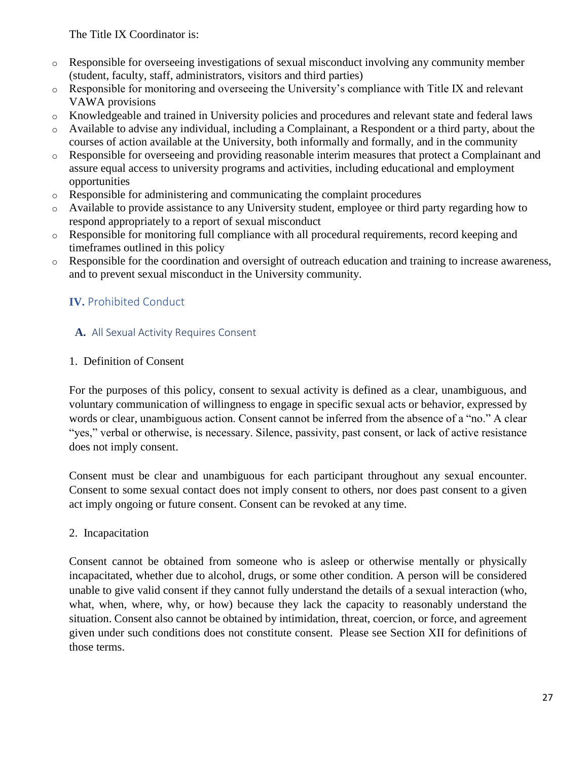The Title IX Coordinator is:

- Responsible for overseeing investigations of sexual misconduct involving any community member (student, faculty, staff, administrators, visitors and third parties)
- Responsible for monitoring and overseeing the University's compliance with Title IX and relevant VAWA provisions
- Knowledgeable and trained in University policies and procedures and relevant state and federal laws
- Available to advise any individual, including a Complainant, a Respondent or a third party, about the courses of action available at the University, both informally and formally, and in the community
- Responsible for overseeing and providing reasonable interim measures that protect a Complainant and assure equal access to university programs and activities, including educational and employment opportunities
- Responsible for administering and communicating the complaint procedures
- Available to provide assistance to any University student, employee or third party regarding how to respond appropriately to a report of sexual misconduct
- Responsible for monitoring full compliance with all procedural requirements, record keeping and timeframes outlined in this policy
- Responsible for the coordination and oversight of outreach education and training to increase awareness, and to prevent sexual misconduct in the University community.

## IV. Prohibited Conduct

### A. All Sexual Activity Requires Consent

1. Definition of Consent

For the purposes of this policy, consent to sexual activity is defined as a clear, unambiguous, and voluntary communication of willingness to engage in specific sexual acts or behavior, expressed by words or clear, unambiguous action. Consent cannot be inferred from the absence of a "no." A clear "yes," verbal or otherwise, is necessary. Silence, passivity, past consent, or lack of active resistance does not imply consent.

Consent must be clear and unambiguous for each participant throughout any sexual encounter. Consent to some sexual contact does not imply consent to others, nor does past consent to a given act imply ongoing or future consent. Consent can be revoked at any time.

2. Incapacitation

Consent cannot be obtained from someone who is asleep or otherwise mentally or physically incapacitated, whether due to alcohol, drugs, or some other condition. A person will be considered unable to give valid consent if they cannot fully understand the details of a sexual interaction (who, what, when, where, why, or how) because they lack the capacity to reasonably understand the situation. Consent also cannot be obtained by intimidation, threat, coercion, or force, and agreement given under such conditions does not constitute consent. Please see Section XII for definitions of those terms.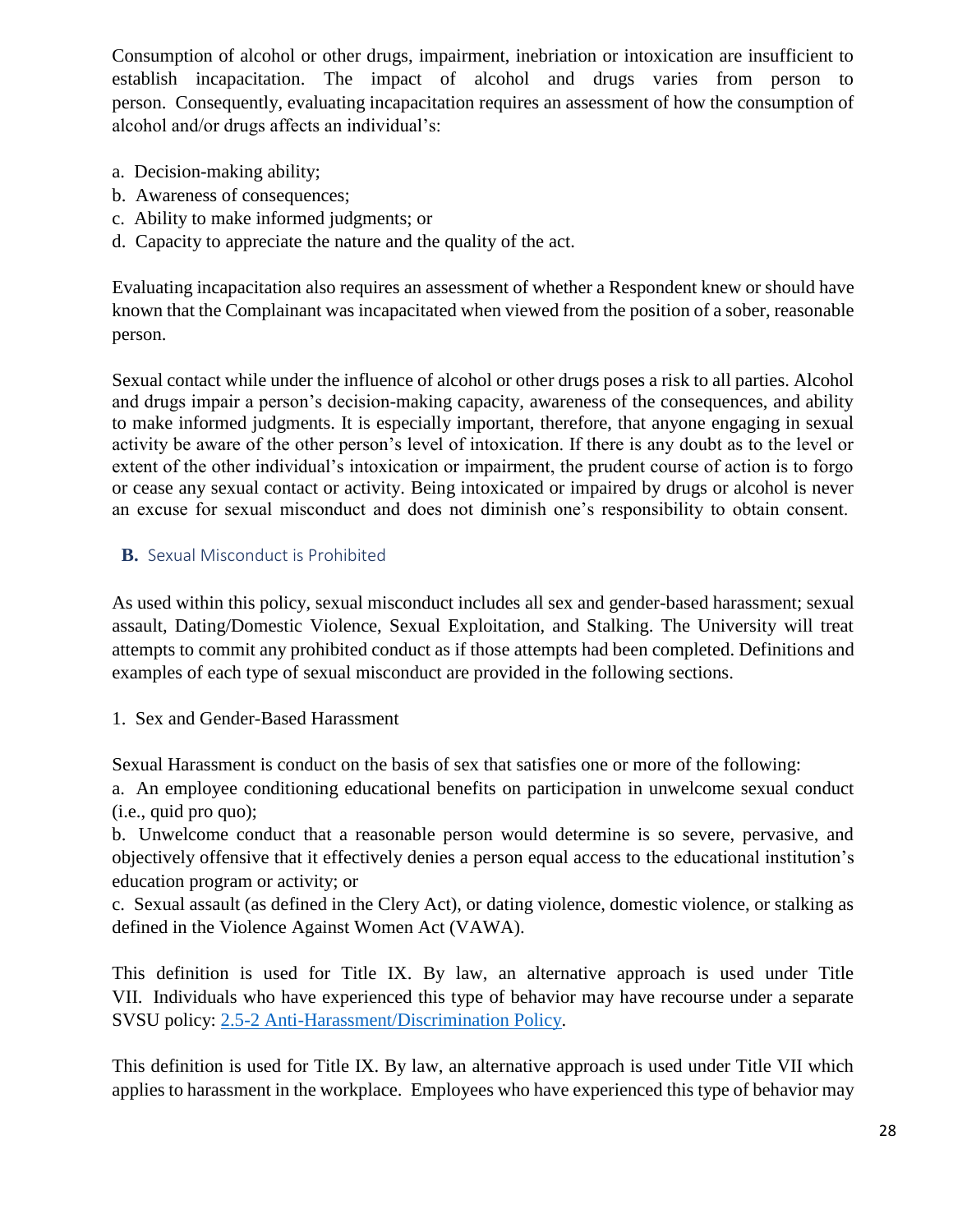Consumption of alcohol or other drugs, impairment, inebriation or intoxication are insufficient to establish incapacitation. The impact of alcohol and drugs varies from person to person. Consequently, evaluating incapacitation requires an assessment of how the consumption of alcohol and/or drugs affects an individual's:

a. Decision-making ability;
b. Awareness of consequences;
c. Ability to make informed judgments; or
d. Capacity to appreciate the nature and the quality of the act.

Evaluating incapacitation also requires an assessment of whether a Respondent knew or should have known that the Complainant was incapacitated when viewed from the position of a sober, reasonable person.

Sexual contact while under the influence of alcohol or other drugs poses a risk to all parties. Alcohol and drugs impair a person's decision-making capacity, awareness of the consequences, and ability to make informed judgments. It is especially important, therefore, that anyone engaging in sexual activity be aware of the other person's level of intoxication. If there is any doubt as to the level or extent of the other individual's intoxication or impairment, the prudent course of action is to forgo or cease any sexual contact or activity. Being intoxicated or impaired by drugs or alcohol is never an excuse for sexual misconduct and does not diminish one's responsibility to obtain consent.

### **B.** Sexual Misconduct is Prohibited

As used within this policy, sexual misconduct includes all sex and gender-based harassment; sexual assault, Dating/Domestic Violence, Sexual Exploitation, and Stalking. The University will treat attempts to commit any prohibited conduct as if those attempts had been completed. Definitions and examples of each type of sexual misconduct are provided in the following sections.

1. Sex and Gender-Based Harassment

Sexual Harassment is conduct on the basis of sex that satisfies one or more of the following:
a. An employee conditioning educational benefits on participation in unwelcome sexual conduct (i.e., quid pro quo);
b. Unwelcome conduct that a reasonable person would determine is so severe, pervasive, and objectively offensive that it effectively denies a person equal access to the educational institution's education program or activity; or
c. Sexual assault (as defined in the Clery Act), or dating violence, domestic violence, or stalking as defined in the Violence Against Women Act (VAWA).

This definition is used for Title IX. By law, an alternative approach is used under Title VII. Individuals who have experienced this type of behavior may have recourse under a separate SVSU policy: [2.5-2 Anti-Harassment/Discrimination Policy](2.5-2 Anti-Harassment/Discrimination Policy).

This definition is used for Title IX. By law, an alternative approach is used under Title VII which applies to harassment in the workplace. Employees who have experienced this type of behavior may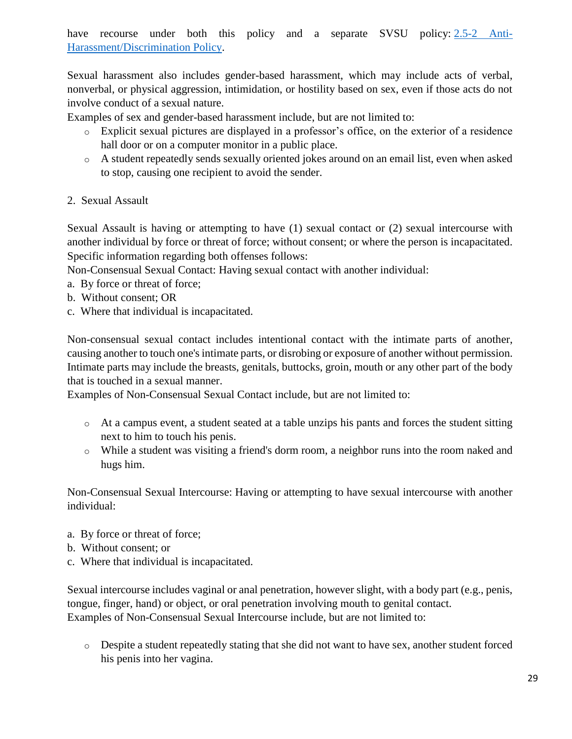have recourse under both this policy and a separate SVSU policy: [2.5-2 Anti-Harassment/Discrimination Policy](#).

Sexual harassment also includes gender-based harassment, which may include acts of verbal, nonverbal, or physical aggression, intimidation, or hostility based on sex, even if those acts do not involve conduct of a sexual nature.

Examples of sex and gender-based harassment include, but are not limited to:

- Explicit sexual pictures are displayed in a professor's office, on the exterior of a residence hall door or on a computer monitor in a public place.
- A student repeatedly sends sexually oriented jokes around on an email list, even when asked to stop, causing one recipient to avoid the sender.

2. Sexual Assault

Sexual Assault is having or attempting to have (1) sexual contact or (2) sexual intercourse with another individual by force or threat of force; without consent; or where the person is incapacitated. Specific information regarding both offenses follows:

Non-Consensual Sexual Contact: Having sexual contact with another individual:

a. By force or threat of force;
b. Without consent; OR
c. Where that individual is incapacitated.

Non-consensual sexual contact includes intentional contact with the intimate parts of another, causing another to touch one's intimate parts, or disrobing or exposure of another without permission. Intimate parts may include the breasts, genitals, buttocks, groin, mouth or any other part of the body that is touched in a sexual manner.

Examples of Non-Consensual Sexual Contact include, but are not limited to:

- At a campus event, a student seated at a table unzips his pants and forces the student sitting next to him to touch his penis.
- While a student was visiting a friend's dorm room, a neighbor runs into the room naked and hugs him.

Non-Consensual Sexual Intercourse: Having or attempting to have sexual intercourse with another individual:

a. By force or threat of force;
b. Without consent; or
c. Where that individual is incapacitated.

Sexual intercourse includes vaginal or anal penetration, however slight, with a body part (e.g., penis, tongue, finger, hand) or object, or oral penetration involving mouth to genital contact.

Examples of Non-Consensual Sexual Intercourse include, but are not limited to:

- Despite a student repeatedly stating that she did not want to have sex, another student forced his penis into her vagina.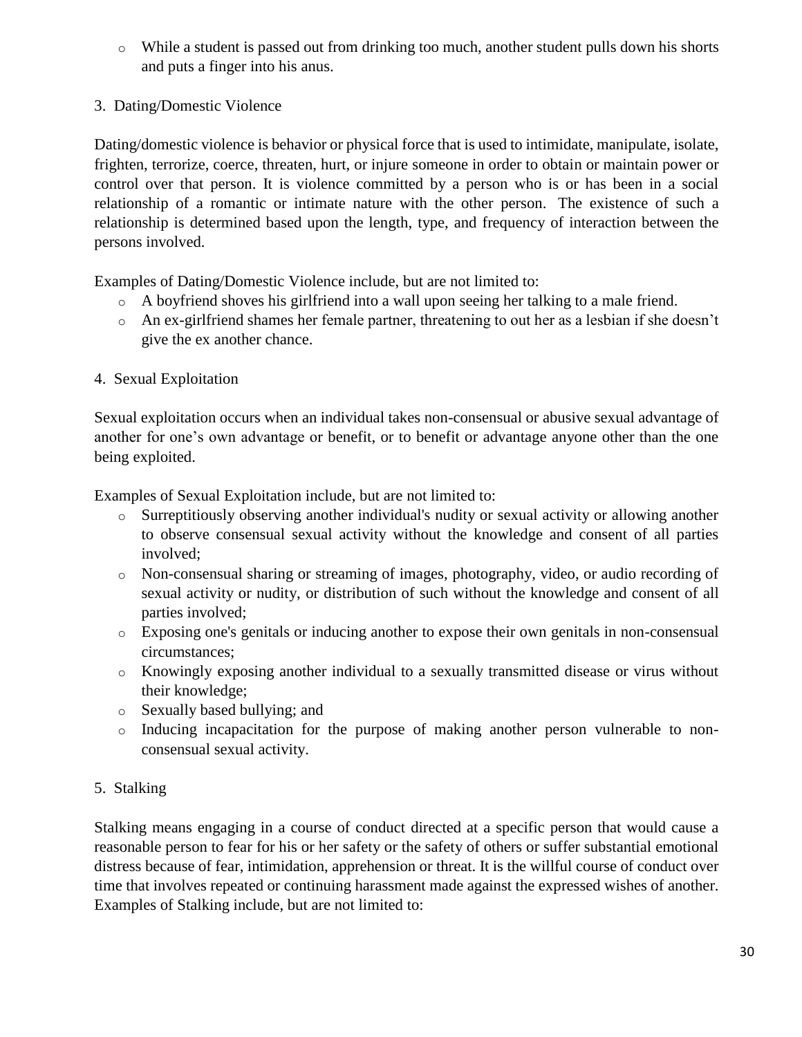- While a student is passed out from drinking too much, another student pulls down his shorts and puts a finger into his anus.

3. Dating/Domestic Violence

Dating/domestic violence is behavior or physical force that is used to intimidate, manipulate, isolate, frighten, terrorize, coerce, threaten, hurt, or injure someone in order to obtain or maintain power or control over that person. It is violence committed by a person who is or has been in a social relationship of a romantic or intimate nature with the other person. The existence of such a relationship is determined based upon the length, type, and frequency of interaction between the persons involved.

Examples of Dating/Domestic Violence include, but are not limited to:

- A boyfriend shoves his girlfriend into a wall upon seeing her talking to a male friend.
- An ex-girlfriend shames her female partner, threatening to out her as a lesbian if she doesn't give the ex another chance.

4. Sexual Exploitation

Sexual exploitation occurs when an individual takes non-consensual or abusive sexual advantage of another for one's own advantage or benefit, or to benefit or advantage anyone other than the one being exploited.

Examples of Sexual Exploitation include, but are not limited to:

- Surreptitiously observing another individual's nudity or sexual activity or allowing another to observe consensual sexual activity without the knowledge and consent of all parties involved;
- Non-consensual sharing or streaming of images, photography, video, or audio recording of sexual activity or nudity, or distribution of such without the knowledge and consent of all parties involved;
- Exposing one's genitals or inducing another to expose their own genitals in non-consensual circumstances;
- Knowingly exposing another individual to a sexually transmitted disease or virus without their knowledge;
- Sexually based bullying; and
- Inducing incapacitation for the purpose of making another person vulnerable to non-consensual sexual activity.

5. Stalking

Stalking means engaging in a course of conduct directed at a specific person that would cause a reasonable person to fear for his or her safety or the safety of others or suffer substantial emotional distress because of fear, intimidation, apprehension or threat. It is the willful course of conduct over time that involves repeated or continuing harassment made against the expressed wishes of another. Examples of Stalking include, but are not limited to: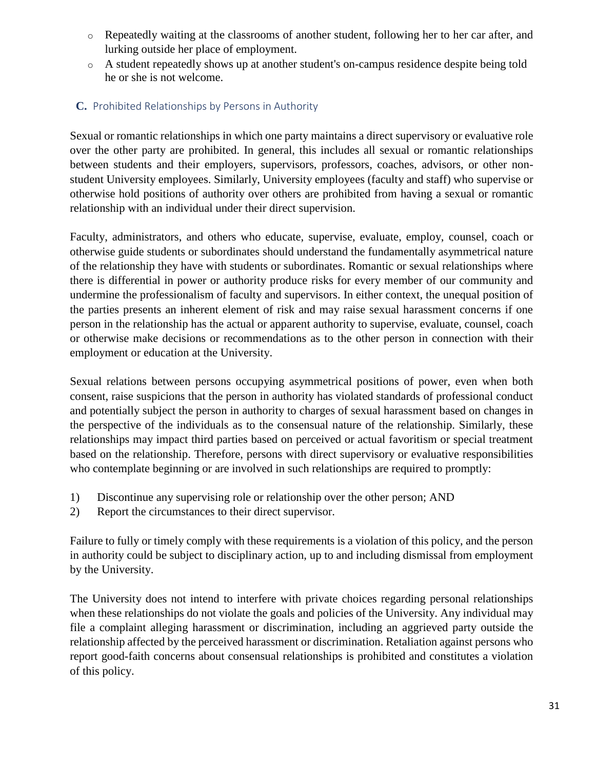- Repeatedly waiting at the classrooms of another student, following her to her car after, and lurking outside her place of employment.
- A student repeatedly shows up at another student's on-campus residence despite being told he or she is not welcome.

### C. Prohibited Relationships by Persons in Authority

Sexual or romantic relationships in which one party maintains a direct supervisory or evaluative role over the other party are prohibited. In general, this includes all sexual or romantic relationships between students and their employers, supervisors, professors, coaches, advisors, or other non-student University employees. Similarly, University employees (faculty and staff) who supervise or otherwise hold positions of authority over others are prohibited from having a sexual or romantic relationship with an individual under their direct supervision.

Faculty, administrators, and others who educate, supervise, evaluate, employ, counsel, coach or otherwise guide students or subordinates should understand the fundamentally asymmetrical nature of the relationship they have with students or subordinates. Romantic or sexual relationships where there is differential in power or authority produce risks for every member of our community and undermine the professionalism of faculty and supervisors. In either context, the unequal position of the parties presents an inherent element of risk and may raise sexual harassment concerns if one person in the relationship has the actual or apparent authority to supervise, evaluate, counsel, coach or otherwise make decisions or recommendations as to the other person in connection with their employment or education at the University.

Sexual relations between persons occupying asymmetrical positions of power, even when both consent, raise suspicions that the person in authority has violated standards of professional conduct and potentially subject the person in authority to charges of sexual harassment based on changes in the perspective of the individuals as to the consensual nature of the relationship. Similarly, these relationships may impact third parties based on perceived or actual favoritism or special treatment based on the relationship. Therefore, persons with direct supervisory or evaluative responsibilities who contemplate beginning or are involved in such relationships are required to promptly:

1) Discontinue any supervising role or relationship over the other person; AND
2) Report the circumstances to their direct supervisor.

Failure to fully or timely comply with these requirements is a violation of this policy, and the person in authority could be subject to disciplinary action, up to and including dismissal from employment by the University.

The University does not intend to interfere with private choices regarding personal relationships when these relationships do not violate the goals and policies of the University. Any individual may file a complaint alleging harassment or discrimination, including an aggrieved party outside the relationship affected by the perceived harassment or discrimination. Retaliation against persons who report good-faith concerns about consensual relationships is prohibited and constitutes a violation of this policy.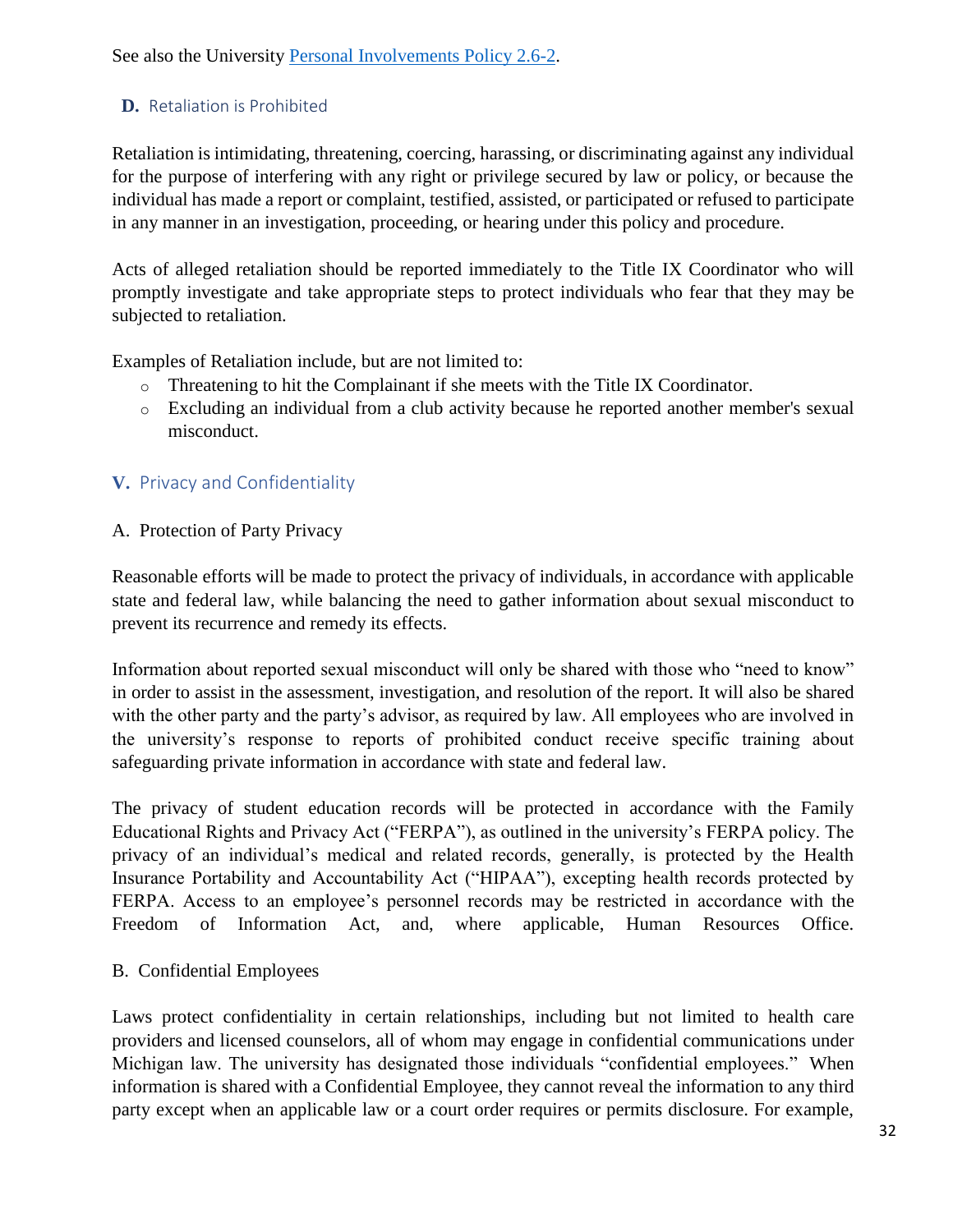See also the University [Personal Involvements Policy 2.6-2](#).

### **D.** Retaliation is Prohibited

Retaliation is intimidating, threatening, coercing, harassing, or discriminating against any individual for the purpose of interfering with any right or privilege secured by law or policy, or because the individual has made a report or complaint, testified, assisted, or participated or refused to participate in any manner in an investigation, proceeding, or hearing under this policy and procedure.

Acts of alleged retaliation should be reported immediately to the Title IX Coordinator who will promptly investigate and take appropriate steps to protect individuals who fear that they may be subjected to retaliation.

Examples of Retaliation include, but are not limited to:

- Threatening to hit the Complainant if she meets with the Title IX Coordinator.
- Excluding an individual from a club activity because he reported another member's sexual misconduct.

## **V.** Privacy and Confidentiality

A. Protection of Party Privacy

Reasonable efforts will be made to protect the privacy of individuals, in accordance with applicable state and federal law, while balancing the need to gather information about sexual misconduct to prevent its recurrence and remedy its effects.

Information about reported sexual misconduct will only be shared with those who "need to know" in order to assist in the assessment, investigation, and resolution of the report. It will also be shared with the other party and the party's advisor, as required by law. All employees who are involved in the university's response to reports of prohibited conduct receive specific training about safeguarding private information in accordance with state and federal law.

The privacy of student education records will be protected in accordance with the Family Educational Rights and Privacy Act ("FERPA"), as outlined in the university's FERPA policy. The privacy of an individual's medical and related records, generally, is protected by the Health Insurance Portability and Accountability Act ("HIPAA"), excepting health records protected by FERPA. Access to an employee's personnel records may be restricted in accordance with the Freedom of Information Act, and, where applicable, Human Resources Office.

B. Confidential Employees

Laws protect confidentiality in certain relationships, including but not limited to health care providers and licensed counselors, all of whom may engage in confidential communications under Michigan law. The university has designated those individuals "confidential employees." When information is shared with a Confidential Employee, they cannot reveal the information to any third party except when an applicable law or a court order requires or permits disclosure. For example,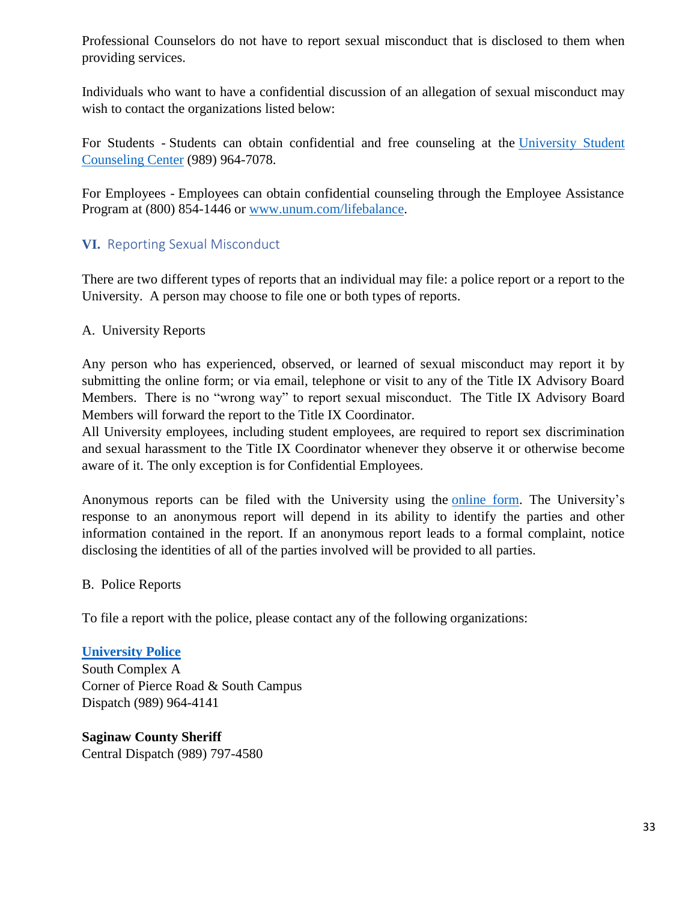Professional Counselors do not have to report sexual misconduct that is disclosed to them when providing services.

Individuals who want to have a confidential discussion of an allegation of sexual misconduct may wish to contact the organizations listed below:

For Students - Students can obtain confidential and free counseling at the University Student Counseling Center (989) 964-7078.

For Employees - Employees can obtain confidential counseling through the Employee Assistance Program at (800) 854-1446 or www.unum.com/lifebalance.

## VI. Reporting Sexual Misconduct

There are two different types of reports that an individual may file: a police report or a report to the University. A person may choose to file one or both types of reports.

A. University Reports

Any person who has experienced, observed, or learned of sexual misconduct may report it by submitting the online form; or via email, telephone or visit to any of the Title IX Advisory Board Members. There is no "wrong way" to report sexual misconduct. The Title IX Advisory Board Members will forward the report to the Title IX Coordinator.
All University employees, including student employees, are required to report sex discrimination and sexual harassment to the Title IX Coordinator whenever they observe it or otherwise become aware of it. The only exception is for Confidential Employees.

Anonymous reports can be filed with the University using the online form. The University's response to an anonymous report will depend in its ability to identify the parties and other information contained in the report. If an anonymous report leads to a formal complaint, notice disclosing the identities of all of the parties involved will be provided to all parties.

B. Police Reports

To file a report with the police, please contact any of the following organizations:

**University Police**
South Complex A
Corner of Pierce Road & South Campus
Dispatch (989) 964-4141

**Saginaw County Sheriff**
Central Dispatch (989) 797-4580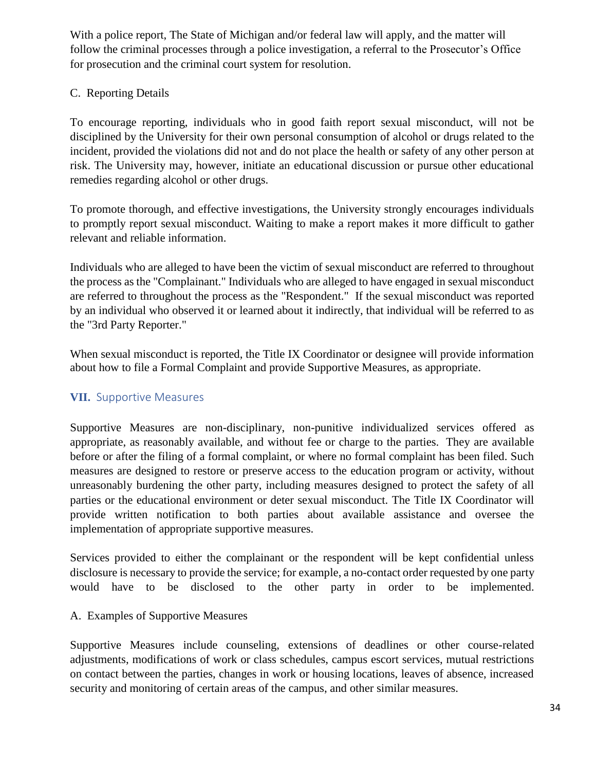With a police report, The State of Michigan and/or federal law will apply, and the matter will follow the criminal processes through a police investigation, a referral to the Prosecutor's Office for prosecution and the criminal court system for resolution.

### C. Reporting Details

To encourage reporting, individuals who in good faith report sexual misconduct, will not be disciplined by the University for their own personal consumption of alcohol or drugs related to the incident, provided the violations did not and do not place the health or safety of any other person at risk. The University may, however, initiate an educational discussion or pursue other educational remedies regarding alcohol or other drugs.

To promote thorough, and effective investigations, the University strongly encourages individuals to promptly report sexual misconduct. Waiting to make a report makes it more difficult to gather relevant and reliable information.

Individuals who are alleged to have been the victim of sexual misconduct are referred to throughout the process as the "Complainant." Individuals who are alleged to have engaged in sexual misconduct are referred to throughout the process as the "Respondent." If the sexual misconduct was reported by an individual who observed it or learned about it indirectly, that individual will be referred to as the "3rd Party Reporter."

When sexual misconduct is reported, the Title IX Coordinator or designee will provide information about how to file a Formal Complaint and provide Supportive Measures, as appropriate.

## VII. Supportive Measures

Supportive Measures are non-disciplinary, non-punitive individualized services offered as appropriate, as reasonably available, and without fee or charge to the parties. They are available before or after the filing of a formal complaint, or where no formal complaint has been filed. Such measures are designed to restore or preserve access to the education program or activity, without unreasonably burdening the other party, including measures designed to protect the safety of all parties or the educational environment or deter sexual misconduct. The Title IX Coordinator will provide written notification to both parties about available assistance and oversee the implementation of appropriate supportive measures.

Services provided to either the complainant or the respondent will be kept confidential unless disclosure is necessary to provide the service; for example, a no-contact order requested by one party would have to be disclosed to the other party in order to be implemented.

### A. Examples of Supportive Measures

Supportive Measures include counseling, extensions of deadlines or other course-related adjustments, modifications of work or class schedules, campus escort services, mutual restrictions on contact between the parties, changes in work or housing locations, leaves of absence, increased security and monitoring of certain areas of the campus, and other similar measures.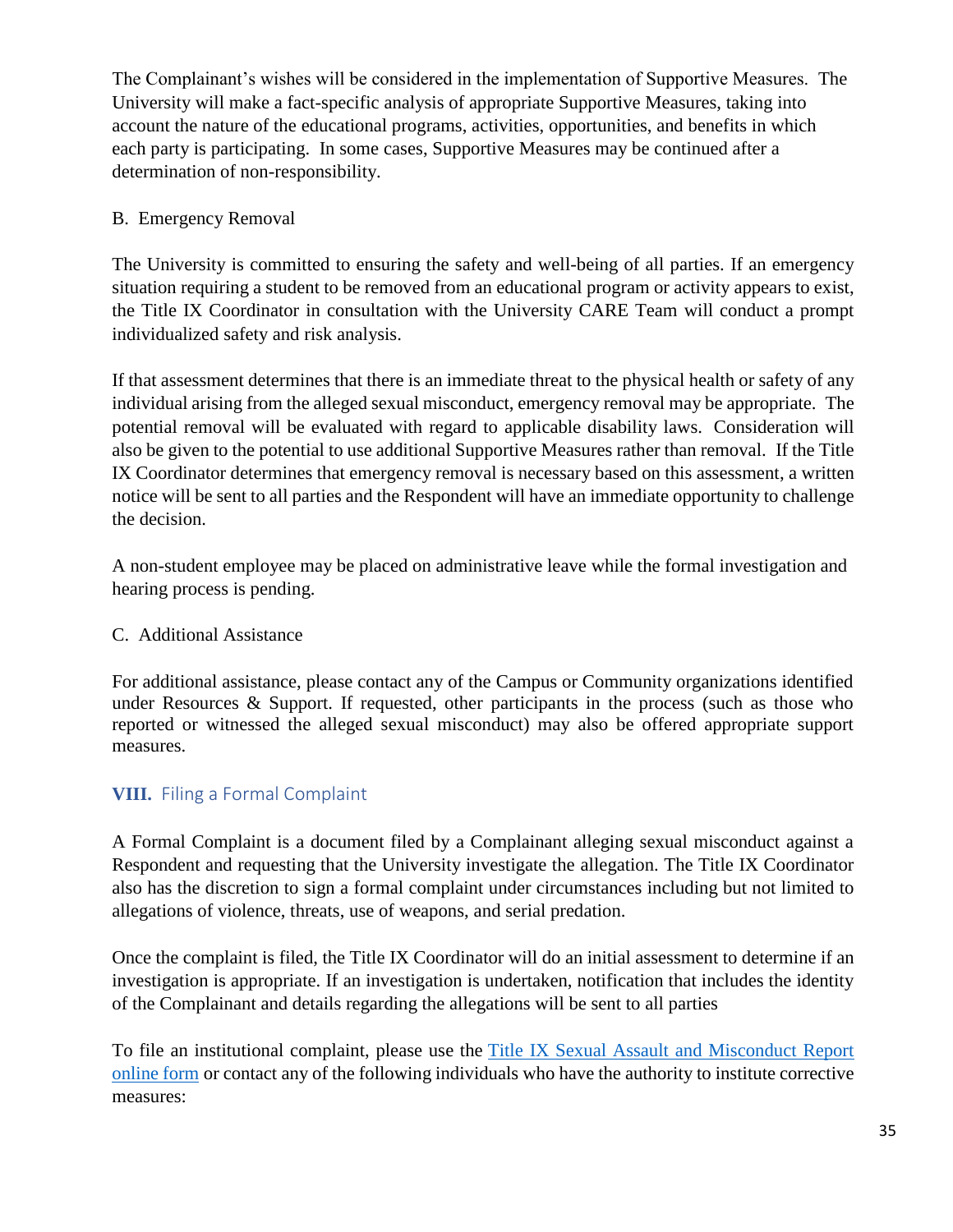The Complainant's wishes will be considered in the implementation of Supportive Measures. The University will make a fact-specific analysis of appropriate Supportive Measures, taking into account the nature of the educational programs, activities, opportunities, and benefits in which each party is participating. In some cases, Supportive Measures may be continued after a determination of non-responsibility.

B. Emergency Removal

The University is committed to ensuring the safety and well-being of all parties. If an emergency situation requiring a student to be removed from an educational program or activity appears to exist, the Title IX Coordinator in consultation with the University CARE Team will conduct a prompt individualized safety and risk analysis.

If that assessment determines that there is an immediate threat to the physical health or safety of any individual arising from the alleged sexual misconduct, emergency removal may be appropriate. The potential removal will be evaluated with regard to applicable disability laws. Consideration will also be given to the potential to use additional Supportive Measures rather than removal. If the Title IX Coordinator determines that emergency removal is necessary based on this assessment, a written notice will be sent to all parties and the Respondent will have an immediate opportunity to challenge the decision.

A non-student employee may be placed on administrative leave while the formal investigation and hearing process is pending.

C. Additional Assistance

For additional assistance, please contact any of the Campus or Community organizations identified under Resources & Support. If requested, other participants in the process (such as those who reported or witnessed the alleged sexual misconduct) may also be offered appropriate support measures.

## VIII. Filing a Formal Complaint

A Formal Complaint is a document filed by a Complainant alleging sexual misconduct against a Respondent and requesting that the University investigate the allegation. The Title IX Coordinator also has the discretion to sign a formal complaint under circumstances including but not limited to allegations of violence, threats, use of weapons, and serial predation.

Once the complaint is filed, the Title IX Coordinator will do an initial assessment to determine if an investigation is appropriate. If an investigation is undertaken, notification that includes the identity of the Complainant and details regarding the allegations will be sent to all parties

To file an institutional complaint, please use the Title IX Sexual Assault and Misconduct Report online form or contact any of the following individuals who have the authority to institute corrective measures: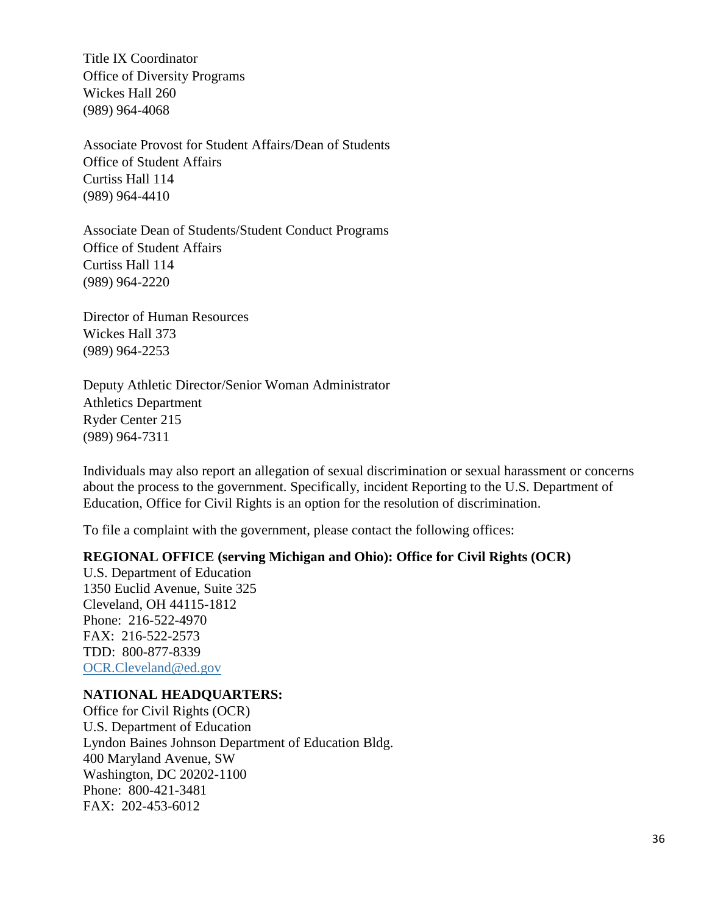Title IX Coordinator
Office of Diversity Programs
Wickes Hall 260
(989) 964-4068

Associate Provost for Student Affairs/Dean of Students
Office of Student Affairs
Curtiss Hall 114
(989) 964-4410

Associate Dean of Students/Student Conduct Programs
Office of Student Affairs
Curtiss Hall 114
(989) 964-2220

Director of Human Resources
Wickes Hall 373
(989) 964-2253

Deputy Athletic Director/Senior Woman Administrator
Athletics Department
Ryder Center 215
(989) 964-7311

Individuals may also report an allegation of sexual discrimination or sexual harassment or concerns about the process to the government. Specifically, incident Reporting to the U.S. Department of Education, Office for Civil Rights is an option for the resolution of discrimination.

To file a complaint with the government, please contact the following offices:

**REGIONAL OFFICE (serving Michigan and Ohio): Office for Civil Rights (OCR)**
U.S. Department of Education
1350 Euclid Avenue, Suite 325
Cleveland, OH 44115-1812
Phone: 216-522-4970
FAX: 216-522-2573
TDD: 800-877-8339
OCR.Cleveland@ed.gov

**NATIONAL HEADQUARTERS:**
Office for Civil Rights (OCR)
U.S. Department of Education
Lyndon Baines Johnson Department of Education Bldg.
400 Maryland Avenue, SW
Washington, DC 20202-1100
Phone: 800-421-3481
FAX: 202-453-6012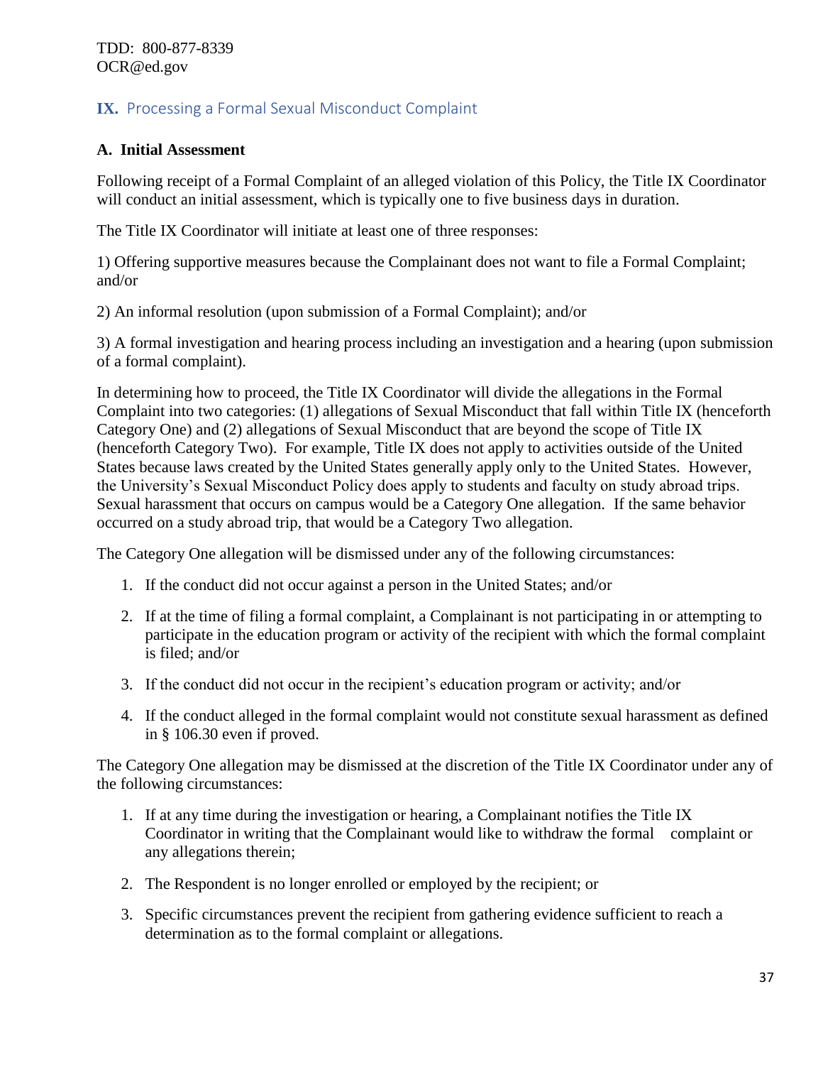TDD: 800-877-8339
OCR@ed.gov

## IX. Processing a Formal Sexual Misconduct Complaint

### A. Initial Assessment

Following receipt of a Formal Complaint of an alleged violation of this Policy, the Title IX Coordinator will conduct an initial assessment, which is typically one to five business days in duration.

The Title IX Coordinator will initiate at least one of three responses:

1) Offering supportive measures because the Complainant does not want to file a Formal Complaint; and/or

2) An informal resolution (upon submission of a Formal Complaint); and/or

3) A formal investigation and hearing process including an investigation and a hearing (upon submission of a formal complaint).

In determining how to proceed, the Title IX Coordinator will divide the allegations in the Formal Complaint into two categories: (1) allegations of Sexual Misconduct that fall within Title IX (henceforth Category One) and (2) allegations of Sexual Misconduct that are beyond the scope of Title IX (henceforth Category Two). For example, Title IX does not apply to activities outside of the United States because laws created by the United States generally apply only to the United States. However, the University's Sexual Misconduct Policy does apply to students and faculty on study abroad trips. Sexual harassment that occurs on campus would be a Category One allegation. If the same behavior occurred on a study abroad trip, that would be a Category Two allegation.

The Category One allegation will be dismissed under any of the following circumstances:

1. If the conduct did not occur against a person in the United States; and/or
2. If at the time of filing a formal complaint, a Complainant is not participating in or attempting to participate in the education program or activity of the recipient with which the formal complaint is filed; and/or
3. If the conduct did not occur in the recipient's education program or activity; and/or
4. If the conduct alleged in the formal complaint would not constitute sexual harassment as defined in § 106.30 even if proved.

The Category One allegation may be dismissed at the discretion of the Title IX Coordinator under any of the following circumstances:

1. If at any time during the investigation or hearing, a Complainant notifies the Title IX Coordinator in writing that the Complainant would like to withdraw the formal complaint or any allegations therein;
2. The Respondent is no longer enrolled or employed by the recipient; or
3. Specific circumstances prevent the recipient from gathering evidence sufficient to reach a determination as to the formal complaint or allegations.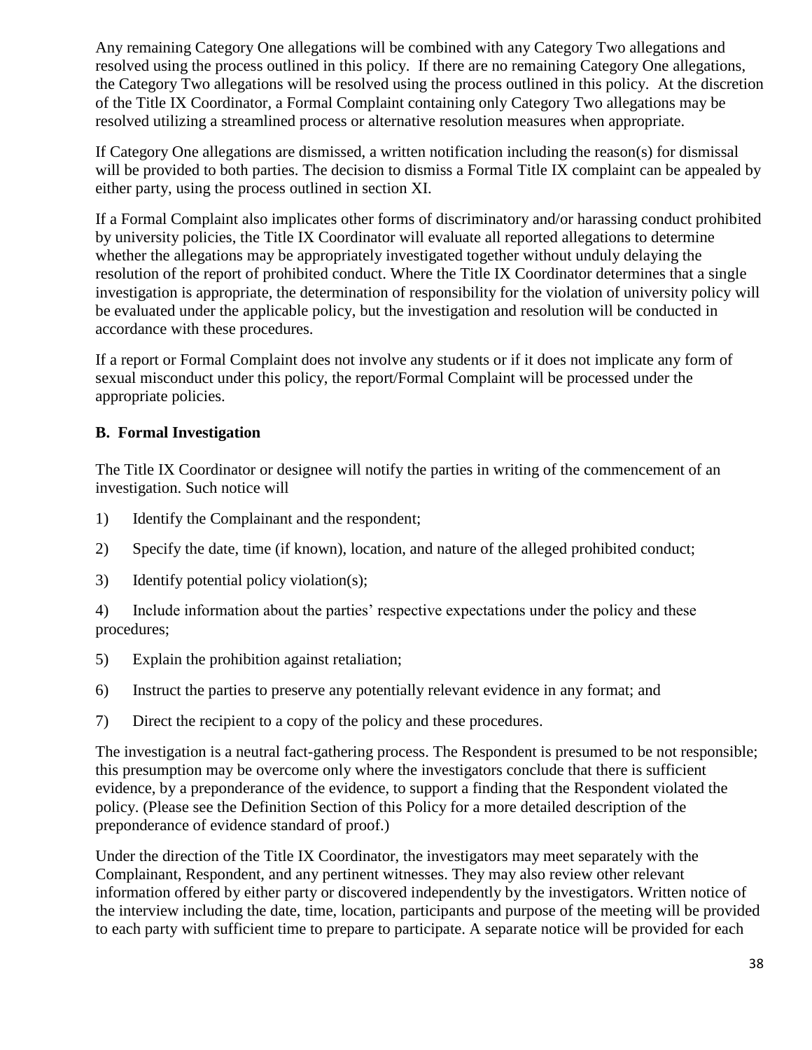Any remaining Category One allegations will be combined with any Category Two allegations and resolved using the process outlined in this policy. If there are no remaining Category One allegations, the Category Two allegations will be resolved using the process outlined in this policy. At the discretion of the Title IX Coordinator, a Formal Complaint containing only Category Two allegations may be resolved utilizing a streamlined process or alternative resolution measures when appropriate.

If Category One allegations are dismissed, a written notification including the reason(s) for dismissal will be provided to both parties. The decision to dismiss a Formal Title IX complaint can be appealed by either party, using the process outlined in section XI.

If a Formal Complaint also implicates other forms of discriminatory and/or harassing conduct prohibited by university policies, the Title IX Coordinator will evaluate all reported allegations to determine whether the allegations may be appropriately investigated together without unduly delaying the resolution of the report of prohibited conduct. Where the Title IX Coordinator determines that a single investigation is appropriate, the determination of responsibility for the violation of university policy will be evaluated under the applicable policy, but the investigation and resolution will be conducted in accordance with these procedures.

If a report or Formal Complaint does not involve any students or if it does not implicate any form of sexual misconduct under this policy, the report/Formal Complaint will be processed under the appropriate policies.

**B. Formal Investigation**

The Title IX Coordinator or designee will notify the parties in writing of the commencement of an investigation. Such notice will

1) Identify the Complainant and the respondent;

2) Specify the date, time (if known), location, and nature of the alleged prohibited conduct;

3) Identify potential policy violation(s);

4) Include information about the parties' respective expectations under the policy and these procedures;

5) Explain the prohibition against retaliation;

6) Instruct the parties to preserve any potentially relevant evidence in any format; and

7) Direct the recipient to a copy of the policy and these procedures.

The investigation is a neutral fact-gathering process. The Respondent is presumed to be not responsible; this presumption may be overcome only where the investigators conclude that there is sufficient evidence, by a preponderance of the evidence, to support a finding that the Respondent violated the policy. (Please see the Definition Section of this Policy for a more detailed description of the preponderance of evidence standard of proof.)

Under the direction of the Title IX Coordinator, the investigators may meet separately with the Complainant, Respondent, and any pertinent witnesses. They may also review other relevant information offered by either party or discovered independently by the investigators. Written notice of the interview including the date, time, location, participants and purpose of the meeting will be provided to each party with sufficient time to prepare to participate. A separate notice will be provided for each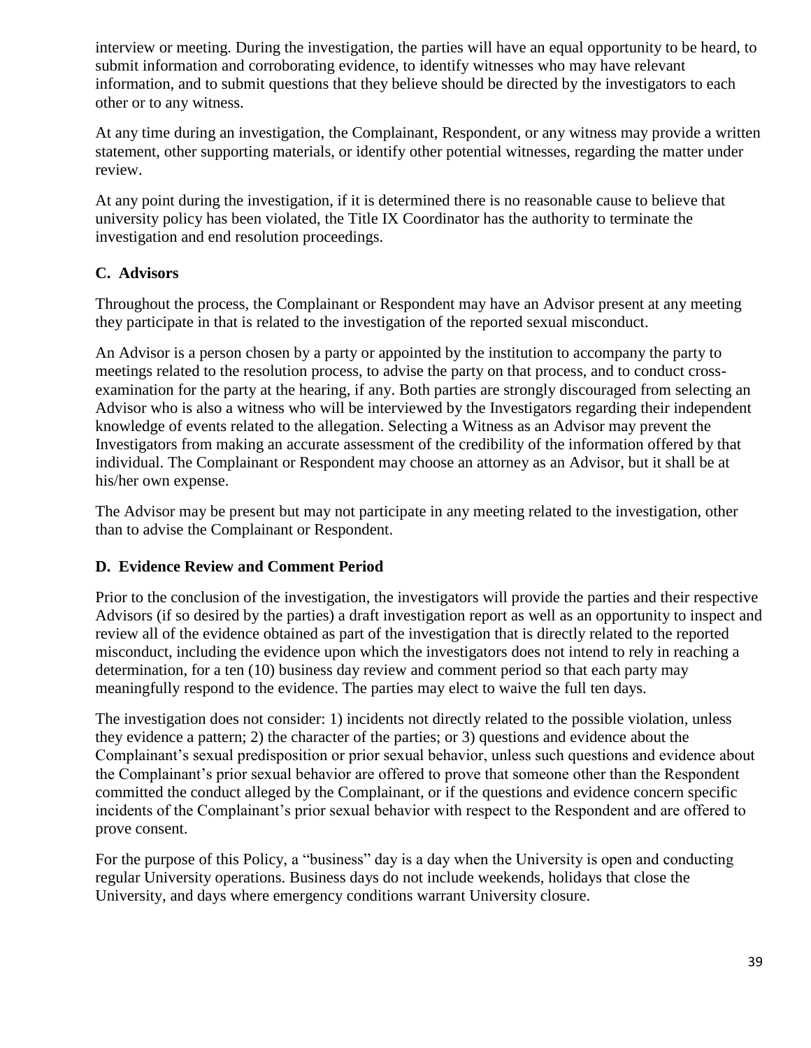interview or meeting. During the investigation, the parties will have an equal opportunity to be heard, to submit information and corroborating evidence, to identify witnesses who may have relevant information, and to submit questions that they believe should be directed by the investigators to each other or to any witness.

At any time during an investigation, the Complainant, Respondent, or any witness may provide a written statement, other supporting materials, or identify other potential witnesses, regarding the matter under review.

At any point during the investigation, if it is determined there is no reasonable cause to believe that university policy has been violated, the Title IX Coordinator has the authority to terminate the investigation and end resolution proceedings.

### C. Advisors

Throughout the process, the Complainant or Respondent may have an Advisor present at any meeting they participate in that is related to the investigation of the reported sexual misconduct.

An Advisor is a person chosen by a party or appointed by the institution to accompany the party to meetings related to the resolution process, to advise the party on that process, and to conduct cross-examination for the party at the hearing, if any. Both parties are strongly discouraged from selecting an Advisor who is also a witness who will be interviewed by the Investigators regarding their independent knowledge of events related to the allegation. Selecting a Witness as an Advisor may prevent the Investigators from making an accurate assessment of the credibility of the information offered by that individual. The Complainant or Respondent may choose an attorney as an Advisor, but it shall be at his/her own expense.

The Advisor may be present but may not participate in any meeting related to the investigation, other than to advise the Complainant or Respondent.

### D. Evidence Review and Comment Period

Prior to the conclusion of the investigation, the investigators will provide the parties and their respective Advisors (if so desired by the parties) a draft investigation report as well as an opportunity to inspect and review all of the evidence obtained as part of the investigation that is directly related to the reported misconduct, including the evidence upon which the investigators does not intend to rely in reaching a determination, for a ten (10) business day review and comment period so that each party may meaningfully respond to the evidence. The parties may elect to waive the full ten days.

The investigation does not consider: 1) incidents not directly related to the possible violation, unless they evidence a pattern; 2) the character of the parties; or 3) questions and evidence about the Complainant's sexual predisposition or prior sexual behavior, unless such questions and evidence about the Complainant's prior sexual behavior are offered to prove that someone other than the Respondent committed the conduct alleged by the Complainant, or if the questions and evidence concern specific incidents of the Complainant's prior sexual behavior with respect to the Respondent and are offered to prove consent.

For the purpose of this Policy, a "business" day is a day when the University is open and conducting regular University operations. Business days do not include weekends, holidays that close the University, and days where emergency conditions warrant University closure.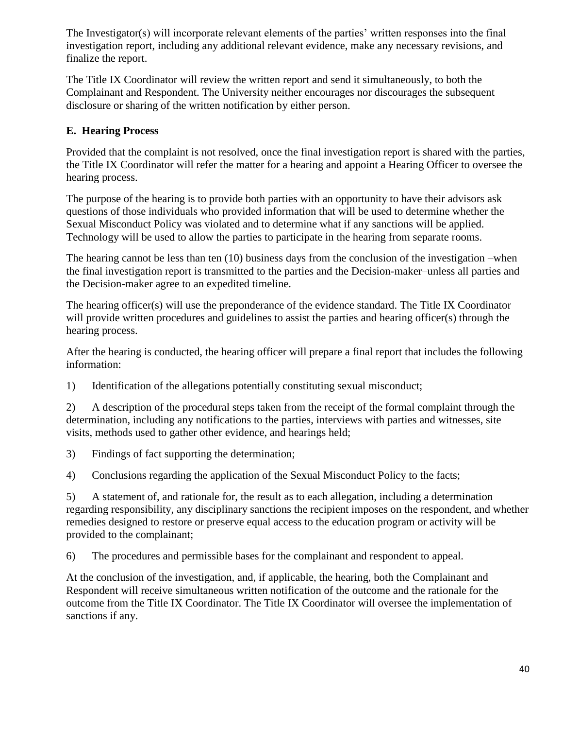The Investigator(s) will incorporate relevant elements of the parties' written responses into the final investigation report, including any additional relevant evidence, make any necessary revisions, and finalize the report.

The Title IX Coordinator will review the written report and send it simultaneously, to both the Complainant and Respondent. The University neither encourages nor discourages the subsequent disclosure or sharing of the written notification by either person.

### E. Hearing Process

Provided that the complaint is not resolved, once the final investigation report is shared with the parties, the Title IX Coordinator will refer the matter for a hearing and appoint a Hearing Officer to oversee the hearing process.

The purpose of the hearing is to provide both parties with an opportunity to have their advisors ask questions of those individuals who provided information that will be used to determine whether the Sexual Misconduct Policy was violated and to determine what if any sanctions will be applied. Technology will be used to allow the parties to participate in the hearing from separate rooms.

The hearing cannot be less than ten (10) business days from the conclusion of the investigation –when the final investigation report is transmitted to the parties and the Decision-maker–unless all parties and the Decision-maker agree to an expedited timeline.

The hearing officer(s) will use the preponderance of the evidence standard. The Title IX Coordinator will provide written procedures and guidelines to assist the parties and hearing officer(s) through the hearing process.

After the hearing is conducted, the hearing officer will prepare a final report that includes the following information:

1) Identification of the allegations potentially constituting sexual misconduct;

2) A description of the procedural steps taken from the receipt of the formal complaint through the determination, including any notifications to the parties, interviews with parties and witnesses, site visits, methods used to gather other evidence, and hearings held;

3) Findings of fact supporting the determination;

4) Conclusions regarding the application of the Sexual Misconduct Policy to the facts;

5) A statement of, and rationale for, the result as to each allegation, including a determination regarding responsibility, any disciplinary sanctions the recipient imposes on the respondent, and whether remedies designed to restore or preserve equal access to the education program or activity will be provided to the complainant;

6) The procedures and permissible bases for the complainant and respondent to appeal.

At the conclusion of the investigation, and, if applicable, the hearing, both the Complainant and Respondent will receive simultaneous written notification of the outcome and the rationale for the outcome from the Title IX Coordinator. The Title IX Coordinator will oversee the implementation of sanctions if any.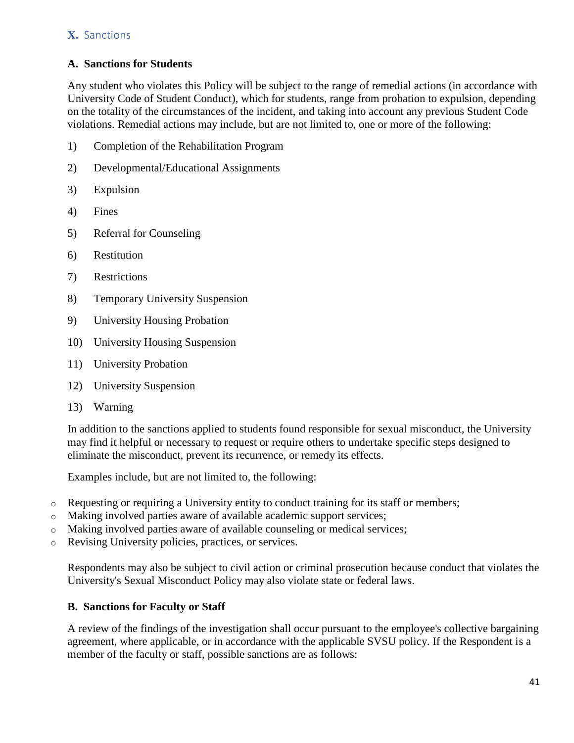## X. Sanctions

### A. Sanctions for Students

Any student who violates this Policy will be subject to the range of remedial actions (in accordance with University Code of Student Conduct), which for students, range from probation to expulsion, depending on the totality of the circumstances of the incident, and taking into account any previous Student Code violations. Remedial actions may include, but are not limited to, one or more of the following:

1) Completion of the Rehabilitation Program
2) Developmental/Educational Assignments
3) Expulsion
4) Fines
5) Referral for Counseling
6) Restitution
7) Restrictions
8) Temporary University Suspension
9) University Housing Probation
10) University Housing Suspension
11) University Probation
12) University Suspension
13) Warning

In addition to the sanctions applied to students found responsible for sexual misconduct, the University may find it helpful or necessary to request or require others to undertake specific steps designed to eliminate the misconduct, prevent its recurrence, or remedy its effects.

Examples include, but are not limited to, the following:

- Requesting or requiring a University entity to conduct training for its staff or members;
- Making involved parties aware of available academic support services;
- Making involved parties aware of available counseling or medical services;
- Revising University policies, practices, or services.

Respondents may also be subject to civil action or criminal prosecution because conduct that violates the University's Sexual Misconduct Policy may also violate state or federal laws.

### B. Sanctions for Faculty or Staff

A review of the findings of the investigation shall occur pursuant to the employee's collective bargaining agreement, where applicable, or in accordance with the applicable SVSU policy. If the Respondent is a member of the faculty or staff, possible sanctions are as follows: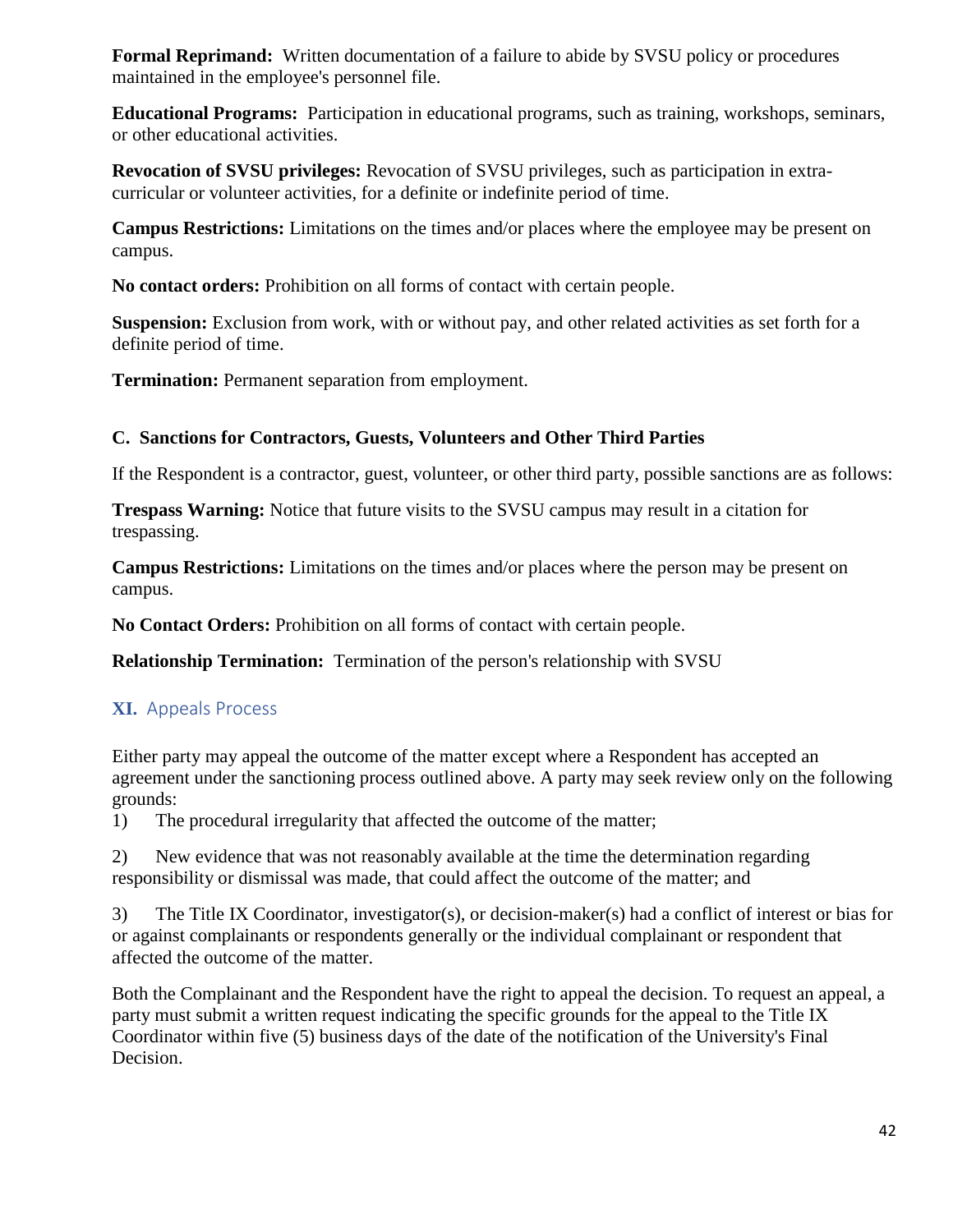**Formal Reprimand:** Written documentation of a failure to abide by SVSU policy or procedures maintained in the employee's personnel file.

**Educational Programs:** Participation in educational programs, such as training, workshops, seminars, or other educational activities.

**Revocation of SVSU privileges:** Revocation of SVSU privileges, such as participation in extra-curricular or volunteer activities, for a definite or indefinite period of time.

**Campus Restrictions:** Limitations on the times and/or places where the employee may be present on campus.

**No contact orders:** Prohibition on all forms of contact with certain people.

**Suspension:** Exclusion from work, with or without pay, and other related activities as set forth for a definite period of time.

**Termination:** Permanent separation from employment.

### C. Sanctions for Contractors, Guests, Volunteers and Other Third Parties

If the Respondent is a contractor, guest, volunteer, or other third party, possible sanctions are as follows:

**Trespass Warning:** Notice that future visits to the SVSU campus may result in a citation for trespassing.

**Campus Restrictions:** Limitations on the times and/or places where the person may be present on campus.

**No Contact Orders:** Prohibition on all forms of contact with certain people.

**Relationship Termination:** Termination of the person's relationship with SVSU

## XI. Appeals Process

Either party may appeal the outcome of the matter except where a Respondent has accepted an agreement under the sanctioning process outlined above. A party may seek review only on the following grounds:

1) The procedural irregularity that affected the outcome of the matter;

2) New evidence that was not reasonably available at the time the determination regarding responsibility or dismissal was made, that could affect the outcome of the matter; and

3) The Title IX Coordinator, investigator(s), or decision-maker(s) had a conflict of interest or bias for or against complainants or respondents generally or the individual complainant or respondent that affected the outcome of the matter.

Both the Complainant and the Respondent have the right to appeal the decision. To request an appeal, a party must submit a written request indicating the specific grounds for the appeal to the Title IX Coordinator within five (5) business days of the date of the notification of the University's Final Decision.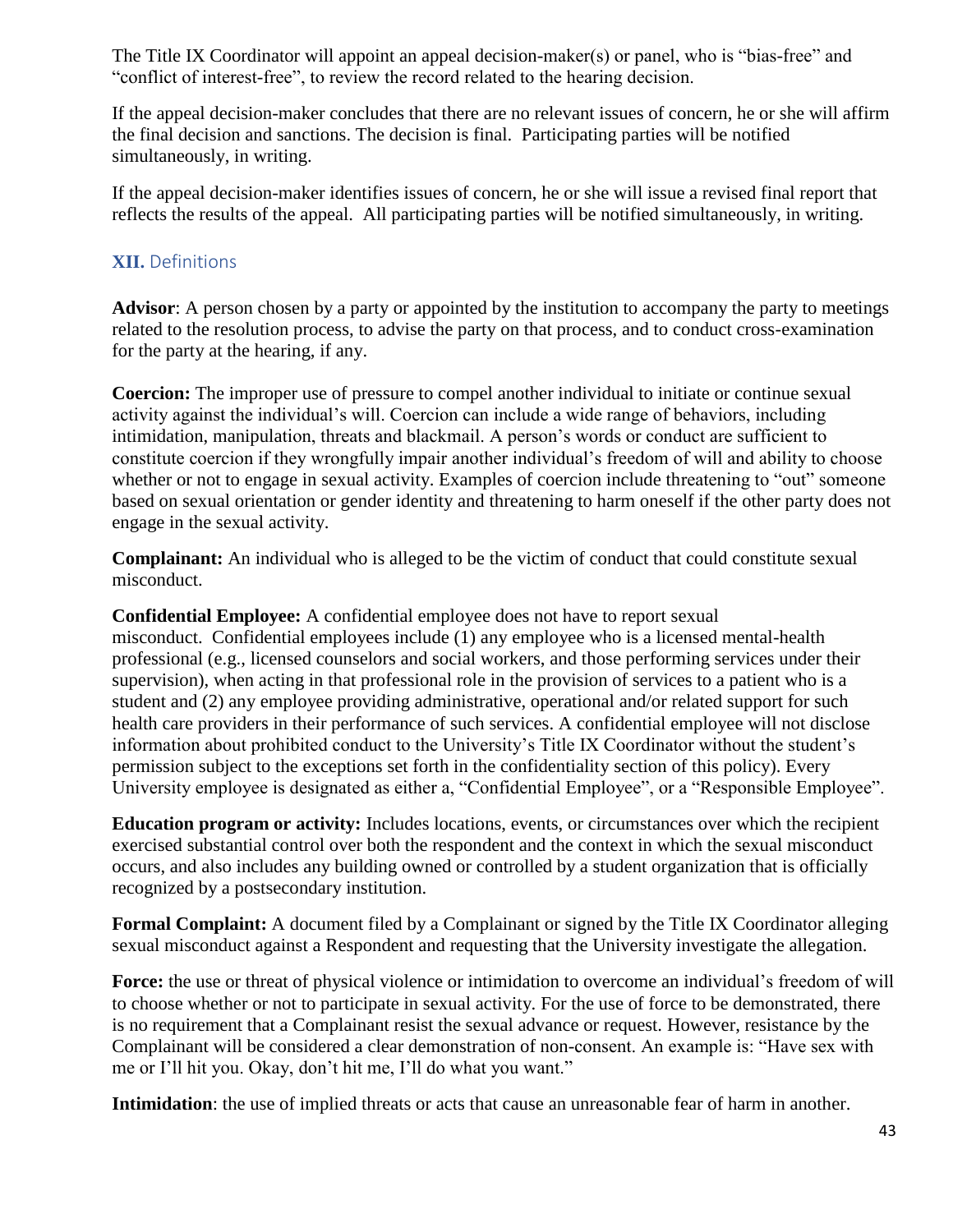The Title IX Coordinator will appoint an appeal decision-maker(s) or panel, who is “bias-free” and “conflict of interest-free”, to review the record related to the hearing decision.

If the appeal decision-maker concludes that there are no relevant issues of concern, he or she will affirm the final decision and sanctions. The decision is final. Participating parties will be notified simultaneously, in writing.

If the appeal decision-maker identifies issues of concern, he or she will issue a revised final report that reflects the results of the appeal. All participating parties will be notified simultaneously, in writing.

## XII. Definitions

**Advisor**: A person chosen by a party or appointed by the institution to accompany the party to meetings related to the resolution process, to advise the party on that process, and to conduct cross-examination for the party at the hearing, if any.

**Coercion:** The improper use of pressure to compel another individual to initiate or continue sexual activity against the individual’s will. Coercion can include a wide range of behaviors, including intimidation, manipulation, threats and blackmail. A person’s words or conduct are sufficient to constitute coercion if they wrongfully impair another individual’s freedom of will and ability to choose whether or not to engage in sexual activity. Examples of coercion include threatening to “out” someone based on sexual orientation or gender identity and threatening to harm oneself if the other party does not engage in the sexual activity.

**Complainant:** An individual who is alleged to be the victim of conduct that could constitute sexual misconduct.

**Confidential Employee:** A confidential employee does not have to report sexual misconduct. Confidential employees include (1) any employee who is a licensed mental-health professional (e.g., licensed counselors and social workers, and those performing services under their supervision), when acting in that professional role in the provision of services to a patient who is a student and (2) any employee providing administrative, operational and/or related support for such health care providers in their performance of such services. A confidential employee will not disclose information about prohibited conduct to the University’s Title IX Coordinator without the student’s permission subject to the exceptions set forth in the confidentiality section of this policy). Every University employee is designated as either a, “Confidential Employee”, or a “Responsible Employee”.

**Education program or activity:** Includes locations, events, or circumstances over which the recipient exercised substantial control over both the respondent and the context in which the sexual misconduct occurs, and also includes any building owned or controlled by a student organization that is officially recognized by a postsecondary institution.

**Formal Complaint:** A document filed by a Complainant or signed by the Title IX Coordinator alleging sexual misconduct against a Respondent and requesting that the University investigate the allegation.

**Force:** the use or threat of physical violence or intimidation to overcome an individual’s freedom of will to choose whether or not to participate in sexual activity. For the use of force to be demonstrated, there is no requirement that a Complainant resist the sexual advance or request. However, resistance by the Complainant will be considered a clear demonstration of non-consent. An example is: “Have sex with me or I’ll hit you. Okay, don’t hit me, I’ll do what you want.”

**Intimidation**: the use of implied threats or acts that cause an unreasonable fear of harm in another.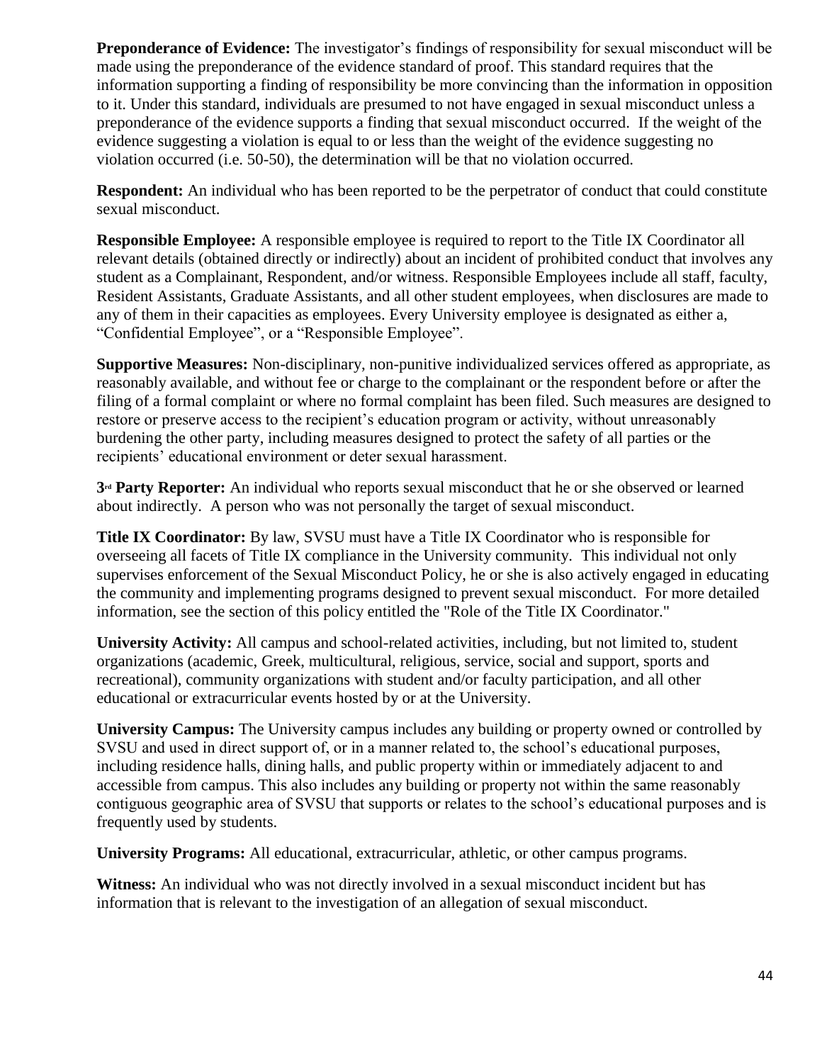**Preponderance of Evidence:** The investigator's findings of responsibility for sexual misconduct will be made using the preponderance of the evidence standard of proof. This standard requires that the information supporting a finding of responsibility be more convincing than the information in opposition to it. Under this standard, individuals are presumed to not have engaged in sexual misconduct unless a preponderance of the evidence supports a finding that sexual misconduct occurred. If the weight of the evidence suggesting a violation is equal to or less than the weight of the evidence suggesting no violation occurred (i.e. 50-50), the determination will be that no violation occurred.

**Respondent:** An individual who has been reported to be the perpetrator of conduct that could constitute sexual misconduct.

**Responsible Employee:** A responsible employee is required to report to the Title IX Coordinator all relevant details (obtained directly or indirectly) about an incident of prohibited conduct that involves any student as a Complainant, Respondent, and/or witness. Responsible Employees include all staff, faculty, Resident Assistants, Graduate Assistants, and all other student employees, when disclosures are made to any of them in their capacities as employees. Every University employee is designated as either a, "Confidential Employee", or a "Responsible Employee".

**Supportive Measures:** Non-disciplinary, non-punitive individualized services offered as appropriate, as reasonably available, and without fee or charge to the complainant or the respondent before or after the filing of a formal complaint or where no formal complaint has been filed. Such measures are designed to restore or preserve access to the recipient's education program or activity, without unreasonably burdening the other party, including measures designed to protect the safety of all parties or the recipients' educational environment or deter sexual harassment.

**3rd Party Reporter:** An individual who reports sexual misconduct that he or she observed or learned about indirectly. A person who was not personally the target of sexual misconduct.

**Title IX Coordinator:** By law, SVSU must have a Title IX Coordinator who is responsible for overseeing all facets of Title IX compliance in the University community. This individual not only supervises enforcement of the Sexual Misconduct Policy, he or she is also actively engaged in educating the community and implementing programs designed to prevent sexual misconduct. For more detailed information, see the section of this policy entitled the "Role of the Title IX Coordinator."

**University Activity:** All campus and school-related activities, including, but not limited to, student organizations (academic, Greek, multicultural, religious, service, social and support, sports and recreational), community organizations with student and/or faculty participation, and all other educational or extracurricular events hosted by or at the University.

**University Campus:** The University campus includes any building or property owned or controlled by SVSU and used in direct support of, or in a manner related to, the school's educational purposes, including residence halls, dining halls, and public property within or immediately adjacent to and accessible from campus. This also includes any building or property not within the same reasonably contiguous geographic area of SVSU that supports or relates to the school's educational purposes and is frequently used by students.

**University Programs:** All educational, extracurricular, athletic, or other campus programs.

**Witness:** An individual who was not directly involved in a sexual misconduct incident but has information that is relevant to the investigation of an allegation of sexual misconduct.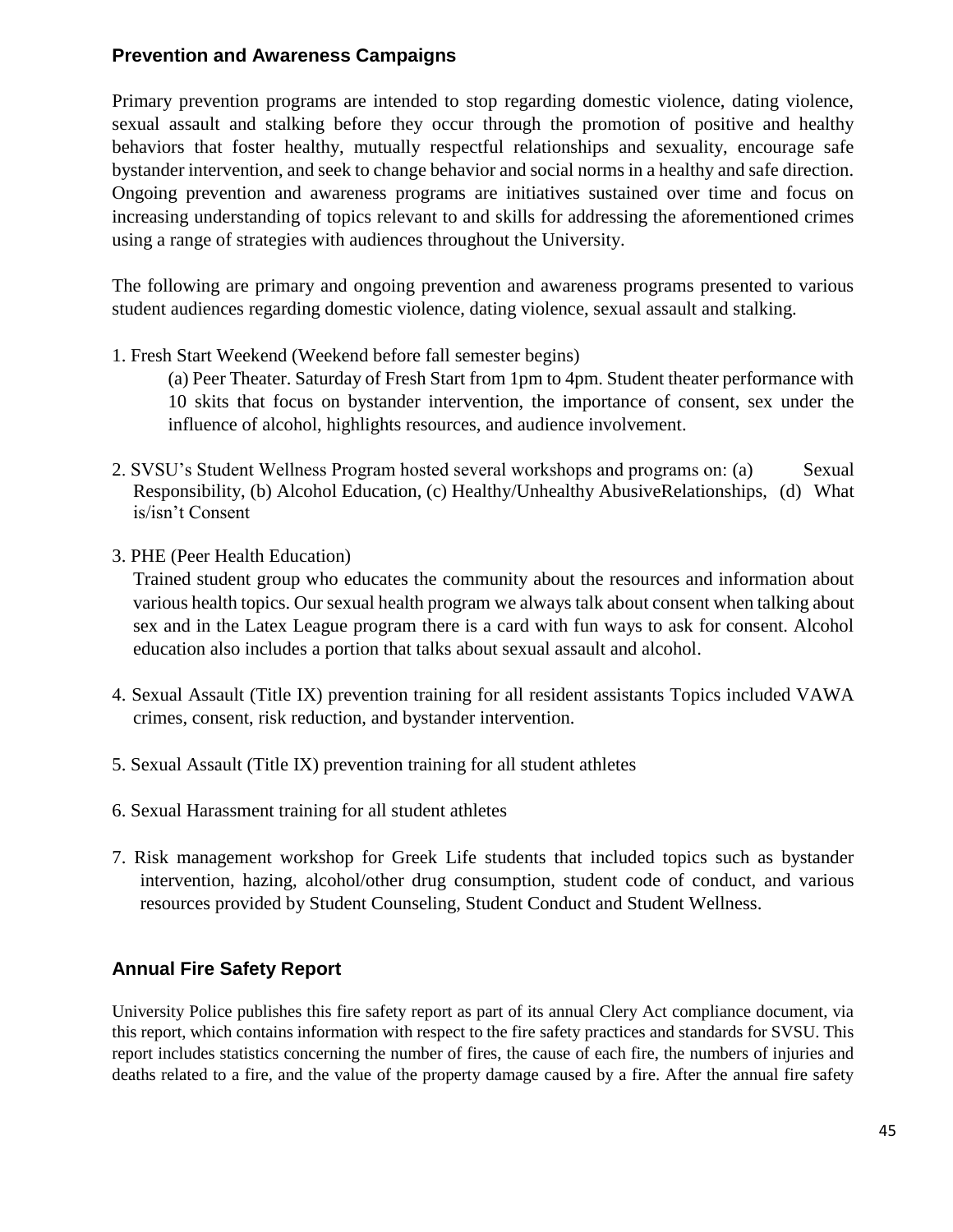## Prevention and Awareness Campaigns

Primary prevention programs are intended to stop regarding domestic violence, dating violence, sexual assault and stalking before they occur through the promotion of positive and healthy behaviors that foster healthy, mutually respectful relationships and sexuality, encourage safe bystander intervention, and seek to change behavior and social norms in a healthy and safe direction. Ongoing prevention and awareness programs are initiatives sustained over time and focus on increasing understanding of topics relevant to and skills for addressing the aforementioned crimes using a range of strategies with audiences throughout the University.

The following are primary and ongoing prevention and awareness programs presented to various student audiences regarding domestic violence, dating violence, sexual assault and stalking.

1. Fresh Start Weekend (Weekend before fall semester begins)

   (a) Peer Theater. Saturday of Fresh Start from 1pm to 4pm. Student theater performance with 10 skits that focus on bystander intervention, the importance of consent, sex under the influence of alcohol, highlights resources, and audience involvement.

2. SVSU's Student Wellness Program hosted several workshops and programs on: (a) Sexual Responsibility, (b) Alcohol Education, (c) Healthy/Unhealthy AbusiveRelationships, (d) What is/isn't Consent

3. PHE (Peer Health Education)

   Trained student group who educates the community about the resources and information about various health topics. Our sexual health program we always talk about consent when talking about sex and in the Latex League program there is a card with fun ways to ask for consent. Alcohol education also includes a portion that talks about sexual assault and alcohol.

4. Sexual Assault (Title IX) prevention training for all resident assistants Topics included VAWA crimes, consent, risk reduction, and bystander intervention.

5. Sexual Assault (Title IX) prevention training for all student athletes

6. Sexual Harassment training for all student athletes

7. Risk management workshop for Greek Life students that included topics such as bystander intervention, hazing, alcohol/other drug consumption, student code of conduct, and various resources provided by Student Counseling, Student Conduct and Student Wellness.

## Annual Fire Safety Report

University Police publishes this fire safety report as part of its annual Clery Act compliance document, via this report, which contains information with respect to the fire safety practices and standards for SVSU. This report includes statistics concerning the number of fires, the cause of each fire, the numbers of injuries and deaths related to a fire, and the value of the property damage caused by a fire. After the annual fire safety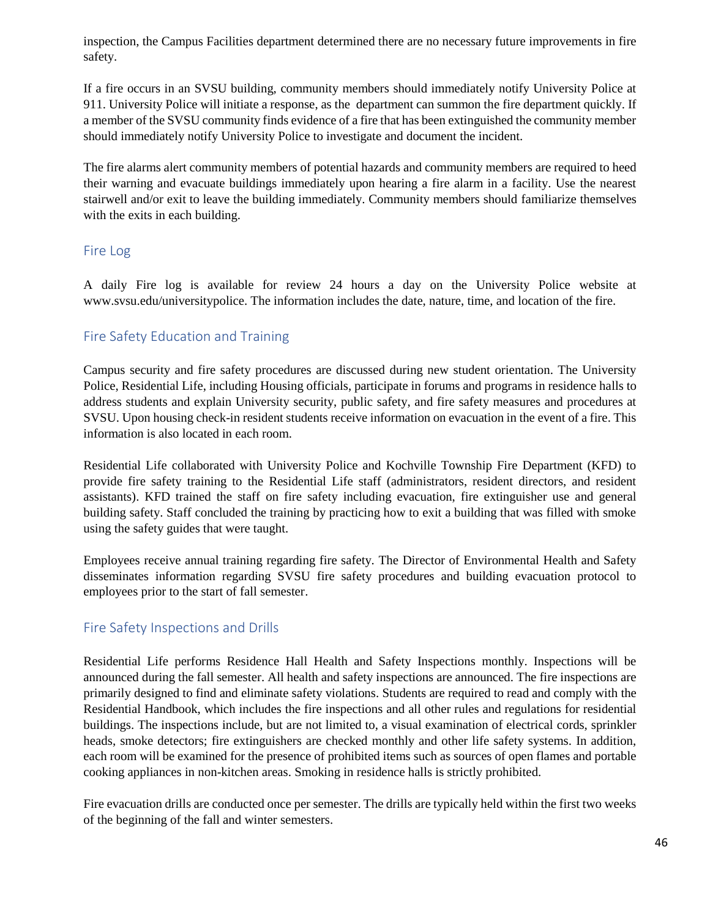inspection, the Campus Facilities department determined there are no necessary future improvements in fire safety.

If a fire occurs in an SVSU building, community members should immediately notify University Police at 911. University Police will initiate a response, as the department can summon the fire department quickly. If a member of the SVSU community finds evidence of a fire that has been extinguished the community member should immediately notify University Police to investigate and document the incident.

The fire alarms alert community members of potential hazards and community members are required to heed their warning and evacuate buildings immediately upon hearing a fire alarm in a facility. Use the nearest stairwell and/or exit to leave the building immediately. Community members should familiarize themselves with the exits in each building.

## Fire Log

A daily Fire log is available for review 24 hours a day on the University Police website at www.svsu.edu/universitypolice. The information includes the date, nature, time, and location of the fire.

## Fire Safety Education and Training

Campus security and fire safety procedures are discussed during new student orientation. The University Police, Residential Life, including Housing officials, participate in forums and programs in residence halls to address students and explain University security, public safety, and fire safety measures and procedures at SVSU. Upon housing check-in resident students receive information on evacuation in the event of a fire. This information is also located in each room.

Residential Life collaborated with University Police and Kochville Township Fire Department (KFD) to provide fire safety training to the Residential Life staff (administrators, resident directors, and resident assistants). KFD trained the staff on fire safety including evacuation, fire extinguisher use and general building safety. Staff concluded the training by practicing how to exit a building that was filled with smoke using the safety guides that were taught.

Employees receive annual training regarding fire safety. The Director of Environmental Health and Safety disseminates information regarding SVSU fire safety procedures and building evacuation protocol to employees prior to the start of fall semester.

## Fire Safety Inspections and Drills

Residential Life performs Residence Hall Health and Safety Inspections monthly. Inspections will be announced during the fall semester. All health and safety inspections are announced. The fire inspections are primarily designed to find and eliminate safety violations. Students are required to read and comply with the Residential Handbook, which includes the fire inspections and all other rules and regulations for residential buildings. The inspections include, but are not limited to, a visual examination of electrical cords, sprinkler heads, smoke detectors; fire extinguishers are checked monthly and other life safety systems. In addition, each room will be examined for the presence of prohibited items such as sources of open flames and portable cooking appliances in non-kitchen areas. Smoking in residence halls is strictly prohibited.

Fire evacuation drills are conducted once per semester. The drills are typically held within the first two weeks of the beginning of the fall and winter semesters.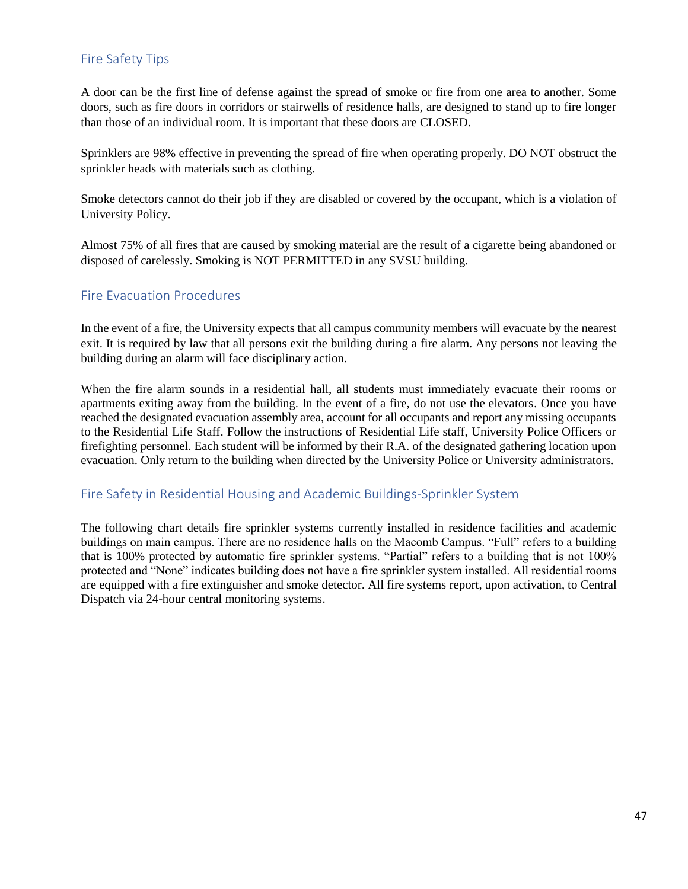## Fire Safety Tips

A door can be the first line of defense against the spread of smoke or fire from one area to another. Some doors, such as fire doors in corridors or stairwells of residence halls, are designed to stand up to fire longer than those of an individual room. It is important that these doors are CLOSED.

Sprinklers are 98% effective in preventing the spread of fire when operating properly. DO NOT obstruct the sprinkler heads with materials such as clothing.

Smoke detectors cannot do their job if they are disabled or covered by the occupant, which is a violation of University Policy.

Almost 75% of all fires that are caused by smoking material are the result of a cigarette being abandoned or disposed of carelessly. Smoking is NOT PERMITTED in any SVSU building.

## Fire Evacuation Procedures

In the event of a fire, the University expects that all campus community members will evacuate by the nearest exit. It is required by law that all persons exit the building during a fire alarm. Any persons not leaving the building during an alarm will face disciplinary action.

When the fire alarm sounds in a residential hall, all students must immediately evacuate their rooms or apartments exiting away from the building. In the event of a fire, do not use the elevators. Once you have reached the designated evacuation assembly area, account for all occupants and report any missing occupants to the Residential Life Staff. Follow the instructions of Residential Life staff, University Police Officers or firefighting personnel. Each student will be informed by their R.A. of the designated gathering location upon evacuation. Only return to the building when directed by the University Police or University administrators.

## Fire Safety in Residential Housing and Academic Buildings-Sprinkler System

The following chart details fire sprinkler systems currently installed in residence facilities and academic buildings on main campus. There are no residence halls on the Macomb Campus. "Full" refers to a building that is 100% protected by automatic fire sprinkler systems. "Partial" refers to a building that is not 100% protected and "None" indicates building does not have a fire sprinkler system installed. All residential rooms are equipped with a fire extinguisher and smoke detector. All fire systems report, upon activation, to Central Dispatch via 24-hour central monitoring systems.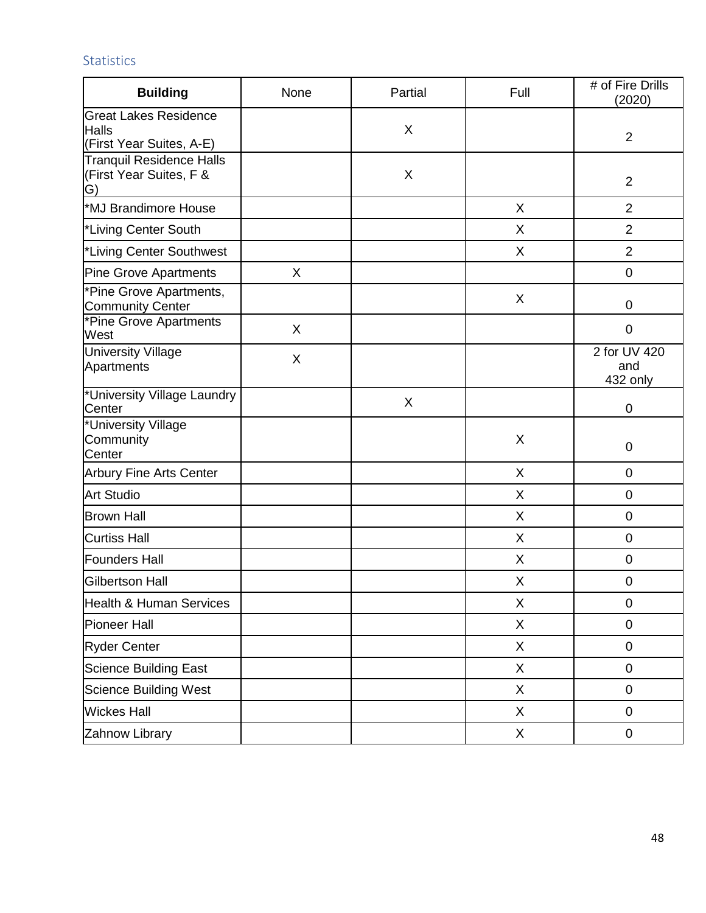## Statistics

| Building | None | Partial | Full | # of Fire Drills (2020) |
| --- | --- | --- | --- | --- |
| Great Lakes Residence Halls (First Year Suites, A-E) | | X | | 2 |
| Tranquil Residence Halls (First Year Suites, F & G) | | X | | 2 |
| *MJ Brandimore House | | | X | 2 |
| *Living Center South | | | X | 2 |
| *Living Center Southwest | | | X | 2 |
| Pine Grove Apartments | X | | | 0 |
| *Pine Grove Apartments, Community Center | | | X | 0 |
| *Pine Grove Apartments West | X | | | 0 |
| University Village Apartments | X | | | 2 for UV 420 and 432 only |
| *University Village Laundry Center | | X | | 0 |
| *University Village Community Center | | | X | 0 |
| Arbury Fine Arts Center | | | X | 0 |
| Art Studio | | | X | 0 |
| Brown Hall | | | X | 0 |
| Curtiss Hall | | | X | 0 |
| Founders Hall | | | X | 0 |
| Gilbertson Hall | | | X | 0 |
| Health & Human Services | | | X | 0 |
| Pioneer Hall | | | X | 0 |
| Ryder Center | | | X | 0 |
| Science Building East | | | X | 0 |
| Science Building West | | | X | 0 |
| Wickes Hall | | | X | 0 |
| Zahnow Library | | | X | 0 |